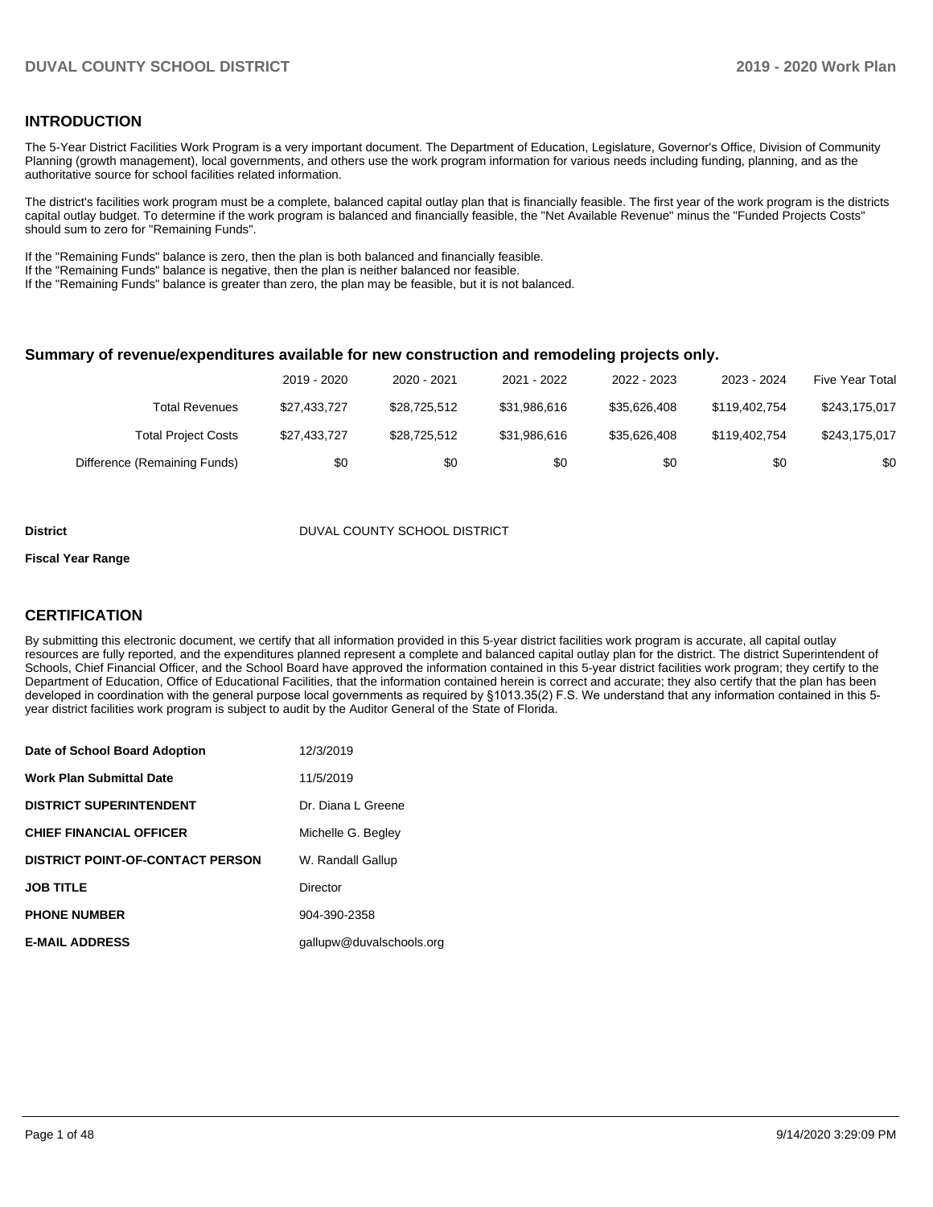## INTRODUCTION

The 5-Year District Facilities Work Program is a very important document. The Department of Education, Legislature, Governor's Office, Division of Community Planning (growth management), local governments, and others use the work program information for various needs including funding, planning, and as the authoritative source for school facilities related information.

The district's facilities work program must be a complete, balanced capital outlay plan that is financially feasible. The first year of the work program is the districts capital outlay budget. To determine if the work program is balanced and financially feasible, the "Net Available Revenue" minus the "Funded Projects Costs" should sum to zero for "Remaining Funds".

If the "Remaining Funds" balance is zero, then the plan is both balanced and financially feasible.
If the "Remaining Funds" balance is negative, then the plan is neither balanced nor feasible.
If the "Remaining Funds" balance is greater than zero, the plan may be feasible, but it is not balanced.

### Summary of revenue/expenditures available for new construction and remodeling projects only.

| | 2019 - 2020 | 2020 - 2021 | 2021 - 2022 | 2022 - 2023 | 2023 - 2024 | Five Year Total |
|---|---|---|---|---|---|---|
| Total Revenues | $27,433,727 | $28,725,512 | $31,986,616 | $35,626,408 | $119,402,754 | $243,175,017 |
| Total Project Costs | $27,433,727 | $28,725,512 | $31,986,616 | $35,626,408 | $119,402,754 | $243,175,017 |
| Difference (Remaining Funds) | $0 | $0 | $0 | $0 | $0 | $0 |

**District** DUVAL COUNTY SCHOOL DISTRICT

**Fiscal Year Range**

## CERTIFICATION

By submitting this electronic document, we certify that all information provided in this 5-year district facilities work program is accurate, all capital outlay resources are fully reported, and the expenditures planned represent a complete and balanced capital outlay plan for the district. The district Superintendent of Schools, Chief Financial Officer, and the School Board have approved the information contained in this 5-year district facilities work program; they certify to the Department of Education, Office of Educational Facilities, that the information contained herein is correct and accurate; they also certify that the plan has been developed in coordination with the general purpose local governments as required by §1013.35(2) F.S. We understand that any information contained in this 5-year district facilities work program is subject to audit by the Auditor General of the State of Florida.

| | |
|---|---|
| **Date of School Board Adoption** | 12/3/2019 |
| **Work Plan Submittal Date** | 11/5/2019 |
| **DISTRICT SUPERINTENDENT** | Dr. Diana L Greene |
| **CHIEF FINANCIAL OFFICER** | Michelle G. Begley |
| **DISTRICT POINT-OF-CONTACT PERSON** | W. Randall Gallup |
| **JOB TITLE** | Director |
| **PHONE NUMBER** | 904-390-2358 |
| **E-MAIL ADDRESS** | gallupw@duvalschools.org |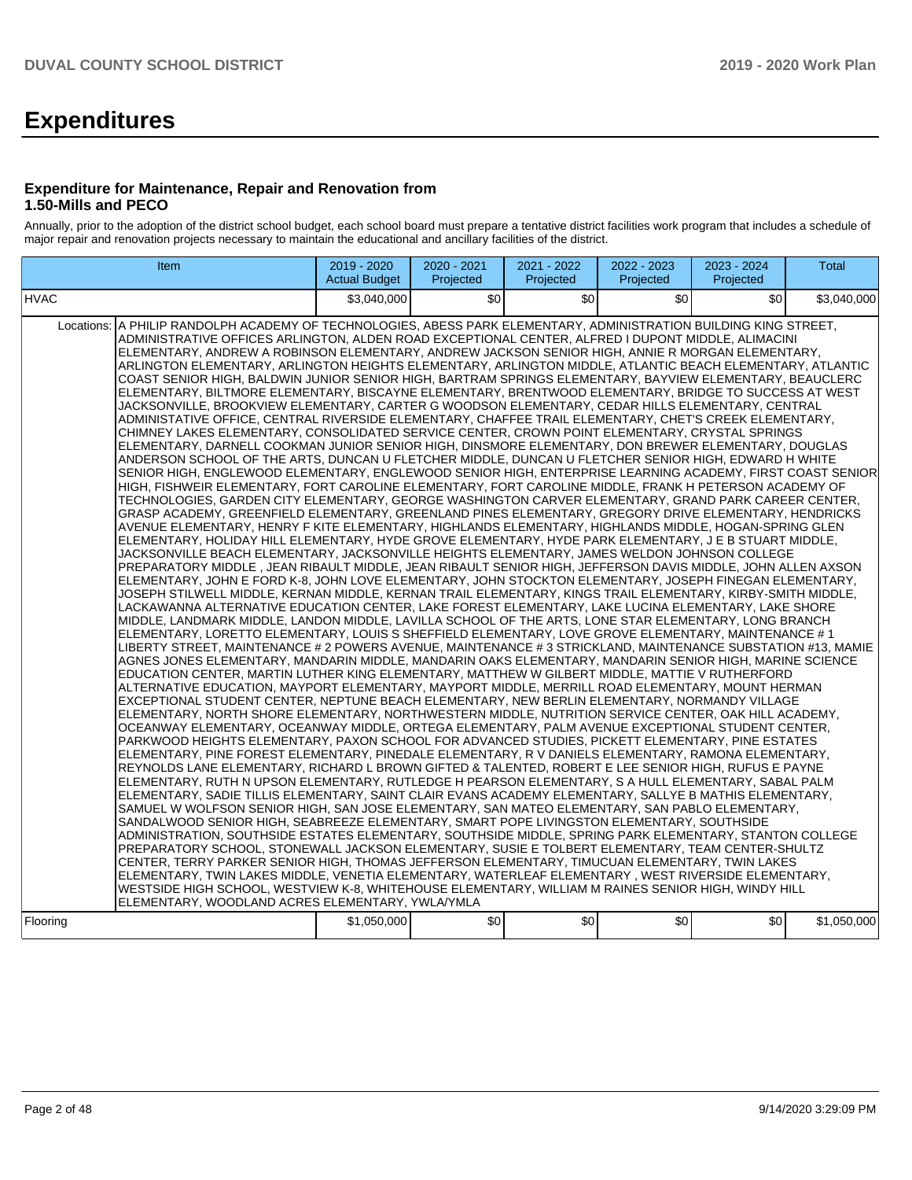# Expenditures

### Expenditure for Maintenance, Repair and Renovation from 1.50-Mills and PECO

Annually, prior to the adoption of the district school budget, each school board must prepare a tentative district facilities work program that includes a schedule of major repair and renovation projects necessary to maintain the educational and ancillary facilities of the district.

| Item | | 2019 - 2020 Actual Budget | 2020 - 2021 Projected | 2021 - 2022 Projected | 2022 - 2023 Projected | 2023 - 2024 Projected | Total |
|---|---|---|---|---|---|---|---|
| HVAC | | $3,040,000 | $0 | $0 | $0 | $0 | $3,040,000 |
| Locations: | A PHILIP RANDOLPH ACADEMY OF TECHNOLOGIES, ABESS PARK ELEMENTARY, ADMINISTRATION BUILDING KING STREET, ADMINISTRATIVE OFFICES ARLINGTON, ALDEN ROAD EXCEPTIONAL CENTER, ALFRED I DUPONT MIDDLE, ALIMACINI ELEMENTARY, ANDREW A ROBINSON ELEMENTARY, ANDREW JACKSON SENIOR HIGH, ANNIE R MORGAN ELEMENTARY, ARLINGTON ELEMENTARY, ARLINGTON HEIGHTS ELEMENTARY, ARLINGTON MIDDLE, ATLANTIC BEACH ELEMENTARY, ATLANTIC COAST SENIOR HIGH, BALDWIN JUNIOR SENIOR HIGH, BARTRAM SPRINGS ELEMENTARY, BAYVIEW ELEMENTARY, BEAUCLERC ELEMENTARY, BILTMORE ELEMENTARY, BISCAYNE ELEMENTARY, BRENTWOOD ELEMENTARY, BRIDGE TO SUCCESS AT WEST JACKSONVILLE, BROOKVIEW ELEMENTARY, CARTER G WOODSON ELEMENTARY, CEDAR HILLS ELEMENTARY, CENTRAL ADMINISTATIVE OFFICE, CENTRAL RIVERSIDE ELEMENTARY, CHAFFEE TRAIL ELEMENTARY, CHET'S CREEK ELEMENTARY, CHIMNEY LAKES ELEMENTARY, CONSOLIDATED SERVICE CENTER, CROWN POINT ELEMENTARY, CRYSTAL SPRINGS ELEMENTARY, DARNELL COOKMAN JUNIOR SENIOR HIGH, DINSMORE ELEMENTARY, DON BREWER ELEMENTARY, DOUGLAS ANDERSON SCHOOL OF THE ARTS, DUNCAN U FLETCHER MIDDLE, DUNCAN U FLETCHER SENIOR HIGH, EDWARD H WHITE SENIOR HIGH, ENGLEWOOD ELEMENTARY, ENGLEWOOD SENIOR HIGH, ENTERPRISE LEARNING ACADEMY, FIRST COAST SENIOR HIGH, FISHWEIR ELEMENTARY, FORT CAROLINE ELEMENTARY, FORT CAROLINE MIDDLE, FRANK H PETERSON ACADEMY OF TECHNOLOGIES, GARDEN CITY ELEMENTARY, GEORGE WASHINGTON CARVER ELEMENTARY, GRAND PARK CAREER CENTER, GRASP ACADEMY, GREENFIELD ELEMENTARY, GREENLAND PINES ELEMENTARY, GREGORY DRIVE ELEMENTARY, HENDRICKS AVENUE ELEMENTARY, HENRY F KITE ELEMENTARY, HIGHLANDS ELEMENTARY, HIGHLANDS MIDDLE, HOGAN-SPRING GLEN ELEMENTARY, HOLIDAY HILL ELEMENTARY, HYDE GROVE ELEMENTARY, HYDE PARK ELEMENTARY, J E B STUART MIDDLE, JACKSONVILLE BEACH ELEMENTARY, JACKSONVILLE HEIGHTS ELEMENTARY, JAMES WELDON JOHNSON COLLEGE PREPARATORY MIDDLE , JEAN RIBAULT MIDDLE, JEAN RIBAULT SENIOR HIGH, JEFFERSON DAVIS MIDDLE, JOHN ALLEN AXSON ELEMENTARY, JOHN E FORD K-8, JOHN LOVE ELEMENTARY, JOHN STOCKTON ELEMENTARY, JOSEPH FINEGAN ELEMENTARY, JOSEPH STILWELL MIDDLE, KERNAN MIDDLE, KERNAN TRAIL ELEMENTARY, KINGS TRAIL ELEMENTARY, KIRBY-SMITH MIDDLE, LACKAWANNA ALTERNATIVE EDUCATION CENTER, LAKE FOREST ELEMENTARY, LAKE LUCINA ELEMENTARY, LAKE SHORE MIDDLE, LANDMARK MIDDLE, LANDON MIDDLE, LAVILLA SCHOOL OF THE ARTS, LONE STAR ELEMENTARY, LONG BRANCH ELEMENTARY, LORETTO ELEMENTARY, LOUIS S SHEFFIELD ELEMENTARY, LOVE GROVE ELEMENTARY, MAINTENANCE # 1 LIBERTY STREET, MAINTENANCE # 2 POWERS AVENUE, MAINTENANCE # 3 STRICKLAND, MAINTENANCE SUBSTATION #13, MAMIE AGNES JONES ELEMENTARY, MANDARIN MIDDLE, MANDARIN OAKS ELEMENTARY, MANDARIN SENIOR HIGH, MARINE SCIENCE EDUCATION CENTER, MARTIN LUTHER KING ELEMENTARY, MATTHEW W GILBERT MIDDLE, MATTIE V RUTHERFORD ALTERNATIVE EDUCATION, MAYPORT ELEMENTARY, MAYPORT MIDDLE, MERRILL ROAD ELEMENTARY, MOUNT HERMAN EXCEPTIONAL STUDENT CENTER, NEPTUNE BEACH ELEMENTARY, NEW BERLIN ELEMENTARY, NORMANDY VILLAGE ELEMENTARY, NORTH SHORE ELEMENTARY, NORTHWESTERN MIDDLE, NUTRITION SERVICE CENTER, OAK HILL ACADEMY, OCEANWAY ELEMENTARY, OCEANWAY MIDDLE, ORTEGA ELEMENTARY, PALM AVENUE EXCEPTIONAL STUDENT CENTER, PARKWOOD HEIGHTS ELEMENTARY, PAXON SCHOOL FOR ADVANCED STUDIES, PICKETT ELEMENTARY, PINE ESTATES ELEMENTARY, PINE FOREST ELEMENTARY, PINEDALE ELEMENTARY, R V DANIELS ELEMENTARY, RAMONA ELEMENTARY, REYNOLDS LANE ELEMENTARY, RICHARD L BROWN GIFTED & TALENTED, ROBERT E LEE SENIOR HIGH, RUFUS E PAYNE ELEMENTARY, RUTH N UPSON ELEMENTARY, RUTLEDGE H PEARSON ELEMENTARY, S A HULL ELEMENTARY, SABAL PALM ELEMENTARY, SADIE TILLIS ELEMENTARY, SAINT CLAIR EVANS ACADEMY ELEMENTARY, SALLYE B MATHIS ELEMENTARY, SAMUEL W WOLFSON SENIOR HIGH, SAN JOSE ELEMENTARY, SAN MATEO ELEMENTARY, SAN PABLO ELEMENTARY, SANDALWOOD SENIOR HIGH, SEABREEZE ELEMENTARY, SMART POPE LIVINGSTON ELEMENTARY, SOUTHSIDE ADMINISTRATION, SOUTHSIDE ESTATES ELEMENTARY, SOUTHSIDE MIDDLE, SPRING PARK ELEMENTARY, STANTON COLLEGE PREPARATORY SCHOOL, STONEWALL JACKSON ELEMENTARY, SUSIE E TOLBERT ELEMENTARY, TEAM CENTER-SHULTZ CENTER, TERRY PARKER SENIOR HIGH, THOMAS JEFFERSON ELEMENTARY, TIMUCUAN ELEMENTARY, TWIN LAKES ELEMENTARY, TWIN LAKES MIDDLE, VENETIA ELEMENTARY, WATERLEAF ELEMENTARY , WEST RIVERSIDE ELEMENTARY, WESTSIDE HIGH SCHOOL, WESTVIEW K-8, WHITEHOUSE ELEMENTARY, WILLIAM M RAINES SENIOR HIGH, WINDY HILL ELEMENTARY, WOODLAND ACRES ELEMENTARY, YWLA/YMLA | | | | | | |
| Flooring | | $1,050,000 | $0 | $0 | $0 | $0 | $1,050,000 |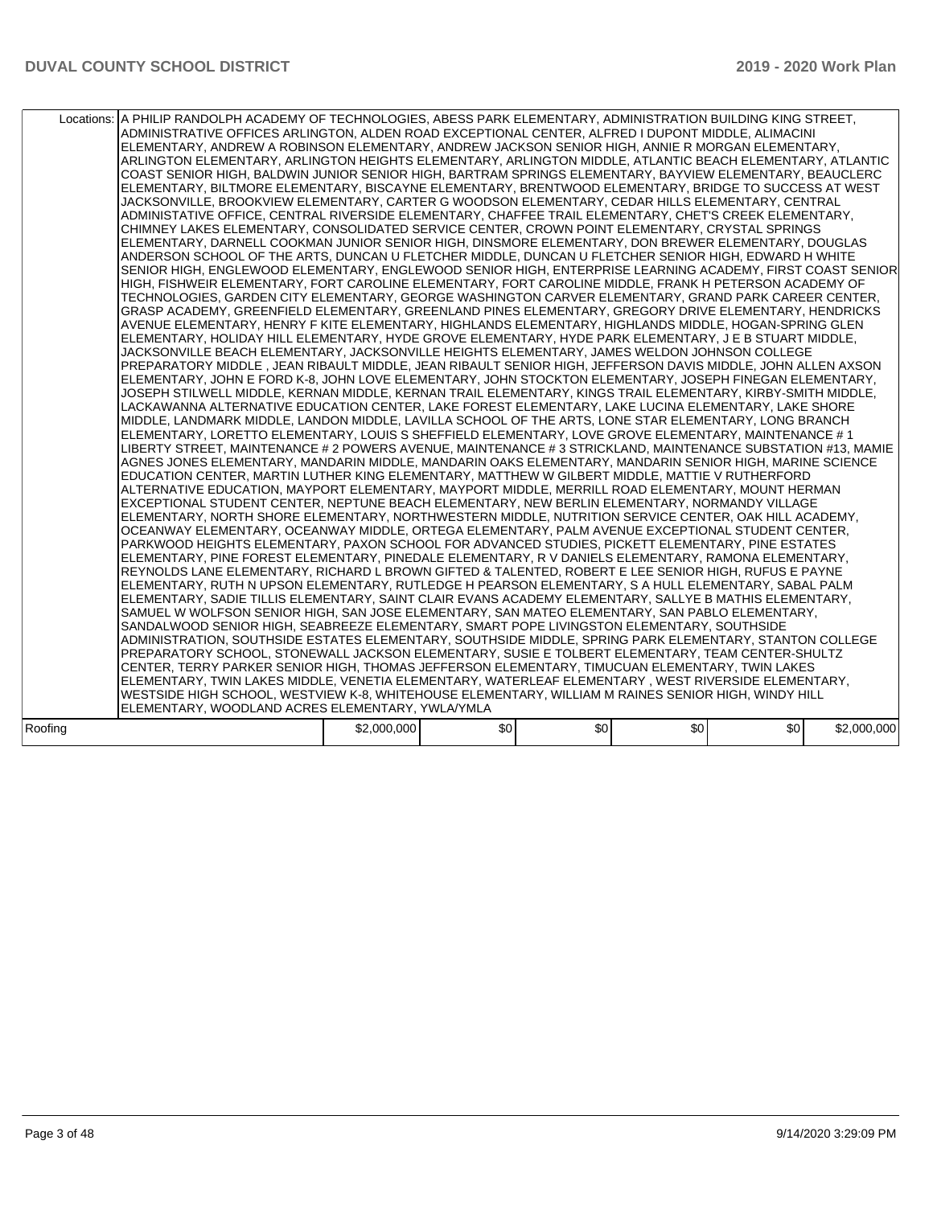| | | | | | | |
|---|---|---|---|---|---|---|
| Locations: | A PHILIP RANDOLPH ACADEMY OF TECHNOLOGIES, ABESS PARK ELEMENTARY, ADMINISTRATION BUILDING KING STREET, ADMINISTRATIVE OFFICES ARLINGTON, ALDEN ROAD EXCEPTIONAL CENTER, ALFRED I DUPONT MIDDLE, ALIMACINI ELEMENTARY, ANDREW A ROBINSON ELEMENTARY, ANDREW JACKSON SENIOR HIGH, ANNIE R MORGAN ELEMENTARY, ARLINGTON ELEMENTARY, ARLINGTON HEIGHTS ELEMENTARY, ARLINGTON MIDDLE, ATLANTIC BEACH ELEMENTARY, ATLANTIC COAST SENIOR HIGH, BALDWIN JUNIOR SENIOR HIGH, BARTRAM SPRINGS ELEMENTARY, BAYVIEW ELEMENTARY, BEAUCLERC ELEMENTARY, BILTMORE ELEMENTARY, BISCAYNE ELEMENTARY, BRENTWOOD ELEMENTARY, BRIDGE TO SUCCESS AT WEST JACKSONVILLE, BROOKVIEW ELEMENTARY, CARTER G WOODSON ELEMENTARY, CEDAR HILLS ELEMENTARY, CENTRAL ADMINISTATIVE OFFICE, CENTRAL RIVERSIDE ELEMENTARY, CHAFFEE TRAIL ELEMENTARY, CHET'S CREEK ELEMENTARY, CHIMNEY LAKES ELEMENTARY, CONSOLIDATED SERVICE CENTER, CROWN POINT ELEMENTARY, CRYSTAL SPRINGS ELEMENTARY, DARNELL COOKMAN JUNIOR SENIOR HIGH, DINSMORE ELEMENTARY, DON BREWER ELEMENTARY, DOUGLAS ANDERSON SCHOOL OF THE ARTS, DUNCAN U FLETCHER MIDDLE, DUNCAN U FLETCHER SENIOR HIGH, EDWARD H WHITE SENIOR HIGH, ENGLEWOOD ELEMENTARY, ENGLEWOOD SENIOR HIGH, ENTERPRISE LEARNING ACADEMY, FIRST COAST SENIOR HIGH, FISHWEIR ELEMENTARY, FORT CAROLINE ELEMENTARY, FORT CAROLINE MIDDLE, FRANK H PETERSON ACADEMY OF TECHNOLOGIES, GARDEN CITY ELEMENTARY, GEORGE WASHINGTON CARVER ELEMENTARY, GRAND PARK CAREER CENTER, GRASP ACADEMY, GREENFIELD ELEMENTARY, GREENLAND PINES ELEMENTARY, GREGORY DRIVE ELEMENTARY, HENDRICKS AVENUE ELEMENTARY, HENRY F KITE ELEMENTARY, HIGHLANDS ELEMENTARY, HIGHLANDS MIDDLE, HOGAN-SPRING GLEN ELEMENTARY, HOLIDAY HILL ELEMENTARY, HYDE GROVE ELEMENTARY, HYDE PARK ELEMENTARY, J E B STUART MIDDLE, JACKSONVILLE BEACH ELEMENTARY, JACKSONVILLE HEIGHTS ELEMENTARY, JAMES WELDON JOHNSON COLLEGE PREPARATORY MIDDLE , JEAN RIBAULT MIDDLE, JEAN RIBAULT SENIOR HIGH, JEFFERSON DAVIS MIDDLE, JOHN ALLEN AXSON ELEMENTARY, JOHN E FORD K-8, JOHN LOVE ELEMENTARY, JOHN STOCKTON ELEMENTARY, JOSEPH FINEGAN ELEMENTARY, JOSEPH STILWELL MIDDLE, KERNAN MIDDLE, KERNAN TRAIL ELEMENTARY, KINGS TRAIL ELEMENTARY, KIRBY-SMITH MIDDLE, LACKAWANNA ALTERNATIVE EDUCATION CENTER, LAKE FOREST ELEMENTARY, LAKE LUCINA ELEMENTARY, LAKE SHORE MIDDLE, LANDMARK MIDDLE, LANDON MIDDLE, LAVILLA SCHOOL OF THE ARTS, LONE STAR ELEMENTARY, LONG BRANCH ELEMENTARY, LORETTO ELEMENTARY, LOUIS S SHEFFIELD ELEMENTARY, LOVE GROVE ELEMENTARY, MAINTENANCE # 1 LIBERTY STREET, MAINTENANCE # 2 POWERS AVENUE, MAINTENANCE # 3 STRICKLAND, MAINTENANCE SUBSTATION #13, MAMIE AGNES JONES ELEMENTARY, MANDARIN MIDDLE, MANDARIN OAKS ELEMENTARY, MANDARIN SENIOR HIGH, MARINE SCIENCE EDUCATION CENTER, MARTIN LUTHER KING ELEMENTARY, MATTHEW W GILBERT MIDDLE, MATTIE V RUTHERFORD ALTERNATIVE EDUCATION, MAYPORT ELEMENTARY, MAYPORT MIDDLE, MERRILL ROAD ELEMENTARY, MOUNT HERMAN EXCEPTIONAL STUDENT CENTER, NEPTUNE BEACH ELEMENTARY, NEW BERLIN ELEMENTARY, NORMANDY VILLAGE ELEMENTARY, NORTH SHORE ELEMENTARY, NORTHWESTERN MIDDLE, NUTRITION SERVICE CENTER, OAK HILL ACADEMY, OCEANWAY ELEMENTARY, OCEANWAY MIDDLE, ORTEGA ELEMENTARY, PALM AVENUE EXCEPTIONAL STUDENT CENTER, PARKWOOD HEIGHTS ELEMENTARY, PAXON SCHOOL FOR ADVANCED STUDIES, PICKETT ELEMENTARY, PINE ESTATES ELEMENTARY, PINE FOREST ELEMENTARY, PINEDALE ELEMENTARY, R V DANIELS ELEMENTARY, RAMONA ELEMENTARY, REYNOLDS LANE ELEMENTARY, RICHARD L BROWN GIFTED & TALENTED, ROBERT E LEE SENIOR HIGH, RUFUS E PAYNE ELEMENTARY, RUTH N UPSON ELEMENTARY, RUTLEDGE H PEARSON ELEMENTARY, S A HULL ELEMENTARY, SABAL PALM ELEMENTARY, SADIE TILLIS ELEMENTARY, SAINT CLAIR EVANS ACADEMY ELEMENTARY, SALLYE B MATHIS ELEMENTARY, SAMUEL W WOLFSON SENIOR HIGH, SAN JOSE ELEMENTARY, SAN MATEO ELEMENTARY, SAN PABLO ELEMENTARY, SANDALWOOD SENIOR HIGH, SEABREEZE ELEMENTARY, SMART POPE LIVINGSTON ELEMENTARY, SOUTHSIDE ADMINISTRATION, SOUTHSIDE ESTATES ELEMENTARY, SOUTHSIDE MIDDLE, SPRING PARK ELEMENTARY, STANTON COLLEGE PREPARATORY SCHOOL, STONEWALL JACKSON ELEMENTARY, SUSIE E TOLBERT ELEMENTARY, TEAM CENTER-SHULTZ CENTER, TERRY PARKER SENIOR HIGH, THOMAS JEFFERSON ELEMENTARY, TIMUCUAN ELEMENTARY, TWIN LAKES ELEMENTARY, TWIN LAKES MIDDLE, VENETIA ELEMENTARY, WATERLEAF ELEMENTARY , WEST RIVERSIDE ELEMENTARY, WESTSIDE HIGH SCHOOL, WESTVIEW K-8, WHITEHOUSE ELEMENTARY, WILLIAM M RAINES SENIOR HIGH, WINDY HILL ELEMENTARY, WOODLAND ACRES ELEMENTARY, YWLA/YMLA | | | | | |
| Roofing | $2,000,000 | $0 | $0 | $0 | $0 | $2,000,000 |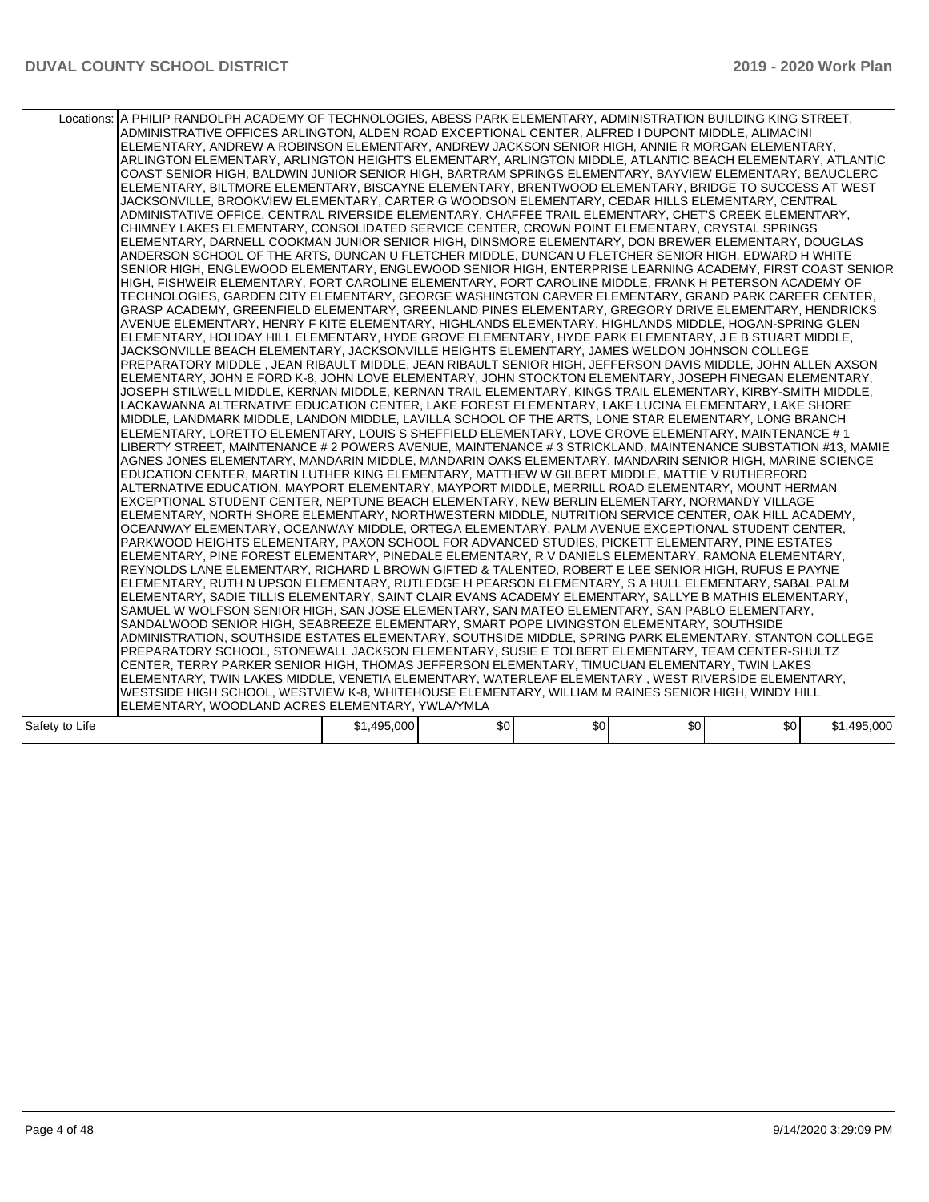| | | | | | | |
|---|---|---|---|---|---|---|
| Locations: | A PHILIP RANDOLPH ACADEMY OF TECHNOLOGIES, ABESS PARK ELEMENTARY, ADMINISTRATION BUILDING KING STREET, ADMINISTRATIVE OFFICES ARLINGTON, ALDEN ROAD EXCEPTIONAL CENTER, ALFRED I DUPONT MIDDLE, ALIMACINI ELEMENTARY, ANDREW A ROBINSON ELEMENTARY, ANDREW JACKSON SENIOR HIGH, ANNIE R MORGAN ELEMENTARY, ARLINGTON ELEMENTARY, ARLINGTON HEIGHTS ELEMENTARY, ARLINGTON MIDDLE, ATLANTIC BEACH ELEMENTARY, ATLANTIC COAST SENIOR HIGH, BALDWIN JUNIOR SENIOR HIGH, BARTRAM SPRINGS ELEMENTARY, BAYVIEW ELEMENTARY, BEAUCLERC ELEMENTARY, BILTMORE ELEMENTARY, BISCAYNE ELEMENTARY, BRENTWOOD ELEMENTARY, BRIDGE TO SUCCESS AT WEST JACKSONVILLE, BROOKVIEW ELEMENTARY, CARTER G WOODSON ELEMENTARY, CEDAR HILLS ELEMENTARY, CENTRAL ADMINISTATIVE OFFICE, CENTRAL RIVERSIDE ELEMENTARY, CHAFFEE TRAIL ELEMENTARY, CHET'S CREEK ELEMENTARY, CHIMNEY LAKES ELEMENTARY, CONSOLIDATED SERVICE CENTER, CROWN POINT ELEMENTARY, CRYSTAL SPRINGS ELEMENTARY, DARNELL COOKMAN JUNIOR SENIOR HIGH, DINSMORE ELEMENTARY, DON BREWER ELEMENTARY, DOUGLAS ANDERSON SCHOOL OF THE ARTS, DUNCAN U FLETCHER MIDDLE, DUNCAN U FLETCHER SENIOR HIGH, EDWARD H WHITE SENIOR HIGH, ENGLEWOOD ELEMENTARY, ENGLEWOOD SENIOR HIGH, ENTERPRISE LEARNING ACADEMY, FIRST COAST SENIOR HIGH, FISHWEIR ELEMENTARY, FORT CAROLINE ELEMENTARY, FORT CAROLINE MIDDLE, FRANK H PETERSON ACADEMY OF TECHNOLOGIES, GARDEN CITY ELEMENTARY, GEORGE WASHINGTON CARVER ELEMENTARY, GRAND PARK CAREER CENTER, GRASP ACADEMY, GREENFIELD ELEMENTARY, GREENLAND PINES ELEMENTARY, GREGORY DRIVE ELEMENTARY, HENDRICKS AVENUE ELEMENTARY, HENRY F KITE ELEMENTARY, HIGHLANDS ELEMENTARY, HIGHLANDS MIDDLE, HOGAN-SPRING GLEN ELEMENTARY, HOLIDAY HILL ELEMENTARY, HYDE GROVE ELEMENTARY, HYDE PARK ELEMENTARY, J E B STUART MIDDLE, JACKSONVILLE BEACH ELEMENTARY, JACKSONVILLE HEIGHTS ELEMENTARY, JAMES WELDON JOHNSON COLLEGE PREPARATORY MIDDLE , JEAN RIBAULT MIDDLE, JEAN RIBAULT SENIOR HIGH, JEFFERSON DAVIS MIDDLE, JOHN ALLEN AXSON ELEMENTARY, JOHN E FORD K-8, JOHN LOVE ELEMENTARY, JOHN STOCKTON ELEMENTARY, JOSEPH FINEGAN ELEMENTARY, JOSEPH STILWELL MIDDLE, KERNAN MIDDLE, KERNAN TRAIL ELEMENTARY, KINGS TRAIL ELEMENTARY, KIRBY-SMITH MIDDLE, LACKAWANNA ALTERNATIVE EDUCATION CENTER, LAKE FOREST ELEMENTARY, LAKE LUCINA ELEMENTARY, LAKE SHORE MIDDLE, LANDMARK MIDDLE, LANDON MIDDLE, LAVILLA SCHOOL OF THE ARTS, LONE STAR ELEMENTARY, LONG BRANCH ELEMENTARY, LORETTO ELEMENTARY, LOUIS S SHEFFIELD ELEMENTARY, LOVE GROVE ELEMENTARY, MAINTENANCE # 1 LIBERTY STREET, MAINTENANCE # 2 POWERS AVENUE, MAINTENANCE # 3 STRICKLAND, MAINTENANCE SUBSTATION #13, MAMIE AGNES JONES ELEMENTARY, MANDARIN MIDDLE, MANDARIN OAKS ELEMENTARY, MANDARIN SENIOR HIGH, MARINE SCIENCE EDUCATION CENTER, MARTIN LUTHER KING ELEMENTARY, MATTHEW W GILBERT MIDDLE, MATTIE V RUTHERFORD ALTERNATIVE EDUCATION, MAYPORT ELEMENTARY, MAYPORT MIDDLE, MERRILL ROAD ELEMENTARY, MOUNT HERMAN EXCEPTIONAL STUDENT CENTER, NEPTUNE BEACH ELEMENTARY, NEW BERLIN ELEMENTARY, NORMANDY VILLAGE ELEMENTARY, NORTH SHORE ELEMENTARY, NORTHWESTERN MIDDLE, NUTRITION SERVICE CENTER, OAK HILL ACADEMY, OCEANWAY ELEMENTARY, OCEANWAY MIDDLE, ORTEGA ELEMENTARY, PALM AVENUE EXCEPTIONAL STUDENT CENTER, PARKWOOD HEIGHTS ELEMENTARY, PAXON SCHOOL FOR ADVANCED STUDIES, PICKETT ELEMENTARY, PINE ESTATES ELEMENTARY, PINE FOREST ELEMENTARY, PINEDALE ELEMENTARY, R V DANIELS ELEMENTARY, RAMONA ELEMENTARY, REYNOLDS LANE ELEMENTARY , RICHARD L BROWN GIFTED & TALENTED, ROBERT E LEE SENIOR HIGH, RUFUS E PAYNE ELEMENTARY, RUTH N UPSON ELEMENTARY, RUTLEDGE H PEARSON ELEMENTARY, S A HULL ELEMENTARY, SABAL PALM ELEMENTARY, SADIE TILLIS ELEMENTARY, SAINT CLAIR EVANS ACADEMY ELEMENTARY, SALLYE B MATHIS ELEMENTARY, SAMUEL W WOLFSON SENIOR HIGH, SAN JOSE ELEMENTARY, SAN MATEO ELEMENTARY, SAN PABLO ELEMENTARY, SANDALWOOD SENIOR HIGH, SEABREEZE ELEMENTARY, SMART POPE LIVINGSTON ELEMENTARY, SOUTHSIDE ADMINISTRATION, SOUTHSIDE ESTATES ELEMENTARY, SOUTHSIDE MIDDLE, SPRING PARK ELEMENTARY, STANTON COLLEGE PREPARATORY SCHOOL, STONEWALL JACKSON ELEMENTARY, SUSIE E TOLBERT ELEMENTARY, TEAM CENTER-SHULTZ CENTER, TERRY PARKER SENIOR HIGH, THOMAS JEFFERSON ELEMENTARY, TIMUCUAN ELEMENTARY, TWIN LAKES ELEMENTARY, TWIN LAKES MIDDLE, VENETIA ELEMENTARY, WATERLEAF ELEMENTARY , WEST RIVERSIDE ELEMENTARY, WESTSIDE HIGH SCHOOL, WESTVIEW K-8, WHITEHOUSE ELEMENTARY, WILLIAM M RAINES SENIOR HIGH, WINDY HILL ELEMENTARY, WOODLAND ACRES ELEMENTARY, YWLA/YMLA | | | | | |
| Safety to Life | | $1,495,000 | $0 | $0 | $0 | $0 | $1,495,000 |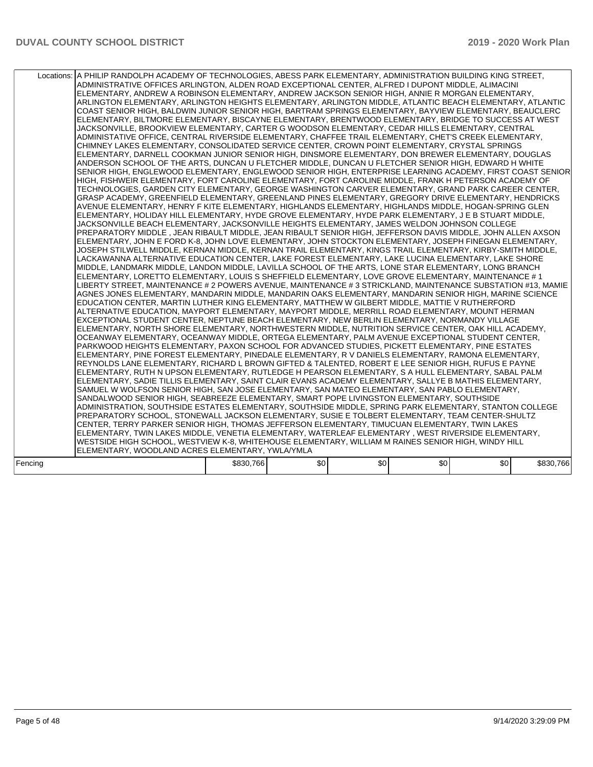| | | | | | | |
|---|---|---|---|---|---|---|
| Locations: | A PHILIP RANDOLPH ACADEMY OF TECHNOLOGIES, ABESS PARK ELEMENTARY, ADMINISTRATION BUILDING KING STREET, ADMINISTRATIVE OFFICES ARLINGTON, ALDEN ROAD EXCEPTIONAL CENTER, ALFRED I DUPONT MIDDLE, ALIMACINI ELEMENTARY, ANDREW A ROBINSON ELEMENTARY, ANDREW JACKSON SENIOR HIGH, ANNIE R MORGAN ELEMENTARY, ARLINGTON ELEMENTARY, ARLINGTON HEIGHTS ELEMENTARY, ARLINGTON MIDDLE, ATLANTIC BEACH ELEMENTARY, ATLANTIC COAST SENIOR HIGH, BALDWIN JUNIOR SENIOR HIGH, BARTRAM SPRINGS ELEMENTARY, BAYVIEW ELEMENTARY, BEAUCLERC ELEMENTARY, BILTMORE ELEMENTARY, BISCAYNE ELEMENTARY, BRENTWOOD ELEMENTARY, BRIDGE TO SUCCESS AT WEST JACKSONVILLE, BROOKVIEW ELEMENTARY, CARTER G WOODSON ELEMENTARY, CEDAR HILLS ELEMENTARY, CENTRAL ADMINISTATIVE OFFICE, CENTRAL RIVERSIDE ELEMENTARY, CHAFFEE TRAIL ELEMENTARY, CHET'S CREEK ELEMENTARY, CHIMNEY LAKES ELEMENTARY, CONSOLIDATED SERVICE CENTER, CROWN POINT ELEMENTARY, CRYSTAL SPRINGS ELEMENTARY, DARNELL COOKMAN JUNIOR SENIOR HIGH, DINSMORE ELEMENTARY, DON BREWER ELEMENTARY, DOUGLAS ANDERSON SCHOOL OF THE ARTS, DUNCAN U FLETCHER MIDDLE, DUNCAN U FLETCHER SENIOR HIGH, EDWARD H WHITE SENIOR HIGH, ENGLEWOOD ELEMENTARY, ENGLEWOOD SENIOR HIGH, ENTERPRISE LEARNING ACADEMY, FIRST COAST SENIOR HIGH, FISHWEIR ELEMENTARY, FORT CAROLINE ELEMENTARY, FORT CAROLINE MIDDLE, FRANK H PETERSON ACADEMY OF TECHNOLOGIES, GARDEN CITY ELEMENTARY, GEORGE WASHINGTON CARVER ELEMENTARY, GRAND PARK CAREER CENTER, GRASP ACADEMY, GREENFIELD ELEMENTARY, GREENLAND PINES ELEMENTARY, GREGORY DRIVE ELEMENTARY, HENDRICKS AVENUE ELEMENTARY, HENRY F KITE ELEMENTARY, HIGHLANDS ELEMENTARY, HIGHLANDS MIDDLE, HOGAN-SPRING GLEN ELEMENTARY, HOLIDAY HILL ELEMENTARY, HYDE GROVE ELEMENTARY, HYDE PARK ELEMENTARY, J E B STUART MIDDLE, JACKSONVILLE BEACH ELEMENTARY, JACKSONVILLE HEIGHTS ELEMENTARY, JAMES WELDON JOHNSON COLLEGE PREPARATORY MIDDLE , JEAN RIBAULT MIDDLE, JEAN RIBAULT SENIOR HIGH, JEFFERSON DAVIS MIDDLE, JOHN ALLEN AXSON ELEMENTARY, JOHN E FORD K-8, JOHN LOVE ELEMENTARY, JOHN STOCKTON ELEMENTARY, JOSEPH FINEGAN ELEMENTARY, JOSEPH STILWELL MIDDLE, KERNAN MIDDLE, KERNAN TRAIL ELEMENTARY, KINGS TRAIL ELEMENTARY, KIRBY-SMITH MIDDLE, LACKAWANNA ALTERNATIVE EDUCATION CENTER, LAKE FOREST ELEMENTARY, LAKE LUCINA ELEMENTARY, LAKE SHORE MIDDLE, LANDMARK MIDDLE, LANDON MIDDLE, LAVILLA SCHOOL OF THE ARTS, LONE STAR ELEMENTARY, LONG BRANCH ELEMENTARY, LORETTO ELEMENTARY, LOUIS S SHEFFIELD ELEMENTARY, LOVE GROVE ELEMENTARY, MAINTENANCE # 1 LIBERTY STREET, MAINTENANCE # 2 POWERS AVENUE, MAINTENANCE # 3 STRICKLAND, MAINTENANCE SUBSTATION #13, MAMIE AGNES JONES ELEMENTARY, MANDARIN MIDDLE, MANDARIN OAKS ELEMENTARY, MANDARIN SENIOR HIGH, MARINE SCIENCE EDUCATION CENTER, MARTIN LUTHER KING ELEMENTARY, MATTHEW W GILBERT MIDDLE, MATTIE V RUTHERFORD ALTERNATIVE EDUCATION, MAYPORT ELEMENTARY, MAYPORT MIDDLE, MERRILL ROAD ELEMENTARY, MOUNT HERMAN EXCEPTIONAL STUDENT CENTER, NEPTUNE BEACH ELEMENTARY, NEW BERLIN ELEMENTARY, NORMANDY VILLAGE ELEMENTARY, NORTH SHORE ELEMENTARY, NORTHWESTERN MIDDLE, NUTRITION SERVICE CENTER, OAK HILL ACADEMY, OCEANWAY ELEMENTARY, OCEANWAY MIDDLE, ORTEGA ELEMENTARY, PALM AVENUE EXCEPTIONAL STUDENT CENTER, PARKWOOD HEIGHTS ELEMENTARY, PAXON SCHOOL FOR ADVANCED STUDIES, PICKETT ELEMENTARY, PINE ESTATES ELEMENTARY, PINE FOREST ELEMENTARY, PINEDALE ELEMENTARY, R V DANIELS ELEMENTARY, RAMONA ELEMENTARY, REYNOLDS LANE ELEMENTARY, RICHARD L BROWN GIFTED & TALENTED, ROBERT E LEE SENIOR HIGH, RUFUS E PAYNE ELEMENTARY, RUTH N UPSON ELEMENTARY, RUTLEDGE H PEARSON ELEMENTARY, S A HULL ELEMENTARY, SABAL PALM ELEMENTARY, SADIE TILLIS ELEMENTARY, SAINT CLAIR EVANS ACADEMY ELEMENTARY, SALLYE B MATHIS ELEMENTARY, SAMUEL W WOLFSON SENIOR HIGH, SAN JOSE ELEMENTARY, SAN MATEO ELEMENTARY, SAN PABLO ELEMENTARY, SANDALWOOD SENIOR HIGH, SEABREEZE ELEMENTARY, SMART POPE LIVINGSTON ELEMENTARY, SOUTHSIDE ADMINISTRATION, SOUTHSIDE ESTATES ELEMENTARY, SOUTHSIDE MIDDLE, SPRING PARK ELEMENTARY, STANTON COLLEGE PREPARATORY SCHOOL, STONEWALL JACKSON ELEMENTARY, SUSIE E TOLBERT ELEMENTARY, TEAM CENTER-SHULTZ CENTER, TERRY PARKER SENIOR HIGH, THOMAS JEFFERSON ELEMENTARY, TIMUCUAN ELEMENTARY, TWIN LAKES ELEMENTARY, TWIN LAKES MIDDLE, VENETIA ELEMENTARY, WATERLEAF ELEMENTARY , WEST RIVERSIDE ELEMENTARY, WESTSIDE HIGH SCHOOL, WESTVIEW K-8, WHITEHOUSE ELEMENTARY, WILLIAM M RAINES SENIOR HIGH, WINDY HILL ELEMENTARY, WOODLAND ACRES ELEMENTARY, YWLA/YMLA | | | | | |
| Fencing | | $830,766 | $0 | $0 | $0 | $0 | $830,766 |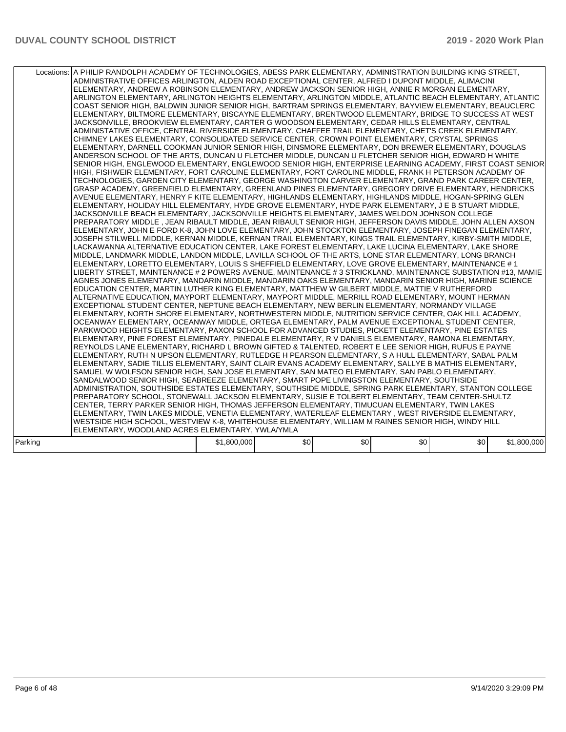| | | | | | | |
|---|---|---|---|---|---|---|
| Locations: | A PHILIP RANDOLPH ACADEMY OF TECHNOLOGIES, ABESS PARK ELEMENTARY, ADMINISTRATION BUILDING KING STREET, ADMINISTRATIVE OFFICES ARLINGTON, ALDEN ROAD EXCEPTIONAL CENTER, ALFRED I DUPONT MIDDLE, ALIMACINI ELEMENTARY, ANDREW A ROBINSON ELEMENTARY, ANDREW JACKSON SENIOR HIGH, ANNIE R MORGAN ELEMENTARY, ARLINGTON ELEMENTARY, ARLINGTON HEIGHTS ELEMENTARY, ARLINGTON MIDDLE, ATLANTIC BEACH ELEMENTARY, ATLANTIC COAST SENIOR HIGH, BALDWIN JUNIOR SENIOR HIGH, BARTRAM SPRINGS ELEMENTARY, BAYVIEW ELEMENTARY, BEAUCLERC ELEMENTARY, BILTMORE ELEMENTARY, BISCAYNE ELEMENTARY, BRENTWOOD ELEMENTARY, BRIDGE TO SUCCESS AT WEST JACKSONVILLE, BROOKVIEW ELEMENTARY, CARTER G WOODSON ELEMENTARY, CEDAR HILLS ELEMENTARY, CENTRAL ADMINISTATIVE OFFICE, CENTRAL RIVERSIDE ELEMENTARY, CHAFFEE TRAIL ELEMENTARY, CHET'S CREEK ELEMENTARY, CHIMNEY LAKES ELEMENTARY, CONSOLIDATED SERVICE CENTER, CROWN POINT ELEMENTARY, CRYSTAL SPRINGS ELEMENTARY, DARNELL COOKMAN JUNIOR SENIOR HIGH, DINSMORE ELEMENTARY, DON BREWER ELEMENTARY, DOUGLAS ANDERSON SCHOOL OF THE ARTS, DUNCAN U FLETCHER MIDDLE, DUNCAN U FLETCHER SENIOR HIGH, EDWARD H WHITE SENIOR HIGH, ENGLEWOOD ELEMENTARY, ENGLEWOOD SENIOR HIGH, ENTERPRISE LEARNING ACADEMY, FIRST COAST SENIOR HIGH, FISHWEIR ELEMENTARY, FORT CAROLINE ELEMENTARY, FORT CAROLINE MIDDLE, FRANK H PETERSON ACADEMY OF TECHNOLOGIES, GARDEN CITY ELEMENTARY, GEORGE WASHINGTON CARVER ELEMENTARY, GRAND PARK CAREER CENTER, GRASP ACADEMY, GREENFIELD ELEMENTARY, GREENLAND PINES ELEMENTARY, GREGORY DRIVE ELEMENTARY, HENDRICKS AVENUE ELEMENTARY, HENRY F KITE ELEMENTARY, HIGHLANDS ELEMENTARY, HIGHLANDS MIDDLE, HOGAN-SPRING GLEN ELEMENTARY, HOLIDAY HILL ELEMENTARY, HYDE GROVE ELEMENTARY, HYDE PARK ELEMENTARY, J E B STUART MIDDLE, JACKSONVILLE BEACH ELEMENTARY, JACKSONVILLE HEIGHTS ELEMENTARY, JAMES WELDON JOHNSON COLLEGE PREPARATORY MIDDLE , JEAN RIBAULT MIDDLE, JEAN RIBAULT SENIOR HIGH, JEFFERSON DAVIS MIDDLE, JOHN ALLEN AXSON ELEMENTARY, JOHN E FORD K-8, JOHN LOVE ELEMENTARY, JOHN STOCKTON ELEMENTARY, JOSEPH FINEGAN ELEMENTARY, JOSEPH STILWELL MIDDLE, KERNAN MIDDLE, KERNAN TRAIL ELEMENTARY, KINGS TRAIL ELEMENTARY, KIRBY-SMITH MIDDLE, LACKAWANNA ALTERNATIVE EDUCATION CENTER, LAKE FOREST ELEMENTARY, LAKE LUCINA ELEMENTARY, LAKE SHORE MIDDLE, LANDMARK MIDDLE, LANDON MIDDLE, LAVILLA SCHOOL OF THE ARTS, LONE STAR ELEMENTARY, LONG BRANCH ELEMENTARY, LORETTO ELEMENTARY, LOUIS S SHEFFIELD ELEMENTARY, LOVE GROVE ELEMENTARY, MAINTENANCE # 1 LIBERTY STREET, MAINTENANCE # 2 POWERS AVENUE, MAINTENANCE # 3 STRICKLAND, MAINTENANCE SUBSTATION #13, MAMIE AGNES JONES ELEMENTARY, MANDARIN MIDDLE, MANDARIN OAKS ELEMENTARY, MANDARIN SENIOR HIGH, MARINE SCIENCE EDUCATION CENTER, MARTIN LUTHER KING ELEMENTARY, MATTHEW W GILBERT MIDDLE, MATTIE V RUTHERFORD ALTERNATIVE EDUCATION, MAYPORT ELEMENTARY, MAYPORT MIDDLE, MERRILL ROAD ELEMENTARY, MOUNT HERMAN EXCEPTIONAL STUDENT CENTER, NEPTUNE BEACH ELEMENTARY, NEW BERLIN ELEMENTARY, NORMANDY VILLAGE ELEMENTARY, NORTH SHORE ELEMENTARY, NORTHWESTERN MIDDLE, NUTRITION SERVICE CENTER, OAK HILL ACADEMY, OCEANWAY ELEMENTARY, OCEANWAY MIDDLE, ORTEGA ELEMENTARY, PALM AVENUE EXCEPTIONAL STUDENT CENTER, PARKWOOD HEIGHTS ELEMENTARY, PAXON SCHOOL FOR ADVANCED STUDIES, PICKETT ELEMENTARY, PINE ESTATES ELEMENTARY, PINE FOREST ELEMENTARY, PINEDALE ELEMENTARY, R V DANIELS ELEMENTARY, RAMONA ELEMENTARY, REYNOLDS LANE ELEMENTARY, RICHARD L BROWN GIFTED & TALENTED, ROBERT E LEE SENIOR HIGH, RUFUS E PAYNE ELEMENTARY, RUTH N UPSON ELEMENTARY, RUTLEDGE H PEARSON ELEMENTARY, S A HULL ELEMENTARY, SABAL PALM ELEMENTARY, SADIE TILLIS ELEMENTARY, SAINT CLAIR EVANS ACADEMY ELEMENTARY, SALLYE B MATHIS ELEMENTARY, SAMUEL W WOLFSON SENIOR HIGH, SAN JOSE ELEMENTARY, SAN MATEO ELEMENTARY, SAN PABLO ELEMENTARY, SANDALWOOD SENIOR HIGH, SEABREEZE ELEMENTARY, SMART POPE LIVINGSTON ELEMENTARY, SOUTHSIDE ADMINISTRATION, SOUTHSIDE ESTATES ELEMENTARY, SOUTHSIDE MIDDLE, SPRING PARK ELEMENTARY, STANTON COLLEGE PREPARATORY SCHOOL, STONEWALL JACKSON ELEMENTARY, SUSIE E TOLBERT ELEMENTARY, TEAM CENTER-SHULTZ CENTER, TERRY PARKER SENIOR HIGH, THOMAS JEFFERSON ELEMENTARY, TIMUCUAN ELEMENTARY, TWIN LAKES ELEMENTARY, TWIN LAKES MIDDLE, VENETIA ELEMENTARY, WATERLEAF ELEMENTARY , WEST RIVERSIDE ELEMENTARY, WESTSIDE HIGH SCHOOL, WESTVIEW K-8, WHITEHOUSE ELEMENTARY, WILLIAM M RAINES SENIOR HIGH, WINDY HILL ELEMENTARY, WOODLAND ACRES ELEMENTARY, YWLA/YMLA | | | | | |
| Parking | | $1,800,000 | $0 | $0 | $0 | $0 | $1,800,000 |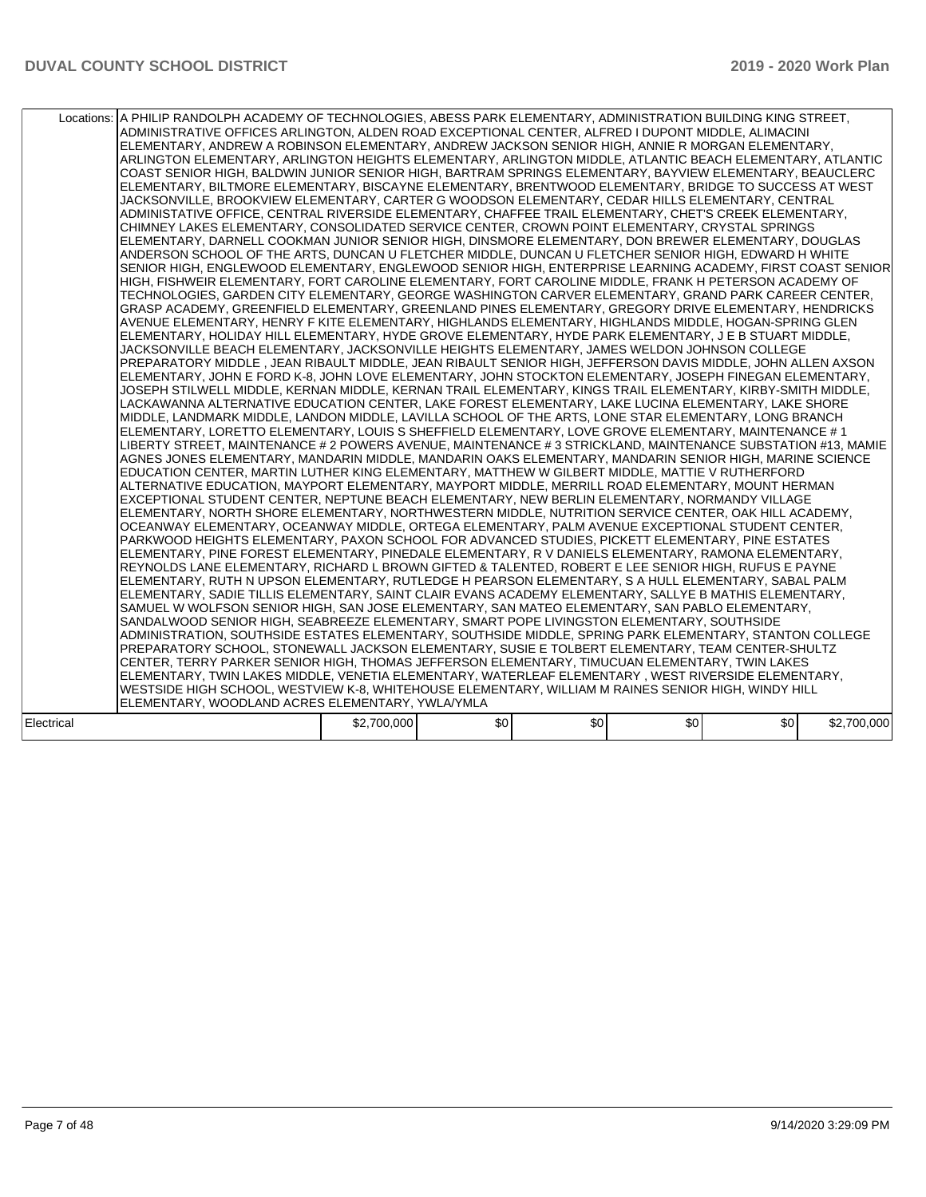| | | | | | | |
|---|---|---|---|---|---|---|
| Locations: | A PHILIP RANDOLPH ACADEMY OF TECHNOLOGIES, ABESS PARK ELEMENTARY, ADMINISTRATION BUILDING KING STREET, ADMINISTRATIVE OFFICES ARLINGTON, ALDEN ROAD EXCEPTIONAL CENTER, ALFRED I DUPONT MIDDLE, ALIMACINI ELEMENTARY, ANDREW A ROBINSON ELEMENTARY, ANDREW JACKSON SENIOR HIGH, ANNIE R MORGAN ELEMENTARY, ARLINGTON ELEMENTARY, ARLINGTON HEIGHTS ELEMENTARY, ARLINGTON MIDDLE, ATLANTIC BEACH ELEMENTARY, ATLANTIC COAST SENIOR HIGH, BALDWIN JUNIOR SENIOR HIGH, BARTRAM SPRINGS ELEMENTARY, BAYVIEW ELEMENTARY, BEAUCLERC ELEMENTARY, BILTMORE ELEMENTARY, BISCAYNE ELEMENTARY, BRENTWOOD ELEMENTARY, BRIDGE TO SUCCESS AT WEST JACKSONVILLE, BROOKVIEW ELEMENTARY, CARTER G WOODSON ELEMENTARY, CEDAR HILLS ELEMENTARY, CENTRAL ADMINISTATIVE OFFICE, CENTRAL RIVERSIDE ELEMENTARY, CHAFFEE TRAIL ELEMENTARY, CHET'S CREEK ELEMENTARY, CHIMNEY LAKES ELEMENTARY, CONSOLIDATED SERVICE CENTER, CROWN POINT ELEMENTARY, CRYSTAL SPRINGS ELEMENTARY, DARNELL COOKMAN JUNIOR SENIOR HIGH, DINSMORE ELEMENTARY, DON BREWER ELEMENTARY, DOUGLAS ANDERSON SCHOOL OF THE ARTS, DUNCAN U FLETCHER MIDDLE, DUNCAN U FLETCHER SENIOR HIGH, EDWARD H WHITE SENIOR HIGH, ENGLEWOOD ELEMENTARY, ENGLEWOOD SENIOR HIGH, ENTERPRISE LEARNING ACADEMY, FIRST COAST SENIOR HIGH, FISHWEIR ELEMENTARY, FORT CAROLINE ELEMENTARY, FORT CAROLINE MIDDLE, FRANK H PETERSON ACADEMY OF TECHNOLOGIES, GARDEN CITY ELEMENTARY, GEORGE WASHINGTON CARVER ELEMENTARY, GRAND PARK CAREER CENTER, GRASP ACADEMY, GREENFIELD ELEMENTARY, GREENLAND PINES ELEMENTARY, GREGORY DRIVE ELEMENTARY, HENDRICKS AVENUE ELEMENTARY, HENRY F KITE ELEMENTARY, HIGHLANDS ELEMENTARY, HIGHLANDS MIDDLE, HOGAN-SPRING GLEN ELEMENTARY, HOLIDAY HILL ELEMENTARY, HYDE GROVE ELEMENTARY, HYDE PARK ELEMENTARY, J E B STUART MIDDLE, JACKSONVILLE BEACH ELEMENTARY, JACKSONVILLE HEIGHTS ELEMENTARY, JAMES WELDON JOHNSON COLLEGE PREPARATORY MIDDLE , JEAN RIBAULT MIDDLE, JEAN RIBAULT SENIOR HIGH, JEFFERSON DAVIS MIDDLE, JOHN ALLEN AXSON ELEMENTARY, JOHN E FORD K-8, JOHN LOVE ELEMENTARY, JOHN STOCKTON ELEMENTARY, JOSEPH FINEGAN ELEMENTARY, JOSEPH STILWELL MIDDLE, KERNAN MIDDLE, KERNAN TRAIL ELEMENTARY, KINGS TRAIL ELEMENTARY, KIRBY-SMITH MIDDLE, LACKAWANNA ALTERNATIVE EDUCATION CENTER, LAKE FOREST ELEMENTARY, LAKE LUCINA ELEMENTARY, LAKE SHORE MIDDLE, LANDMARK MIDDLE, LANDON MIDDLE, LAVILLA SCHOOL OF THE ARTS, LONE STAR ELEMENTARY, LONG BRANCH ELEMENTARY, LORETTO ELEMENTARY, LOUIS S SHEFFIELD ELEMENTARY, LOVE GROVE ELEMENTARY, MAINTENANCE # 1 LIBERTY STREET, MAINTENANCE # 2 POWERS AVENUE, MAINTENANCE # 3 STRICKLAND, MAINTENANCE SUBSTATION #13, MAMIE AGNES JONES ELEMENTARY, MANDARIN MIDDLE, MANDARIN OAKS ELEMENTARY, MANDARIN SENIOR HIGH, MARINE SCIENCE EDUCATION CENTER, MARTIN LUTHER KING ELEMENTARY, MATTHEW W GILBERT MIDDLE, MATTIE V RUTHERFORD ALTERNATIVE EDUCATION, MAYPORT ELEMENTARY, MAYPORT MIDDLE, MERRILL ROAD ELEMENTARY, MOUNT HERMAN EXCEPTIONAL STUDENT CENTER, NEPTUNE BEACH ELEMENTARY, NEW BERLIN ELEMENTARY, NORMANDY VILLAGE ELEMENTARY, NORTH SHORE ELEMENTARY, NORTHWESTERN MIDDLE, NUTRITION SERVICE CENTER, OAK HILL ACADEMY, OCEANWAY ELEMENTARY, OCEANWAY MIDDLE, ORTEGA ELEMENTARY, PALM AVENUE EXCEPTIONAL STUDENT CENTER, PARKWOOD HEIGHTS ELEMENTARY, PAXON SCHOOL FOR ADVANCED STUDIES, PICKETT ELEMENTARY, PINE ESTATES ELEMENTARY, PINE FOREST ELEMENTARY, PINEDALE ELEMENTARY, R V DANIELS ELEMENTARY, RAMONA ELEMENTARY, REYNOLDS LANE ELEMENTARY, RICHARD L BROWN GIFTED & TALENTED, ROBERT E LEE SENIOR HIGH, RUFUS E PAYNE ELEMENTARY, RUTH N UPSON ELEMENTARY, RUTLEDGE H PEARSON ELEMENTARY, S A HULL ELEMENTARY, SABAL PALM ELEMENTARY, SADIE TILLIS ELEMENTARY, SAINT CLAIR EVANS ACADEMY ELEMENTARY, SALLYE B MATHIS ELEMENTARY, SAMUEL W WOLFSON SENIOR HIGH, SAN JOSE ELEMENTARY, SAN MATEO ELEMENTARY, SAN PABLO ELEMENTARY, SANDALWOOD SENIOR HIGH, SEABREEZE ELEMENTARY, SMART POPE LIVINGSTON ELEMENTARY, SOUTHSIDE ADMINISTRATION, SOUTHSIDE ESTATES ELEMENTARY, SOUTHSIDE MIDDLE, SPRING PARK ELEMENTARY, STANTON COLLEGE PREPARATORY SCHOOL, STONEWALL JACKSON ELEMENTARY, SUSIE E TOLBERT ELEMENTARY, TEAM CENTER-SHULTZ CENTER, TERRY PARKER SENIOR HIGH, THOMAS JEFFERSON ELEMENTARY, TIMUCUAN ELEMENTARY, TWIN LAKES ELEMENTARY, TWIN LAKES MIDDLE, VENETIA ELEMENTARY, WATERLEAF ELEMENTARY , WEST RIVERSIDE ELEMENTARY, WESTSIDE HIGH SCHOOL, WESTVIEW K-8, WHITEHOUSE ELEMENTARY, WILLIAM M RAINES SENIOR HIGH, WINDY HILL ELEMENTARY, WOODLAND ACRES ELEMENTARY, YWLA/YMLA | | | | | |
| Electrical | | $2,700,000 | $0 | $0 | $0 | $0 | $2,700,000 |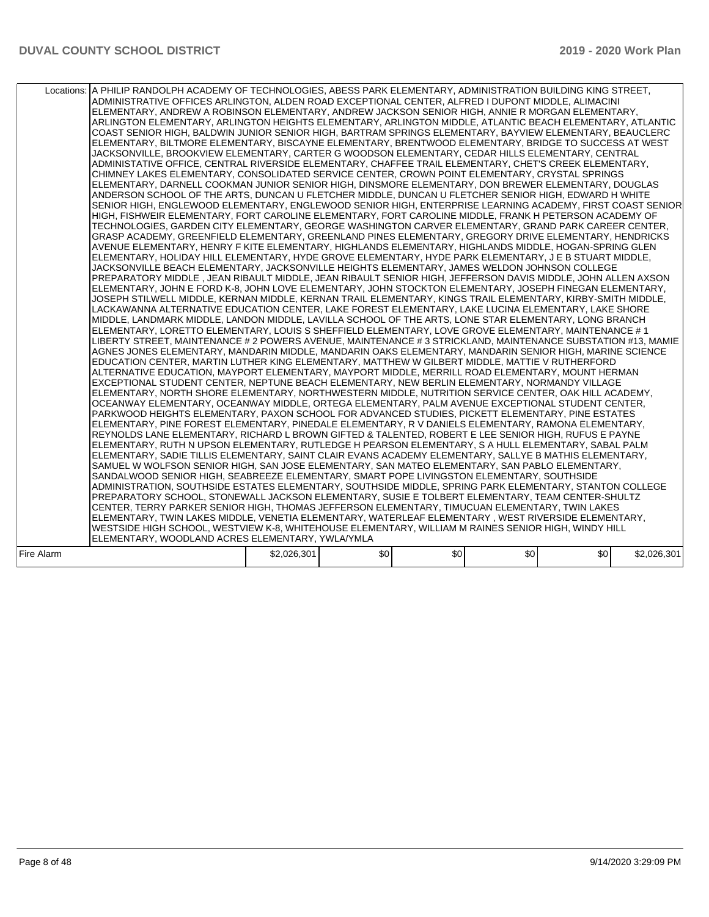| | | | | | | |
|---|---|---|---|---|---|---|
| Locations: | A PHILIP RANDOLPH ACADEMY OF TECHNOLOGIES, ABESS PARK ELEMENTARY, ADMINISTRATION BUILDING KING STREET, ADMINISTRATIVE OFFICES ARLINGTON, ALDEN ROAD EXCEPTIONAL CENTER, ALFRED I DUPONT MIDDLE, ALIMACINI ELEMENTARY, ANDREW A ROBINSON ELEMENTARY, ANDREW JACKSON SENIOR HIGH, ANNIE R MORGAN ELEMENTARY, ARLINGTON ELEMENTARY, ARLINGTON HEIGHTS ELEMENTARY, ARLINGTON MIDDLE, ATLANTIC BEACH ELEMENTARY, ATLANTIC COAST SENIOR HIGH, BALDWIN JUNIOR SENIOR HIGH, BARTRAM SPRINGS ELEMENTARY, BAYVIEW ELEMENTARY, BEAUCLERC ELEMENTARY, BILTMORE ELEMENTARY, BISCAYNE ELEMENTARY, BRENTWOOD ELEMENTARY, BRIDGE TO SUCCESS AT WEST JACKSONVILLE, BROOKVIEW ELEMENTARY, CARTER G WOODSON ELEMENTARY, CEDAR HILLS ELEMENTARY, CENTRAL ADMINISTATIVE OFFICE, CENTRAL RIVERSIDE ELEMENTARY, CHAFFEE TRAIL ELEMENTARY, CHET'S CREEK ELEMENTARY, CHIMNEY LAKES ELEMENTARY, CONSOLIDATED SERVICE CENTER, CROWN POINT ELEMENTARY, CRYSTAL SPRINGS ELEMENTARY, DARNELL COOKMAN JUNIOR SENIOR HIGH, DINSMORE ELEMENTARY, DON BREWER ELEMENTARY, DOUGLAS ANDERSON SCHOOL OF THE ARTS, DUNCAN U FLETCHER MIDDLE, DUNCAN U FLETCHER SENIOR HIGH, EDWARD H WHITE SENIOR HIGH, ENGLEWOOD ELEMENTARY, ENGLEWOOD SENIOR HIGH, ENTERPRISE LEARNING ACADEMY, FIRST COAST SENIOR HIGH, FISHWEIR ELEMENTARY, FORT CAROLINE ELEMENTARY, FORT CAROLINE MIDDLE, FRANK H PETERSON ACADEMY OF TECHNOLOGIES, GARDEN CITY ELEMENTARY, GEORGE WASHINGTON CARVER ELEMENTARY, GRAND PARK CAREER CENTER, GRASP ACADEMY, GREENFIELD ELEMENTARY, GREENLAND PINES ELEMENTARY, GREGORY DRIVE ELEMENTARY, HENDRICKS AVENUE ELEMENTARY, HENRY F KITE ELEMENTARY, HIGHLANDS ELEMENTARY, HIGHLANDS MIDDLE, HOGAN-SPRING GLEN ELEMENTARY, HOLIDAY HILL ELEMENTARY, HYDE GROVE ELEMENTARY, HYDE PARK ELEMENTARY, J E B STUART MIDDLE, JACKSONVILLE BEACH ELEMENTARY, JACKSONVILLE HEIGHTS ELEMENTARY, JAMES WELDON JOHNSON COLLEGE PREPARATORY MIDDLE , JEAN RIBAULT MIDDLE, JEAN RIBAULT SENIOR HIGH, JEFFERSON DAVIS MIDDLE, JOHN ALLEN AXSON ELEMENTARY, JOHN E FORD K-8, JOHN LOVE ELEMENTARY, JOHN STOCKTON ELEMENTARY, JOSEPH FINEGAN ELEMENTARY, JOSEPH STILWELL MIDDLE, KERNAN MIDDLE, KERNAN TRAIL ELEMENTARY, KINGS TRAIL ELEMENTARY, KIRBY-SMITH MIDDLE, LACKAWANNA ALTERNATIVE EDUCATION CENTER, LAKE FOREST ELEMENTARY, LAKE LUCINA ELEMENTARY, LAKE SHORE MIDDLE, LANDMARK MIDDLE, LANDON MIDDLE, LAVILLA SCHOOL OF THE ARTS, LONE STAR ELEMENTARY, LONG BRANCH ELEMENTARY, LORETTO ELEMENTARY, LOUIS S SHEFFIELD ELEMENTARY, LOVE GROVE ELEMENTARY, MAINTENANCE # 1 LIBERTY STREET, MAINTENANCE # 2 POWERS AVENUE, MAINTENANCE # 3 STRICKLAND, MAINTENANCE SUBSTATION #13, MAMIE AGNES JONES ELEMENTARY, MANDARIN MIDDLE, MANDARIN OAKS ELEMENTARY, MANDARIN SENIOR HIGH, MARINE SCIENCE EDUCATION CENTER, MARTIN LUTHER KING ELEMENTARY, MATTHEW W GILBERT MIDDLE, MATTIE V RUTHERFORD ALTERNATIVE EDUCATION, MAYPORT ELEMENTARY, MAYPORT MIDDLE, MERRILL ROAD ELEMENTARY, MOUNT HERMAN EXCEPTIONAL STUDENT CENTER, NEPTUNE BEACH ELEMENTARY, NEW BERLIN ELEMENTARY, NORMANDY VILLAGE ELEMENTARY, NORTH SHORE ELEMENTARY, NORTHWESTERN MIDDLE, NUTRITION SERVICE CENTER, OAK HILL ACADEMY, OCEANWAY ELEMENTARY, OCEANWAY MIDDLE, ORTEGA ELEMENTARY, PALM AVENUE EXCEPTIONAL STUDENT CENTER, PARKWOOD HEIGHTS ELEMENTARY, PAXON SCHOOL FOR ADVANCED STUDIES, PICKETT ELEMENTARY, PINE ESTATES ELEMENTARY, PINE FOREST ELEMENTARY, PINEDALE ELEMENTARY, R V DANIELS ELEMENTARY, RAMONA ELEMENTARY, REYNOLDS LANE ELEMENTARY , RICHARD L BROWN GIFTED & TALENTED, ROBERT E LEE SENIOR HIGH, RUFUS E PAYNE ELEMENTARY, RUTH N UPSON ELEMENTARY, RUTLEDGE H PEARSON ELEMENTARY, S A HULL ELEMENTARY, SABAL PALM ELEMENTARY, SADIE TILLIS ELEMENTARY, SAINT CLAIR EVANS ACADEMY ELEMENTARY, SALLYE B MATHIS ELEMENTARY, SAMUEL W WOLFSON SENIOR HIGH, SAN JOSE ELEMENTARY, SAN MATEO ELEMENTARY, SAN PABLO ELEMENTARY, SANDALWOOD SENIOR HIGH, SEABREEZE ELEMENTARY, SMART POPE LIVINGSTON ELEMENTARY, SOUTHSIDE ADMINISTRATION, SOUTHSIDE ESTATES ELEMENTARY, SOUTHSIDE MIDDLE, SPRING PARK ELEMENTARY, STANTON COLLEGE PREPARATORY SCHOOL, STONEWALL JACKSON ELEMENTARY, SUSIE E TOLBERT ELEMENTARY, TEAM CENTER-SHULTZ CENTER, TERRY PARKER SENIOR HIGH, THOMAS JEFFERSON ELEMENTARY, TIMUCUAN ELEMENTARY, TWIN LAKES ELEMENTARY, TWIN LAKES MIDDLE, VENETIA ELEMENTARY, WATERLEAF ELEMENTARY , WEST RIVERSIDE ELEMENTARY, WESTSIDE HIGH SCHOOL, WESTVIEW K-8, WHITEHOUSE ELEMENTARY, WILLIAM M RAINES SENIOR HIGH, WINDY HILL ELEMENTARY, WOODLAND ACRES ELEMENTARY, YWLA/YMLA | | | | | |
| Fire Alarm | | $2,026,301 | $0 | $0 | $0 | $0 | $2,026,301 |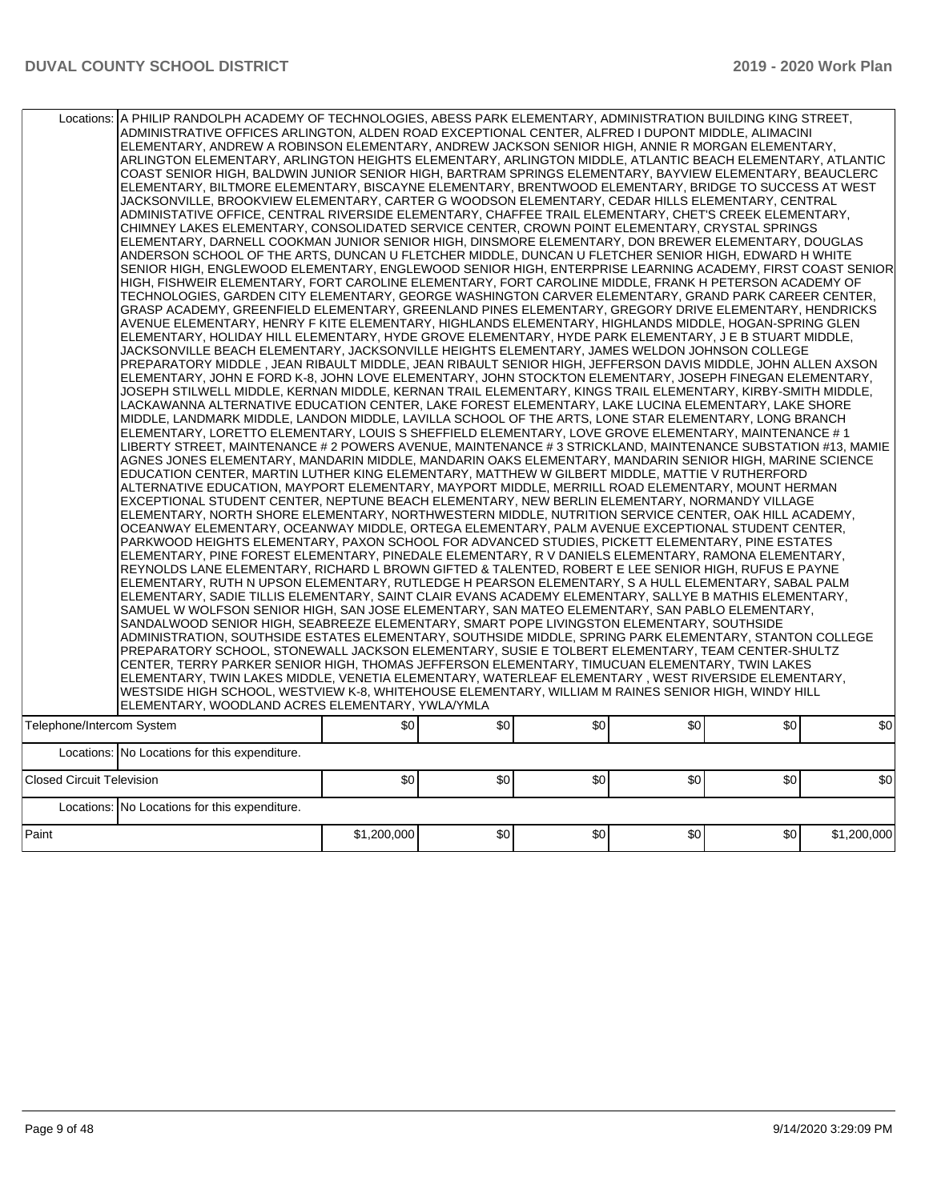| | | | | | | |
|---|---|---|---|---|---|---|
| Locations: | A PHILIP RANDOLPH ACADEMY OF TECHNOLOGIES, ABESS PARK ELEMENTARY, ADMINISTRATION BUILDING KING STREET, ADMINISTRATIVE OFFICES ARLINGTON, ALDEN ROAD EXCEPTIONAL CENTER, ALFRED I DUPONT MIDDLE, ALIMACINI ELEMENTARY, ANDREW A ROBINSON ELEMENTARY, ANDREW JACKSON SENIOR HIGH, ANNIE R MORGAN ELEMENTARY, ARLINGTON ELEMENTARY, ARLINGTON HEIGHTS ELEMENTARY, ARLINGTON MIDDLE, ATLANTIC BEACH ELEMENTARY, ATLANTIC COAST SENIOR HIGH, BALDWIN JUNIOR SENIOR HIGH, BARTRAM SPRINGS ELEMENTARY, BAYVIEW ELEMENTARY, BEAUCLERC ELEMENTARY, BILTMORE ELEMENTARY, BISCAYNE ELEMENTARY, BRENTWOOD ELEMENTARY, BRIDGE TO SUCCESS AT WEST JACKSONVILLE, BROOKVIEW ELEMENTARY, CARTER G WOODSON ELEMENTARY, CEDAR HILLS ELEMENTARY, CENTRAL ADMINISTATIVE OFFICE, CENTRAL RIVERSIDE ELEMENTARY, CHAFFEE TRAIL ELEMENTARY, CHET'S CREEK ELEMENTARY, CHIMNEY LAKES ELEMENTARY, CONSOLIDATED SERVICE CENTER, CROWN POINT ELEMENTARY, CRYSTAL SPRINGS ELEMENTARY, DARNELL COOKMAN JUNIOR SENIOR HIGH, DINSMORE ELEMENTARY, DON BREWER ELEMENTARY, DOUGLAS ANDERSON SCHOOL OF THE ARTS, DUNCAN U FLETCHER MIDDLE, DUNCAN U FLETCHER SENIOR HIGH, EDWARD H WHITE SENIOR HIGH, ENGLEWOOD ELEMENTARY, ENGLEWOOD SENIOR HIGH, ENTERPRISE LEARNING ACADEMY, FIRST COAST SENIOR HIGH, FISHWEIR ELEMENTARY, FORT CAROLINE ELEMENTARY, FORT CAROLINE MIDDLE, FRANK H PETERSON ACADEMY OF TECHNOLOGIES, GARDEN CITY ELEMENTARY, GEORGE WASHINGTON CARVER ELEMENTARY, GRAND PARK CAREER CENTER, GRASP ACADEMY, GREENFIELD ELEMENTARY, GREENLAND PINES ELEMENTARY, GREGORY DRIVE ELEMENTARY, HENDRICKS AVENUE ELEMENTARY, HENRY F KITE ELEMENTARY, HIGHLANDS ELEMENTARY, HIGHLANDS MIDDLE, HOGAN-SPRING GLEN ELEMENTARY, HOLIDAY HILL ELEMENTARY, HYDE GROVE ELEMENTARY, HYDE PARK ELEMENTARY, J E B STUART MIDDLE, JACKSONVILLE BEACH ELEMENTARY, JACKSONVILLE HEIGHTS ELEMENTARY, JAMES WELDON JOHNSON COLLEGE PREPARATORY MIDDLE , JEAN RIBAULT MIDDLE, JEAN RIBAULT SENIOR HIGH, JEFFERSON DAVIS MIDDLE, JOHN ALLEN AXSON ELEMENTARY, JOHN E FORD K-8, JOHN LOVE ELEMENTARY, JOHN STOCKTON ELEMENTARY, JOSEPH FINEGAN ELEMENTARY, JOSEPH STILWELL MIDDLE, KERNAN MIDDLE, KERNAN TRAIL ELEMENTARY, KINGS TRAIL ELEMENTARY, KIRBY-SMITH MIDDLE, LACKAWANNA ALTERNATIVE EDUCATION CENTER, LAKE FOREST ELEMENTARY, LAKE LUCINA ELEMENTARY, LAKE SHORE MIDDLE, LANDMARK MIDDLE, LANDON MIDDLE, LAVILLA SCHOOL OF THE ARTS, LONE STAR ELEMENTARY, LONG BRANCH ELEMENTARY, LORETTO ELEMENTARY, LOUIS S SHEFFIELD ELEMENTARY, LOVE GROVE ELEMENTARY, MAINTENANCE # 1 LIBERTY STREET, MAINTENANCE # 2 POWERS AVENUE, MAINTENANCE # 3 STRICKLAND, MAINTENANCE SUBSTATION #13, MAMIE AGNES JONES ELEMENTARY, MANDARIN MIDDLE, MANDARIN OAKS ELEMENTARY, MANDARIN SENIOR HIGH, MARINE SCIENCE EDUCATION CENTER, MARTIN LUTHER KING ELEMENTARY, MATTHEW W GILBERT MIDDLE, MATTIE V RUTHERFORD ALTERNATIVE EDUCATION, MAYPORT ELEMENTARY, MAYPORT MIDDLE, MERRILL ROAD ELEMENTARY, MOUNT HERMAN EXCEPTIONAL STUDENT CENTER, NEPTUNE BEACH ELEMENTARY, NEW BERLIN ELEMENTARY, NORMANDY VILLAGE ELEMENTARY, NORTH SHORE ELEMENTARY, NORTHWESTERN MIDDLE, NUTRITION SERVICE CENTER, OAK HILL ACADEMY, OCEANWAY ELEMENTARY, OCEANWAY MIDDLE, ORTEGA ELEMENTARY, PALM AVENUE EXCEPTIONAL STUDENT CENTER, PARKWOOD HEIGHTS ELEMENTARY, PAXON SCHOOL FOR ADVANCED STUDIES, PICKETT ELEMENTARY, PINE ESTATES ELEMENTARY, PINE FOREST ELEMENTARY, PINEDALE ELEMENTARY, R V DANIELS ELEMENTARY, RAMONA ELEMENTARY, REYNOLDS LANE ELEMENTARY, RICHARD L BROWN GIFTED & TALENTED, ROBERT E LEE SENIOR HIGH, RUFUS E PAYNE ELEMENTARY, RUTH N UPSON ELEMENTARY, RUTLEDGE H PEARSON ELEMENTARY, S A HULL ELEMENTARY, SABAL PALM ELEMENTARY, SADIE TILLIS ELEMENTARY, SAINT CLAIR EVANS ACADEMY ELEMENTARY, SALLYE B MATHIS ELEMENTARY, SAMUEL W WOLFSON SENIOR HIGH, SAN JOSE ELEMENTARY, SAN MATEO ELEMENTARY, SAN PABLO ELEMENTARY, SANDALWOOD SENIOR HIGH, SEABREEZE ELEMENTARY, SMART POPE LIVINGSTON ELEMENTARY, SOUTHSIDE ADMINISTRATION, SOUTHSIDE ESTATES ELEMENTARY, SOUTHSIDE MIDDLE, SPRING PARK ELEMENTARY, STANTON COLLEGE PREPARATORY SCHOOL, STONEWALL JACKSON ELEMENTARY, SUSIE E TOLBERT ELEMENTARY, TEAM CENTER-SHULTZ CENTER, TERRY PARKER SENIOR HIGH, THOMAS JEFFERSON ELEMENTARY, TIMUCUAN ELEMENTARY, TWIN LAKES ELEMENTARY, TWIN LAKES MIDDLE, VENETIA ELEMENTARY, WATERLEAF ELEMENTARY , WEST RIVERSIDE ELEMENTARY, WESTSIDE HIGH SCHOOL, WESTVIEW K-8, WHITEHOUSE ELEMENTARY, WILLIAM M RAINES SENIOR HIGH, WINDY HILL ELEMENTARY, WOODLAND ACRES ELEMENTARY, YWLA/YMLA | | | | | |
| Telephone/Intercom System | | $0 | $0 | $0 | $0 | $0 | $0 |
| Locations: | No Locations for this expenditure. | | | | | |
| Closed Circuit Television | | $0 | $0 | $0 | $0 | $0 | $0 |
| Locations: | No Locations for this expenditure. | | | | | |
| Paint | | $1,200,000 | $0 | $0 | $0 | $0 | $1,200,000 |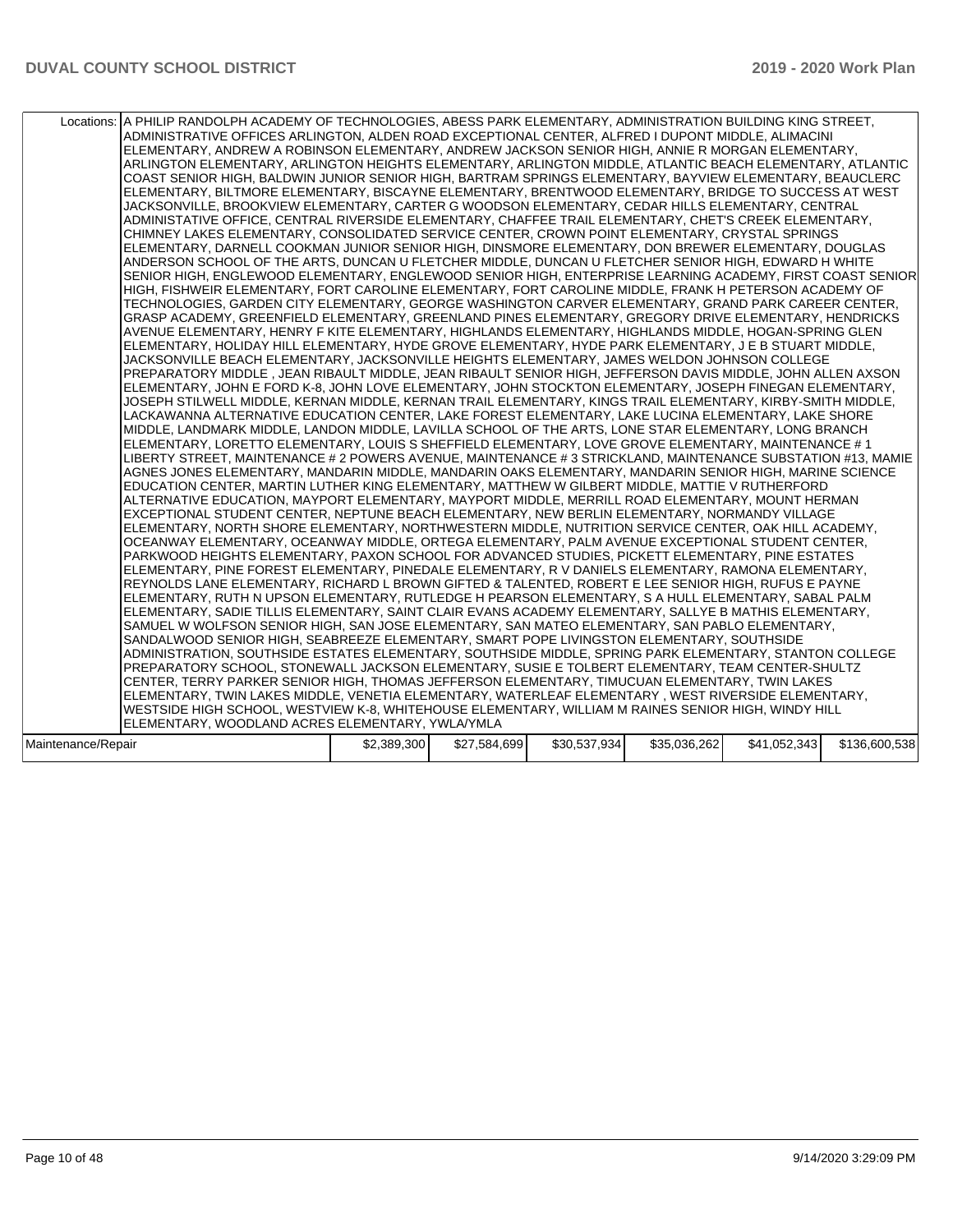| | | | | | | |
|---|---|---|---|---|---|---|
| Locations: | A PHILIP RANDOLPH ACADEMY OF TECHNOLOGIES, ABESS PARK ELEMENTARY, ADMINISTRATION BUILDING KING STREET, ADMINISTRATIVE OFFICES ARLINGTON, ALDEN ROAD EXCEPTIONAL CENTER, ALFRED I DUPONT MIDDLE, ALIMACINI ELEMENTARY, ANDREW A ROBINSON ELEMENTARY, ANDREW JACKSON SENIOR HIGH, ANNIE R MORGAN ELEMENTARY, ARLINGTON ELEMENTARY, ARLINGTON HEIGHTS ELEMENTARY, ARLINGTON MIDDLE, ATLANTIC BEACH ELEMENTARY, ATLANTIC COAST SENIOR HIGH, BALDWIN JUNIOR SENIOR HIGH, BARTRAM SPRINGS ELEMENTARY, BAYVIEW ELEMENTARY, BEAUCLERC ELEMENTARY, BILTMORE ELEMENTARY, BISCAYNE ELEMENTARY, BRENTWOOD ELEMENTARY, BRIDGE TO SUCCESS AT WEST JACKSONVILLE, BROOKVIEW ELEMENTARY, CARTER G WOODSON ELEMENTARY, CEDAR HILLS ELEMENTARY, CENTRAL ADMINISTATIVE OFFICE, CENTRAL RIVERSIDE ELEMENTARY, CHAFFEE TRAIL ELEMENTARY, CHET'S CREEK ELEMENTARY, CHIMNEY LAKES ELEMENTARY, CONSOLIDATED SERVICE CENTER, CROWN POINT ELEMENTARY, CRYSTAL SPRINGS ELEMENTARY, DARNELL COOKMAN JUNIOR SENIOR HIGH, DINSMORE ELEMENTARY, DON BREWER ELEMENTARY, DOUGLAS ANDERSON SCHOOL OF THE ARTS, DUNCAN U FLETCHER MIDDLE, DUNCAN U FLETCHER SENIOR HIGH, EDWARD H WHITE SENIOR HIGH, ENGLEWOOD ELEMENTARY, ENGLEWOOD SENIOR HIGH, ENTERPRISE LEARNING ACADEMY, FIRST COAST SENIOR HIGH, FISHWEIR ELEMENTARY, FORT CAROLINE ELEMENTARY, FORT CAROLINE MIDDLE, FRANK H PETERSON ACADEMY OF TECHNOLOGIES, GARDEN CITY ELEMENTARY, GEORGE WASHINGTON CARVER ELEMENTARY, GRAND PARK CAREER CENTER, GRASP ACADEMY, GREENFIELD ELEMENTARY, GREENLAND PINES ELEMENTARY, GREGORY DRIVE ELEMENTARY, HENDRICKS AVENUE ELEMENTARY, HENRY F KITE ELEMENTARY, HIGHLANDS ELEMENTARY, HIGHLANDS MIDDLE, HOGAN-SPRING GLEN ELEMENTARY, HOLIDAY HILL ELEMENTARY, HYDE GROVE ELEMENTARY, HYDE PARK ELEMENTARY, J E B STUART MIDDLE, JACKSONVILLE BEACH ELEMENTARY, JACKSONVILLE HEIGHTS ELEMENTARY, JAMES WELDON JOHNSON COLLEGE PREPARATORY MIDDLE , JEAN RIBAULT MIDDLE, JEAN RIBAULT SENIOR HIGH, JEFFERSON DAVIS MIDDLE, JOHN ALLEN AXSON ELEMENTARY, JOHN E FORD K-8, JOHN LOVE ELEMENTARY, JOHN STOCKTON ELEMENTARY, JOSEPH FINEGAN ELEMENTARY, JOSEPH STILWELL MIDDLE, KERNAN MIDDLE, KERNAN TRAIL ELEMENTARY, KINGS TRAIL ELEMENTARY, KIRBY-SMITH MIDDLE, LACKAWANNA ALTERNATIVE EDUCATION CENTER, LAKE FOREST ELEMENTARY, LAKE LUCINA ELEMENTARY, LAKE SHORE MIDDLE, LANDMARK MIDDLE, LANDON MIDDLE, LAVILLA SCHOOL OF THE ARTS, LONE STAR ELEMENTARY, LONG BRANCH ELEMENTARY, LORETTO ELEMENTARY, LOUIS S SHEFFIELD ELEMENTARY, LOVE GROVE ELEMENTARY, MAINTENANCE # 1 LIBERTY STREET, MAINTENANCE # 2 POWERS AVENUE, MAINTENANCE # 3 STRICKLAND, MAINTENANCE SUBSTATION #13, MAMIE AGNES JONES ELEMENTARY, MANDARIN MIDDLE, MANDARIN OAKS ELEMENTARY, MANDARIN SENIOR HIGH, MARINE SCIENCE EDUCATION CENTER, MARTIN LUTHER KING ELEMENTARY, MATTHEW W GILBERT MIDDLE, MATTIE V RUTHERFORD ALTERNATIVE EDUCATION, MAYPORT ELEMENTARY, MAYPORT MIDDLE, MERRILL ROAD ELEMENTARY, MOUNT HERMAN EXCEPTIONAL STUDENT CENTER, NEPTUNE BEACH ELEMENTARY, NEW BERLIN ELEMENTARY, NORMANDY VILLAGE ELEMENTARY, NORTH SHORE ELEMENTARY, NORTHWESTERN MIDDLE, NUTRITION SERVICE CENTER, OAK HILL ACADEMY, OCEANWAY ELEMENTARY, OCEANWAY MIDDLE, ORTEGA ELEMENTARY, PALM AVENUE EXCEPTIONAL STUDENT CENTER, PARKWOOD HEIGHTS ELEMENTARY, PAXON SCHOOL FOR ADVANCED STUDIES, PICKETT ELEMENTARY, PINE ESTATES ELEMENTARY, PINE FOREST ELEMENTARY, PINEDALE ELEMENTARY, R V DANIELS ELEMENTARY, RAMONA ELEMENTARY, REYNOLDS LANE ELEMENTARY, RICHARD L BROWN GIFTED & TALENTED, ROBERT E LEE SENIOR HIGH, RUFUS E PAYNE ELEMENTARY, RUTH N UPSON ELEMENTARY, RUTLEDGE H PEARSON ELEMENTARY, S A HULL ELEMENTARY, SABAL PALM ELEMENTARY, SADIE TILLIS ELEMENTARY, SAINT CLAIR EVANS ACADEMY ELEMENTARY, SALLYE B MATHIS ELEMENTARY, SAMUEL W WOLFSON SENIOR HIGH, SAN JOSE ELEMENTARY, SAN MATEO ELEMENTARY, SAN PABLO ELEMENTARY, SANDALWOOD SENIOR HIGH, SEABREEZE ELEMENTARY, SMART POPE LIVINGSTON ELEMENTARY, SOUTHSIDE ADMINISTRATION, SOUTHSIDE ESTATES ELEMENTARY, SOUTHSIDE MIDDLE, SPRING PARK ELEMENTARY, STANTON COLLEGE PREPARATORY SCHOOL, STONEWALL JACKSON ELEMENTARY, SUSIE E TOLBERT ELEMENTARY, TEAM CENTER-SHULTZ CENTER, TERRY PARKER SENIOR HIGH, THOMAS JEFFERSON ELEMENTARY, TIMUCUAN ELEMENTARY, TWIN LAKES ELEMENTARY, TWIN LAKES MIDDLE, VENETIA ELEMENTARY, WATERLEAF ELEMENTARY , WEST RIVERSIDE ELEMENTARY, WESTSIDE HIGH SCHOOL, WESTVIEW K-8, WHITEHOUSE ELEMENTARY, WILLIAM M RAINES SENIOR HIGH, WINDY HILL ELEMENTARY, WOODLAND ACRES ELEMENTARY, YWLA/YMLA | | | | | |
| Maintenance/Repair | | $2,389,300 | $27,584,699 | $30,537,934 | $35,036,262 | $41,052,343 | $136,600,538 |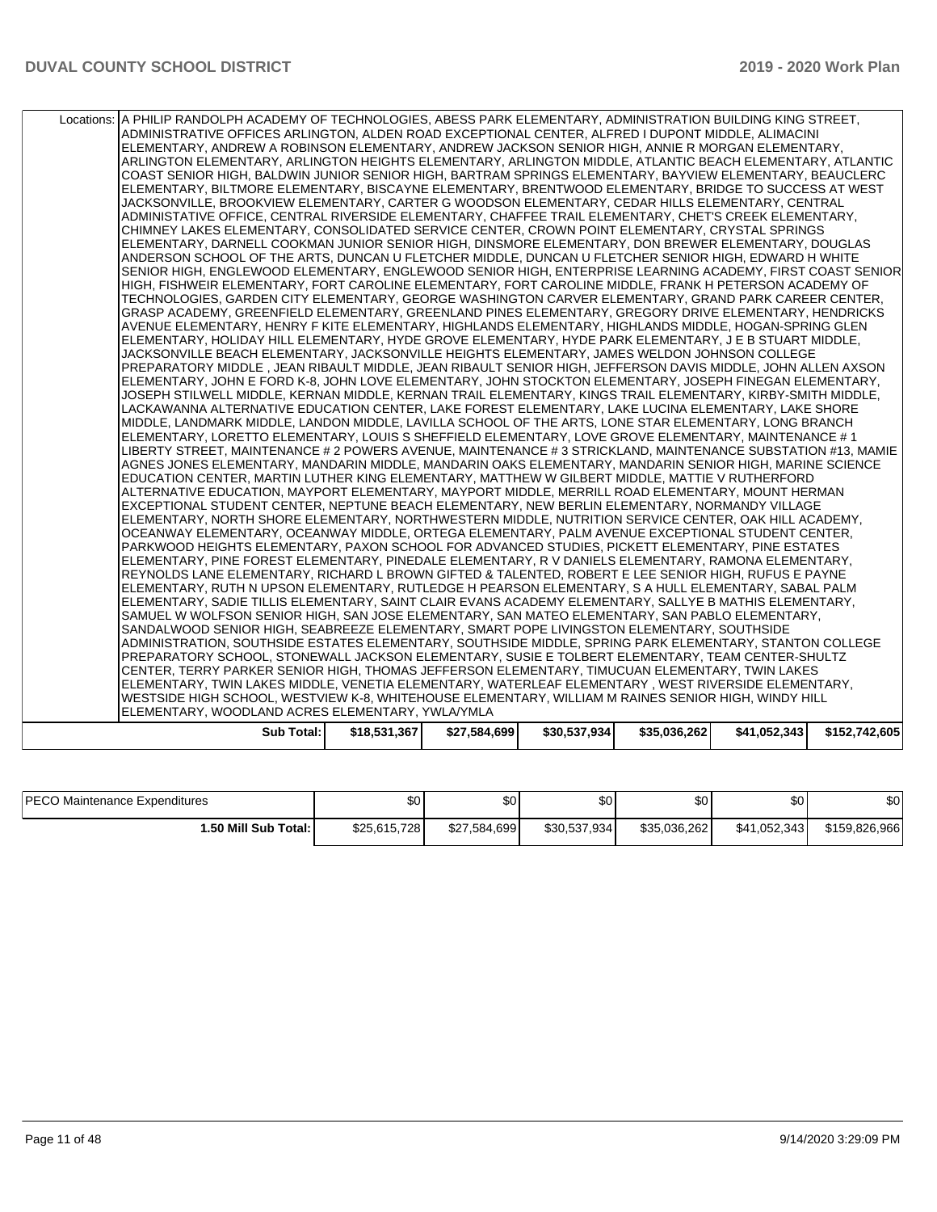| | | | | | | |
|---|---|---|---|---|---|---|
| Locations: | A PHILIP RANDOLPH ACADEMY OF TECHNOLOGIES, ABESS PARK ELEMENTARY, ADMINISTRATION BUILDING KING STREET, ADMINISTRATIVE OFFICES ARLINGTON, ALDEN ROAD EXCEPTIONAL CENTER, ALFRED I DUPONT MIDDLE, ALIMACINI ELEMENTARY, ANDREW A ROBINSON ELEMENTARY, ANDREW JACKSON SENIOR HIGH, ANNIE R MORGAN ELEMENTARY, ARLINGTON ELEMENTARY, ARLINGTON HEIGHTS ELEMENTARY, ARLINGTON MIDDLE, ATLANTIC BEACH ELEMENTARY, ATLANTIC COAST SENIOR HIGH, BALDWIN JUNIOR SENIOR HIGH, BARTRAM SPRINGS ELEMENTARY, BAYVIEW ELEMENTARY, BEAUCLERC ELEMENTARY, BILTMORE ELEMENTARY, BISCAYNE ELEMENTARY, BRENTWOOD ELEMENTARY, BRIDGE TO SUCCESS AT WEST JACKSONVILLE, BROOKVIEW ELEMENTARY, CARTER G WOODSON ELEMENTARY, CEDAR HILLS ELEMENTARY, CENTRAL ADMINISTATIVE OFFICE, CENTRAL RIVERSIDE ELEMENTARY, CHAFFEE TRAIL ELEMENTARY, CHET'S CREEK ELEMENTARY, CHIMNEY LAKES ELEMENTARY, CONSOLIDATED SERVICE CENTER, CROWN POINT ELEMENTARY, CRYSTAL SPRINGS ELEMENTARY, DARNELL COOKMAN JUNIOR SENIOR HIGH, DINSMORE ELEMENTARY, DON BREWER ELEMENTARY, DOUGLAS ANDERSON SCHOOL OF THE ARTS, DUNCAN U FLETCHER MIDDLE, DUNCAN U FLETCHER SENIOR HIGH, EDWARD H WHITE SENIOR HIGH, ENGLEWOOD ELEMENTARY, ENGLEWOOD SENIOR HIGH, ENTERPRISE LEARNING ACADEMY, FIRST COAST SENIOR HIGH, FISHWEIR ELEMENTARY, FORT CAROLINE ELEMENTARY, FORT CAROLINE MIDDLE, FRANK H PETERSON ACADEMY OF TECHNOLOGIES, GARDEN CITY ELEMENTARY, GEORGE WASHINGTON CARVER ELEMENTARY, GRAND PARK CAREER CENTER, GRASP ACADEMY, GREENFIELD ELEMENTARY, GREENLAND PINES ELEMENTARY, GREGORY DRIVE ELEMENTARY, HENDRICKS AVENUE ELEMENTARY, HENRY F KITE ELEMENTARY, HIGHLANDS ELEMENTARY, HIGHLANDS MIDDLE, HOGAN-SPRING GLEN ELEMENTARY, HOLIDAY HILL ELEMENTARY, HYDE GROVE ELEMENTARY, HYDE PARK ELEMENTARY, J E B STUART MIDDLE, JACKSONVILLE BEACH ELEMENTARY, JACKSONVILLE HEIGHTS ELEMENTARY, JAMES WELDON JOHNSON COLLEGE PREPARATORY MIDDLE , JEAN RIBAULT MIDDLE, JEAN RIBAULT SENIOR HIGH, JEFFERSON DAVIS MIDDLE, JOHN ALLEN AXSON ELEMENTARY, JOHN E FORD K-8, JOHN LOVE ELEMENTARY, JOHN STOCKTON ELEMENTARY, JOSEPH FINEGAN ELEMENTARY, JOSEPH STILWELL MIDDLE, KERNAN MIDDLE, KERNAN TRAIL ELEMENTARY, KINGS TRAIL ELEMENTARY, KIRBY-SMITH MIDDLE, LACKAWANNA ALTERNATIVE EDUCATION CENTER, LAKE FOREST ELEMENTARY, LAKE LUCINA ELEMENTARY, LAKE SHORE MIDDLE, LANDMARK MIDDLE, LANDON MIDDLE, LAVILLA SCHOOL OF THE ARTS, LONE STAR ELEMENTARY, LONG BRANCH ELEMENTARY, LORETTO ELEMENTARY, LOUIS S SHEFFIELD ELEMENTARY, LOVE GROVE ELEMENTARY, MAINTENANCE # 1 LIBERTY STREET, MAINTENANCE # 2 POWERS AVENUE, MAINTENANCE # 3 STRICKLAND, MAINTENANCE SUBSTATION #13, MAMIE AGNES JONES ELEMENTARY, MANDARIN MIDDLE, MANDARIN OAKS ELEMENTARY, MANDARIN SENIOR HIGH, MARINE SCIENCE EDUCATION CENTER, MARTIN LUTHER KING ELEMENTARY, MATTHEW W GILBERT MIDDLE, MATTIE V RUTHERFORD ALTERNATIVE EDUCATION, MAYPORT ELEMENTARY, MAYPORT MIDDLE, MERRILL ROAD ELEMENTARY, MOUNT HERMAN EXCEPTIONAL STUDENT CENTER, NEPTUNE BEACH ELEMENTARY, NEW BERLIN ELEMENTARY, NORMANDY VILLAGE ELEMENTARY, NORTH SHORE ELEMENTARY, NORTHWESTERN MIDDLE, NUTRITION SERVICE CENTER, OAK HILL ACADEMY, OCEANWAY ELEMENTARY, OCEANWAY MIDDLE, ORTEGA ELEMENTARY, PALM AVENUE EXCEPTIONAL STUDENT CENTER, PARKWOOD HEIGHTS ELEMENTARY, PAXON SCHOOL FOR ADVANCED STUDIES, PICKETT ELEMENTARY, PINE ESTATES ELEMENTARY, PINE FOREST ELEMENTARY, PINEDALE ELEMENTARY, R V DANIELS ELEMENTARY, RAMONA ELEMENTARY, REYNOLDS LANE ELEMENTARY, RICHARD L BROWN GIFTED & TALENTED, ROBERT E LEE SENIOR HIGH, RUFUS E PAYNE ELEMENTARY, RUTH N UPSON ELEMENTARY, RUTLEDGE H PEARSON ELEMENTARY, S A HULL ELEMENTARY, SABAL PALM ELEMENTARY, SADIE TILLIS ELEMENTARY, SAINT CLAIR EVANS ACADEMY ELEMENTARY, SALLYE B MATHIS ELEMENTARY, SAMUEL W WOLFSON SENIOR HIGH, SAN JOSE ELEMENTARY, SAN MATEO ELEMENTARY, SAN PABLO ELEMENTARY, SANDALWOOD SENIOR HIGH, SEABREEZE ELEMENTARY, SMART POPE LIVINGSTON ELEMENTARY, SOUTHSIDE ADMINISTRATION, SOUTHSIDE ESTATES ELEMENTARY, SOUTHSIDE MIDDLE, SPRING PARK ELEMENTARY, STANTON COLLEGE PREPARATORY SCHOOL, STONEWALL JACKSON ELEMENTARY, SUSIE E TOLBERT ELEMENTARY, TEAM CENTER-SHULTZ CENTER, TERRY PARKER SENIOR HIGH, THOMAS JEFFERSON ELEMENTARY, TIMUCUAN ELEMENTARY, TWIN LAKES ELEMENTARY, TWIN LAKES MIDDLE, VENETIA ELEMENTARY, WATERLEAF ELEMENTARY , WEST RIVERSIDE ELEMENTARY, WESTSIDE HIGH SCHOOL, WESTVIEW K-8, WHITEHOUSE ELEMENTARY, WILLIAM M RAINES SENIOR HIGH, WINDY HILL ELEMENTARY, WOODLAND ACRES ELEMENTARY, YWLA/YMLA | | | | | |
| **Sub Total:** | **$18,531,367** | **$27,584,699** | **$30,537,934** | **$35,036,262** | **$41,052,343** | **$152,742,605** |

| | | | | | | |
|---|---|---|---|---|---|---|
| PECO Maintenance Expenditures | $0 | $0 | $0 | $0 | $0 | $0 |
| **1.50 Mill Sub Total:** | $25,615,728 | $27,584,699 | $30,537,934 | $35,036,262 | $41,052,343 | $159,826,966 |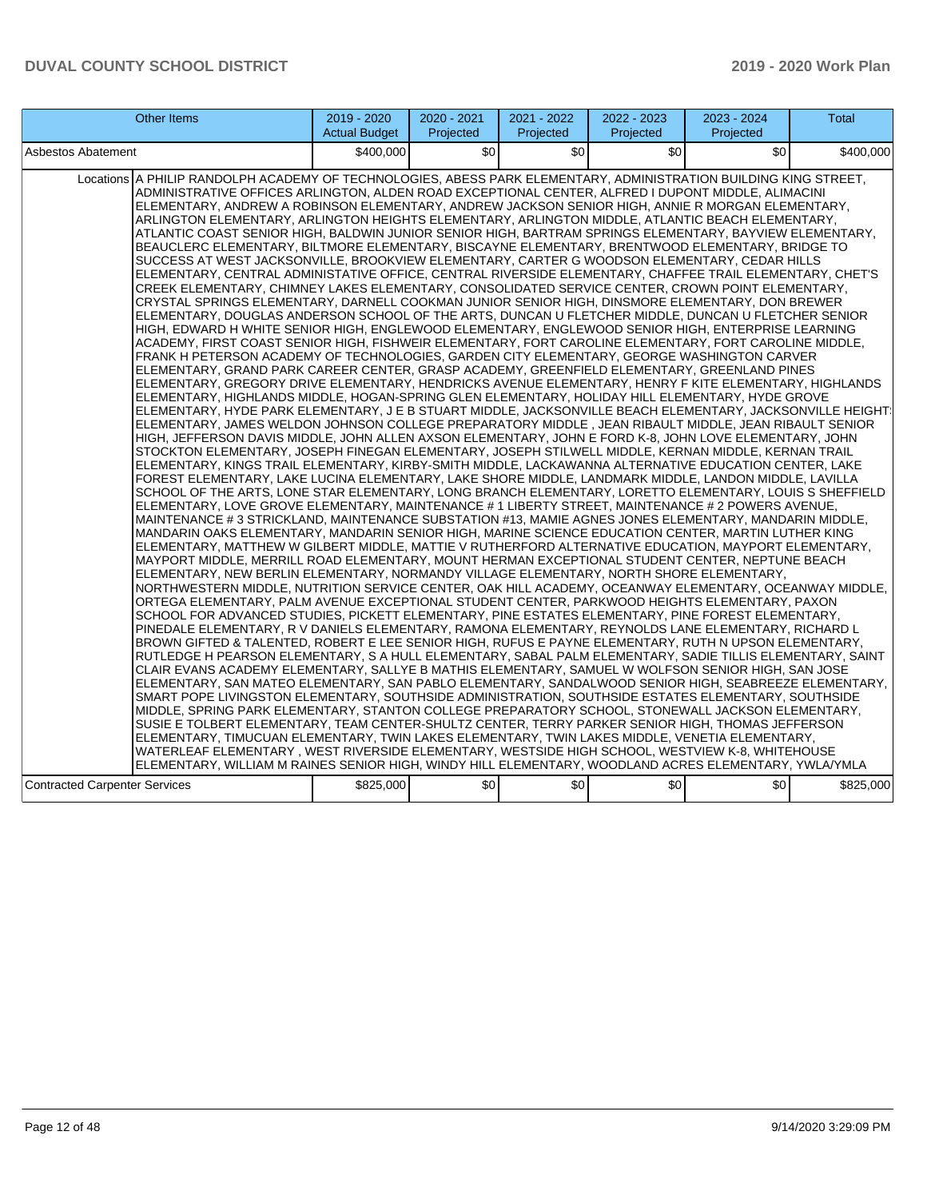| Other Items | 2019 - 2020 Actual Budget | 2020 - 2021 Projected | 2021 - 2022 Projected | 2022 - 2023 Projected | 2023 - 2024 Projected | Total |
|---|---|---|---|---|---|---|
| Asbestos Abatement | $400,000 | $0 | $0 | $0 | $0 | $400,000 |
| Locations | A PHILIP RANDOLPH ACADEMY OF TECHNOLOGIES, ABESS PARK ELEMENTARY, ADMINISTRATION BUILDING KING STREET, ADMINISTRATIVE OFFICES ARLINGTON, ALDEN ROAD EXCEPTIONAL CENTER, ALFRED I DUPONT MIDDLE, ALIMACINI ELEMENTARY, ANDREW A ROBINSON ELEMENTARY, ANDREW JACKSON SENIOR HIGH, ANNIE R MORGAN ELEMENTARY, ARLINGTON ELEMENTARY, ARLINGTON HEIGHTS ELEMENTARY, ARLINGTON MIDDLE, ATLANTIC BEACH ELEMENTARY, ATLANTIC COAST SENIOR HIGH, BALDWIN JUNIOR SENIOR HIGH, BARTRAM SPRINGS ELEMENTARY, BAYVIEW ELEMENTARY, BEAUCLERC ELEMENTARY, BILTMORE ELEMENTARY, BISCAYNE ELEMENTARY, BRENTWOOD ELEMENTARY, BRIDGE TO SUCCESS AT WEST JACKSONVILLE, BROOKVIEW ELEMENTARY, CARTER G WOODSON ELEMENTARY, CEDAR HILLS ELEMENTARY, CENTRAL ADMINISTATIVE OFFICE, CENTRAL RIVERSIDE ELEMENTARY, CHAFFEE TRAIL ELEMENTARY, CHET'S CREEK ELEMENTARY, CHIMNEY LAKES ELEMENTARY, CONSOLIDATED SERVICE CENTER, CROWN POINT ELEMENTARY, CRYSTAL SPRINGS ELEMENTARY, DARNELL COOKMAN JUNIOR SENIOR HIGH, DINSMORE ELEMENTARY, DON BREWER ELEMENTARY, DOUGLAS ANDERSON SCHOOL OF THE ARTS, DUNCAN U FLETCHER MIDDLE, DUNCAN U FLETCHER SENIOR HIGH, EDWARD H WHITE SENIOR HIGH, ENGLEWOOD ELEMENTARY, ENGLEWOOD SENIOR HIGH, ENTERPRISE LEARNING ACADEMY, FIRST COAST SENIOR HIGH, FISHWEIR ELEMENTARY, FORT CAROLINE ELEMENTARY, FORT CAROLINE MIDDLE, FRANK H PETERSON ACADEMY OF TECHNOLOGIES, GARDEN CITY ELEMENTARY, GEORGE WASHINGTON CARVER ELEMENTARY, GRAND PARK CAREER CENTER, GRASP ACADEMY, GREENFIELD ELEMENTARY, GREENLAND PINES ELEMENTARY, GREGORY DRIVE ELEMENTARY, HENDRICKS AVENUE ELEMENTARY, HENRY F KITE ELEMENTARY, HIGHLANDS ELEMENTARY, HIGHLANDS MIDDLE, HOGAN-SPRING GLEN ELEMENTARY, HOLIDAY HILL ELEMENTARY, HYDE GROVE ELEMENTARY, HYDE PARK ELEMENTARY, J E B STUART MIDDLE, JACKSONVILLE BEACH ELEMENTARY, JACKSONVILLE HEIGHTS ELEMENTARY, JAMES WELDON JOHNSON COLLEGE PREPARATORY MIDDLE , JEAN RIBAULT MIDDLE, JEAN RIBAULT SENIOR HIGH, JEFFERSON DAVIS MIDDLE, JOHN ALLEN AXSON ELEMENTARY, JOHN E FORD K-8, JOHN LOVE ELEMENTARY, JOHN STOCKTON ELEMENTARY, JOSEPH FINEGAN ELEMENTARY, JOSEPH STILWELL MIDDLE, KERNAN MIDDLE, KERNAN TRAIL ELEMENTARY, KINGS TRAIL ELEMENTARY, KIRBY-SMITH MIDDLE, LACKAWANNA ALTERNATIVE EDUCATION CENTER, LAKE FOREST ELEMENTARY, LAKE LUCINA ELEMENTARY, LAKE SHORE MIDDLE, LANDMARK MIDDLE, LANDON MIDDLE, LAVILLA SCHOOL OF THE ARTS, LONE STAR ELEMENTARY, LONG BRANCH ELEMENTARY, LORETTO ELEMENTARY, LOUIS S SHEFFIELD ELEMENTARY, LOVE GROVE ELEMENTARY, MAINTENANCE # 1 LIBERTY STREET, MAINTENANCE # 2 POWERS AVENUE, MAINTENANCE # 3 STRICKLAND, MAINTENANCE SUBSTATION #13, MAMIE AGNES JONES ELEMENTARY, MANDARIN MIDDLE, MANDARIN OAKS ELEMENTARY, MANDARIN SENIOR HIGH, MARINE SCIENCE EDUCATION CENTER, MARTIN LUTHER KING ELEMENTARY, MATTHEW W GILBERT MIDDLE, MATTIE V RUTHERFORD ALTERNATIVE EDUCATION, MAYPORT ELEMENTARY, MAYPORT MIDDLE, MERRILL ROAD ELEMENTARY, MOUNT HERMAN EXCEPTIONAL STUDENT CENTER, NEPTUNE BEACH ELEMENTARY, NEW BERLIN ELEMENTARY, NORMANDY VILLAGE ELEMENTARY, NORTH SHORE ELEMENTARY, NORTHWESTERN MIDDLE, NUTRITION SERVICE CENTER, OAK HILL ACADEMY, OCEANWAY ELEMENTARY, OCEANWAY MIDDLE, ORTEGA ELEMENTARY, PALM AVENUE EXCEPTIONAL STUDENT CENTER, PARKWOOD HEIGHTS ELEMENTARY, PAXON SCHOOL FOR ADVANCED STUDIES, PICKETT ELEMENTARY, PINE ESTATES ELEMENTARY, PINE FOREST ELEMENTARY, PINEDALE ELEMENTARY, R V DANIELS ELEMENTARY, RAMONA ELEMENTARY, REYNOLDS LANE ELEMENTARY, RICHARD L BROWN GIFTED & TALENTED, ROBERT E LEE SENIOR HIGH, RUFUS E PAYNE ELEMENTARY, RUTH N UPSON ELEMENTARY, RUTLEDGE H PEARSON ELEMENTARY, S A HULL ELEMENTARY, SABAL PALM ELEMENTARY, SADIE TILLIS ELEMENTARY, SAINT CLAIR EVANS ACADEMY ELEMENTARY, SALLYE B MATHIS ELEMENTARY, SAMUEL W WOLFSON SENIOR HIGH, SAN JOSE ELEMENTARY, SAN MATEO ELEMENTARY, SAN PABLO ELEMENTARY, SANDALWOOD SENIOR HIGH, SEABREEZE ELEMENTARY, SMART POPE LIVINGSTON ELEMENTARY, SOUTHSIDE ADMINISTRATION, SOUTHSIDE ESTATES ELEMENTARY, SOUTHSIDE MIDDLE, SPRING PARK ELEMENTARY, STANTON COLLEGE PREPARATORY SCHOOL, STONEWALL JACKSON ELEMENTARY, SUSIE E TOLBERT ELEMENTARY, TEAM CENTER-SHULTZ CENTER, TERRY PARKER SENIOR HIGH, THOMAS JEFFERSON ELEMENTARY, TIMUCUAN ELEMENTARY, TWIN LAKES ELEMENTARY, TWIN LAKES MIDDLE, VENETIA ELEMENTARY, WATERLEAF ELEMENTARY , WEST RIVERSIDE ELEMENTARY, WESTSIDE HIGH SCHOOL, WESTVIEW K-8, WHITEHOUSE ELEMENTARY, WILLIAM M RAINES SENIOR HIGH, WINDY HILL ELEMENTARY, WOODLAND ACRES ELEMENTARY, YWLA/YMLA | | | | | |
| Contracted Carpenter Services | $825,000 | $0 | $0 | $0 | $0 | $825,000 |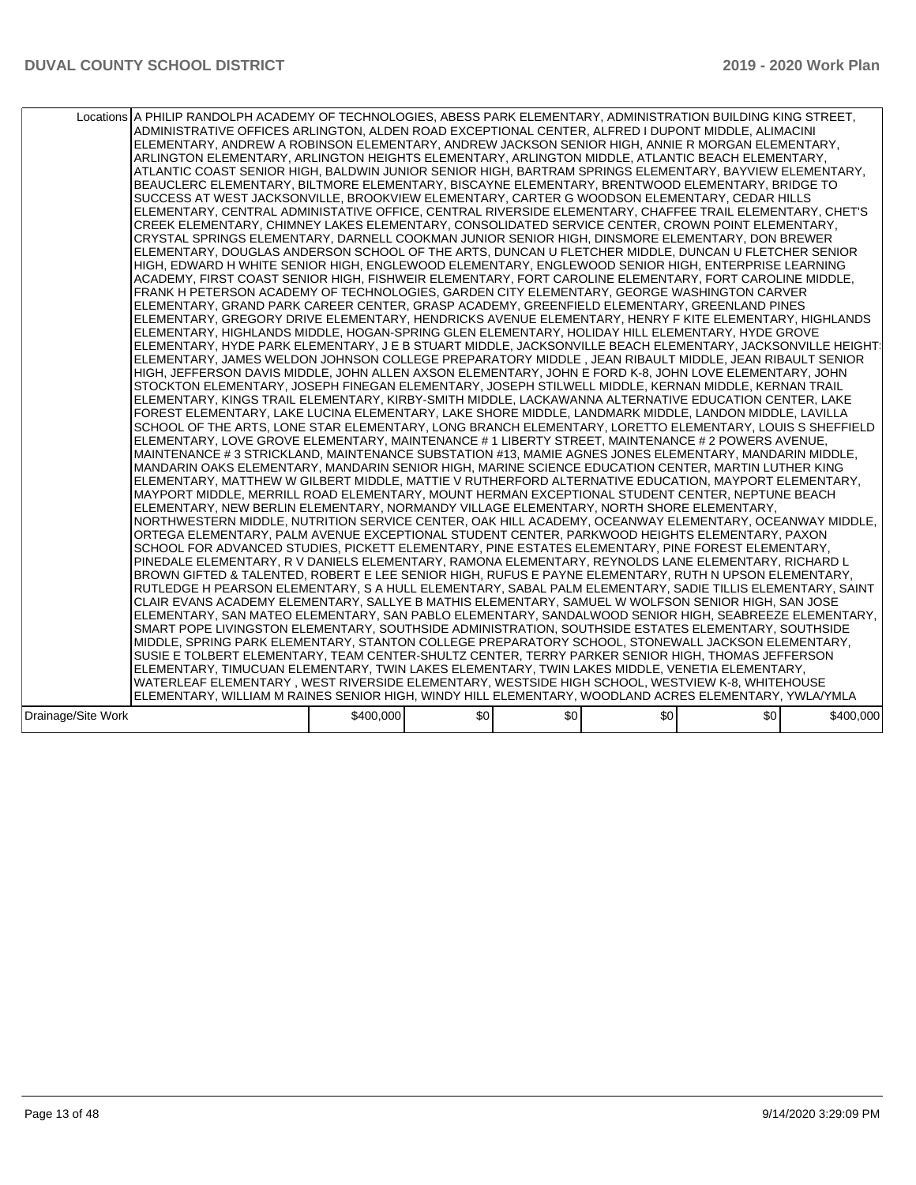| | | | | | | |
|---|---|---|---|---|---|---|
| Locations | A PHILIP RANDOLPH ACADEMY OF TECHNOLOGIES, ABESS PARK ELEMENTARY, ADMINISTRATION BUILDING KING STREET, ADMINISTRATIVE OFFICES ARLINGTON, ALDEN ROAD EXCEPTIONAL CENTER, ALFRED I DUPONT MIDDLE, ALIMACINI ELEMENTARY, ANDREW A ROBINSON ELEMENTARY, ANDREW JACKSON SENIOR HIGH, ANNIE R MORGAN ELEMENTARY, ARLINGTON ELEMENTARY, ARLINGTON HEIGHTS ELEMENTARY, ARLINGTON MIDDLE, ATLANTIC BEACH ELEMENTARY, ATLANTIC COAST SENIOR HIGH, BALDWIN JUNIOR SENIOR HIGH, BARTRAM SPRINGS ELEMENTARY, BAYVIEW ELEMENTARY, BEAUCLERC ELEMENTARY, BILTMORE ELEMENTARY, BISCAYNE ELEMENTARY, BRENTWOOD ELEMENTARY, BRIDGE TO SUCCESS AT WEST JACKSONVILLE, BROOKVIEW ELEMENTARY, CARTER G WOODSON ELEMENTARY, CEDAR HILLS ELEMENTARY, CENTRAL ADMINISTATIVE OFFICE, CENTRAL RIVERSIDE ELEMENTARY, CHAFFEE TRAIL ELEMENTARY, CHET'S CREEK ELEMENTARY, CHIMNEY LAKES ELEMENTARY, CONSOLIDATED SERVICE CENTER, CROWN POINT ELEMENTARY, CRYSTAL SPRINGS ELEMENTARY, DARNELL COOKMAN JUNIOR SENIOR HIGH, DINSMORE ELEMENTARY, DON BREWER ELEMENTARY, DOUGLAS ANDERSON SCHOOL OF THE ARTS, DUNCAN U FLETCHER MIDDLE, DUNCAN U FLETCHER SENIOR HIGH, EDWARD H WHITE SENIOR HIGH, ENGLEWOOD ELEMENTARY, ENGLEWOOD SENIOR HIGH, ENTERPRISE LEARNING ACADEMY, FIRST COAST SENIOR HIGH, FISHWEIR ELEMENTARY, FORT CAROLINE ELEMENTARY, FORT CAROLINE MIDDLE, FRANK H PETERSON ACADEMY OF TECHNOLOGIES, GARDEN CITY ELEMENTARY, GEORGE WASHINGTON CARVER ELEMENTARY, GRAND PARK CAREER CENTER, GRASP ACADEMY, GREENFIELD ELEMENTARY, GREENLAND PINES ELEMENTARY, GREGORY DRIVE ELEMENTARY, HENDRICKS AVENUE ELEMENTARY, HENRY F KITE ELEMENTARY, HIGHLANDS ELEMENTARY, HIGHLANDS MIDDLE, HOGAN-SPRING GLEN ELEMENTARY, HOLIDAY HILL ELEMENTARY, HYDE GROVE ELEMENTARY, HYDE PARK ELEMENTARY, J E B STUART MIDDLE, JACKSONVILLE BEACH ELEMENTARY, JACKSONVILLE HEIGHTS ELEMENTARY, JAMES WELDON JOHNSON COLLEGE PREPARATORY MIDDLE , JEAN RIBAULT MIDDLE, JEAN RIBAULT SENIOR HIGH, JEFFERSON DAVIS MIDDLE, JOHN ALLEN AXSON ELEMENTARY, JOHN E FORD K-8, JOHN LOVE ELEMENTARY, JOHN STOCKTON ELEMENTARY, JOSEPH FINEGAN ELEMENTARY, JOSEPH STILWELL MIDDLE, KERNAN MIDDLE, KERNAN TRAIL ELEMENTARY, KINGS TRAIL ELEMENTARY, KIRBY-SMITH MIDDLE, LACKAWANNA ALTERNATIVE EDUCATION CENTER, LAKE FOREST ELEMENTARY, LAKE LUCINA ELEMENTARY, LAKE SHORE MIDDLE, LANDMARK MIDDLE, LANDON MIDDLE, LAVILLA SCHOOL OF THE ARTS, LONE STAR ELEMENTARY, LONG BRANCH ELEMENTARY, LORETTO ELEMENTARY, LOUIS S SHEFFIELD ELEMENTARY, LOVE GROVE ELEMENTARY, MAINTENANCE # 1 LIBERTY STREET, MAINTENANCE # 2 POWERS AVENUE, MAINTENANCE # 3 STRICKLAND, MAINTENANCE SUBSTATION #13, MAMIE AGNES JONES ELEMENTARY, MANDARIN MIDDLE, MANDARIN OAKS ELEMENTARY, MANDARIN SENIOR HIGH, MARINE SCIENCE EDUCATION CENTER, MARTIN LUTHER KING ELEMENTARY, MATTHEW W GILBERT MIDDLE, MATTIE V RUTHERFORD ALTERNATIVE EDUCATION, MAYPORT ELEMENTARY, MAYPORT MIDDLE, MERRILL ROAD ELEMENTARY, MOUNT HERMAN EXCEPTIONAL STUDENT CENTER, NEPTUNE BEACH ELEMENTARY, NEW BERLIN ELEMENTARY, NORMANDY VILLAGE ELEMENTARY, NORTH SHORE ELEMENTARY, NORTHWESTERN MIDDLE, NUTRITION SERVICE CENTER, OAK HILL ACADEMY, OCEANWAY ELEMENTARY, OCEANWAY MIDDLE, ORTEGA ELEMENTARY, PALM AVENUE EXCEPTIONAL STUDENT CENTER, PARKWOOD HEIGHTS ELEMENTARY, PAXON SCHOOL FOR ADVANCED STUDIES, PICKETT ELEMENTARY, PINE ESTATES ELEMENTARY, PINE FOREST ELEMENTARY, PINEDALE ELEMENTARY, R V DANIELS ELEMENTARY, RAMONA ELEMENTARY, REYNOLDS LANE ELEMENTARY, RICHARD L BROWN GIFTED & TALENTED, ROBERT E LEE SENIOR HIGH, RUFUS E PAYNE ELEMENTARY, RUTH N UPSON ELEMENTARY, RUTLEDGE H PEARSON ELEMENTARY, S A HULL ELEMENTARY, SABAL PALM ELEMENTARY, SADIE TILLIS ELEMENTARY, SAINT CLAIR EVANS ACADEMY ELEMENTARY, SALLYE B MATHIS ELEMENTARY, SAMUEL W WOLFSON SENIOR HIGH, SAN JOSE ELEMENTARY, SAN MATEO ELEMENTARY, SAN PABLO ELEMENTARY, SANDALWOOD SENIOR HIGH, SEABREEZE ELEMENTARY, SMART POPE LIVINGSTON ELEMENTARY, SOUTHSIDE ADMINISTRATION, SOUTHSIDE ESTATES ELEMENTARY, SOUTHSIDE MIDDLE, SPRING PARK ELEMENTARY, STANTON COLLEGE PREPARATORY SCHOOL, STONEWALL JACKSON ELEMENTARY, SUSIE E TOLBERT ELEMENTARY, TEAM CENTER-SHULTZ CENTER, TERRY PARKER SENIOR HIGH, THOMAS JEFFERSON ELEMENTARY, TIMUCUAN ELEMENTARY, TWIN LAKES ELEMENTARY, TWIN LAKES MIDDLE, VENETIA ELEMENTARY, WATERLEAF ELEMENTARY , WEST RIVERSIDE ELEMENTARY, WESTSIDE HIGH SCHOOL, WESTVIEW K-8, WHITEHOUSE ELEMENTARY, WILLIAM M RAINES SENIOR HIGH, WINDY HILL ELEMENTARY, WOODLAND ACRES ELEMENTARY, YWLA/YMLA | | | | | |
| Drainage/Site Work | | $400,000 | $0 | $0 | $0 | $0 | $400,000 |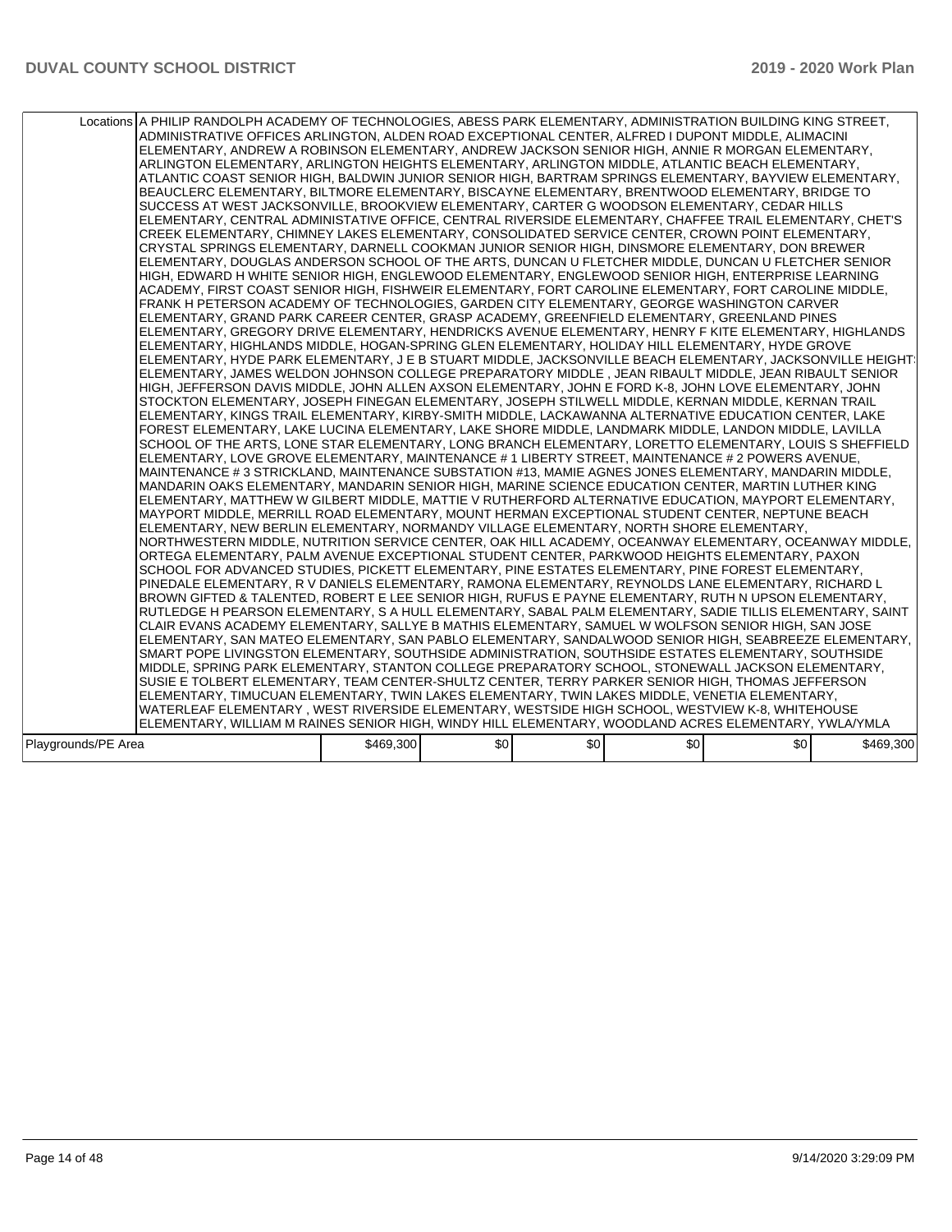| | | | | | | |
|---|---|---|---|---|---|---|
| Locations | A PHILIP RANDOLPH ACADEMY OF TECHNOLOGIES, ABESS PARK ELEMENTARY, ADMINISTRATION BUILDING KING STREET, ADMINISTRATIVE OFFICES ARLINGTON, ALDEN ROAD EXCEPTIONAL CENTER, ALFRED I DUPONT MIDDLE, ALIMACINI ELEMENTARY, ANDREW A ROBINSON ELEMENTARY, ANDREW JACKSON SENIOR HIGH, ANNIE R MORGAN ELEMENTARY, ARLINGTON ELEMENTARY, ARLINGTON HEIGHTS ELEMENTARY, ARLINGTON MIDDLE, ATLANTIC BEACH ELEMENTARY, ATLANTIC COAST SENIOR HIGH, BALDWIN JUNIOR SENIOR HIGH, BARTRAM SPRINGS ELEMENTARY, BAYVIEW ELEMENTARY, BEAUCLERC ELEMENTARY, BILTMORE ELEMENTARY, BISCAYNE ELEMENTARY, BRENTWOOD ELEMENTARY, BRIDGE TO SUCCESS AT WEST JACKSONVILLE, BROOKVIEW ELEMENTARY, CARTER G WOODSON ELEMENTARY, CEDAR HILLS ELEMENTARY, CENTRAL ADMINISTATIVE OFFICE, CENTRAL RIVERSIDE ELEMENTARY, CHAFFEE TRAIL ELEMENTARY, CHET'S CREEK ELEMENTARY, CHIMNEY LAKES ELEMENTARY, CONSOLIDATED SERVICE CENTER, CROWN POINT ELEMENTARY, CRYSTAL SPRINGS ELEMENTARY, DARNELL COOKMAN JUNIOR SENIOR HIGH, DINSMORE ELEMENTARY, DON BREWER ELEMENTARY, DOUGLAS ANDERSON SCHOOL OF THE ARTS, DUNCAN U FLETCHER MIDDLE, DUNCAN U FLETCHER SENIOR HIGH, EDWARD H WHITE SENIOR HIGH, ENGLEWOOD ELEMENTARY, ENGLEWOOD SENIOR HIGH, ENTERPRISE LEARNING ACADEMY, FIRST COAST SENIOR HIGH, FISHWEIR ELEMENTARY, FORT CAROLINE ELEMENTARY, FORT CAROLINE MIDDLE, FRANK H PETERSON ACADEMY OF TECHNOLOGIES, GARDEN CITY ELEMENTARY, GEORGE WASHINGTON CARVER ELEMENTARY, GRAND PARK CAREER CENTER, GRASP ACADEMY, GREENFIELD ELEMENTARY, GREENLAND PINES ELEMENTARY, GREGORY DRIVE ELEMENTARY, HENDRICKS AVENUE ELEMENTARY, HENRY F KITE ELEMENTARY, HIGHLANDS ELEMENTARY, HIGHLANDS MIDDLE, HOGAN-SPRING GLEN ELEMENTARY, HOLIDAY HILL ELEMENTARY, HYDE GROVE ELEMENTARY, HYDE PARK ELEMENTARY, J E B STUART MIDDLE, JACKSONVILLE BEACH ELEMENTARY, JACKSONVILLE HEIGHTS ELEMENTARY, JAMES WELDON JOHNSON COLLEGE PREPARATORY MIDDLE , JEAN RIBAULT MIDDLE, JEAN RIBAULT SENIOR HIGH, JEFFERSON DAVIS MIDDLE, JOHN ALLEN AXSON ELEMENTARY, JOHN E FORD K-8, JOHN LOVE ELEMENTARY, JOHN STOCKTON ELEMENTARY, JOSEPH FINEGAN ELEMENTARY, JOSEPH STILWELL MIDDLE, KERNAN MIDDLE, KERNAN TRAIL ELEMENTARY, KINGS TRAIL ELEMENTARY, KIRBY-SMITH MIDDLE, LACKAWANNA ALTERNATIVE EDUCATION CENTER, LAKE FOREST ELEMENTARY, LAKE LUCINA ELEMENTARY, LAKE SHORE MIDDLE, LANDMARK MIDDLE, LANDON MIDDLE, LAVILLA SCHOOL OF THE ARTS, LONE STAR ELEMENTARY, LONG BRANCH ELEMENTARY, LORETTO ELEMENTARY, LOUIS S SHEFFIELD ELEMENTARY, LOVE GROVE ELEMENTARY, MAINTENANCE # 1 LIBERTY STREET, MAINTENANCE # 2 POWERS AVENUE, MAINTENANCE # 3 STRICKLAND, MAINTENANCE SUBSTATION #13, MAMIE AGNES JONES ELEMENTARY, MANDARIN MIDDLE, MANDARIN OAKS ELEMENTARY, MANDARIN SENIOR HIGH, MARINE SCIENCE EDUCATION CENTER, MARTIN LUTHER KING ELEMENTARY, MATTHEW W GILBERT MIDDLE, MATTIE V RUTHERFORD ALTERNATIVE EDUCATION, MAYPORT ELEMENTARY, MAYPORT MIDDLE, MERRILL ROAD ELEMENTARY, MOUNT HERMAN EXCEPTIONAL STUDENT CENTER, NEPTUNE BEACH ELEMENTARY, NEW BERLIN ELEMENTARY, NORMANDY VILLAGE ELEMENTARY, NORTH SHORE ELEMENTARY, NORTHWESTERN MIDDLE, NUTRITION SERVICE CENTER, OAK HILL ACADEMY, OCEANWAY ELEMENTARY, OCEANWAY MIDDLE, ORTEGA ELEMENTARY, PALM AVENUE EXCEPTIONAL STUDENT CENTER, PARKWOOD HEIGHTS ELEMENTARY, PAXON SCHOOL FOR ADVANCED STUDIES, PICKETT ELEMENTARY, PINE ESTATES ELEMENTARY, PINE FOREST ELEMENTARY, PINEDALE ELEMENTARY, R V DANIELS ELEMENTARY, RAMONA ELEMENTARY, REYNOLDS LANE ELEMENTARY, RICHARD L BROWN GIFTED & TALENTED, ROBERT E LEE SENIOR HIGH, RUFUS E PAYNE ELEMENTARY, RUTH N UPSON ELEMENTARY, RUTLEDGE H PEARSON ELEMENTARY, S A HULL ELEMENTARY, SABAL PALM ELEMENTARY, SADIE TILLIS ELEMENTARY, SAINT CLAIR EVANS ACADEMY ELEMENTARY, SALLYE B MATHIS ELEMENTARY, SAMUEL W WOLFSON SENIOR HIGH, SAN JOSE ELEMENTARY, SAN MATEO ELEMENTARY, SAN PABLO ELEMENTARY, SANDALWOOD SENIOR HIGH, SEABREEZE ELEMENTARY, SMART POPE LIVINGSTON ELEMENTARY, SOUTHSIDE ADMINISTRATION, SOUTHSIDE ESTATES ELEMENTARY, SOUTHSIDE MIDDLE, SPRING PARK ELEMENTARY, STANTON COLLEGE PREPARATORY SCHOOL, STONEWALL JACKSON ELEMENTARY, SUSIE E TOLBERT ELEMENTARY, TEAM CENTER-SHULTZ CENTER, TERRY PARKER SENIOR HIGH, THOMAS JEFFERSON ELEMENTARY, TIMUCUAN ELEMENTARY, TWIN LAKES ELEMENTARY, TWIN LAKES MIDDLE, VENETIA ELEMENTARY, WATERLEAF ELEMENTARY , WEST RIVERSIDE ELEMENTARY, WESTSIDE HIGH SCHOOL, WESTVIEW K-8, WHITEHOUSE ELEMENTARY, WILLIAM M RAINES SENIOR HIGH, WINDY HILL ELEMENTARY, WOODLAND ACRES ELEMENTARY, YWLA/YMLA | | | | | |
| Playgrounds/PE Area | | $469,300 | $0 | $0 | $0 | $0 | $469,300 |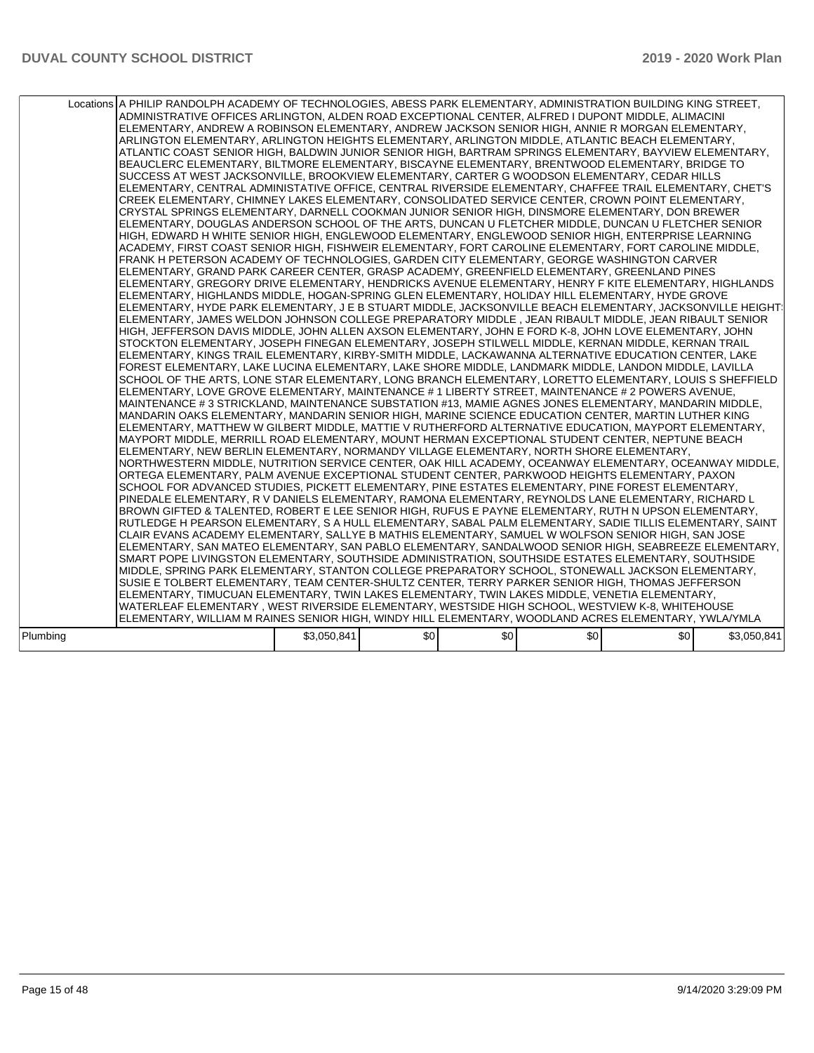| | | | | | | |
|---|---|---|---|---|---|---|
| Locations | A PHILIP RANDOLPH ACADEMY OF TECHNOLOGIES, ABESS PARK ELEMENTARY, ADMINISTRATION BUILDING KING STREET, ADMINISTRATIVE OFFICES ARLINGTON, ALDEN ROAD EXCEPTIONAL CENTER, ALFRED I DUPONT MIDDLE, ALIMACINI ELEMENTARY, ANDREW A ROBINSON ELEMENTARY, ANDREW JACKSON SENIOR HIGH, ANNIE R MORGAN ELEMENTARY, ARLINGTON ELEMENTARY, ARLINGTON HEIGHTS ELEMENTARY, ARLINGTON MIDDLE, ATLANTIC BEACH ELEMENTARY, ATLANTIC COAST SENIOR HIGH, BALDWIN JUNIOR SENIOR HIGH, BARTRAM SPRINGS ELEMENTARY, BAYVIEW ELEMENTARY, BEAUCLERC ELEMENTARY, BILTMORE ELEMENTARY, BISCAYNE ELEMENTARY, BRENTWOOD ELEMENTARY, BRIDGE TO SUCCESS AT WEST JACKSONVILLE, BROOKVIEW ELEMENTARY, CARTER G WOODSON ELEMENTARY, CEDAR HILLS ELEMENTARY, CENTRAL ADMINISTATIVE OFFICE, CENTRAL RIVERSIDE ELEMENTARY, CHAFFEE TRAIL ELEMENTARY, CHET'S CREEK ELEMENTARY, CHIMNEY LAKES ELEMENTARY, CONSOLIDATED SERVICE CENTER, CROWN POINT ELEMENTARY, CRYSTAL SPRINGS ELEMENTARY, DARNELL COOKMAN JUNIOR SENIOR HIGH, DINSMORE ELEMENTARY, DON BREWER ELEMENTARY, DOUGLAS ANDERSON SCHOOL OF THE ARTS, DUNCAN U FLETCHER MIDDLE, DUNCAN U FLETCHER SENIOR HIGH, EDWARD H WHITE SENIOR HIGH, ENGLEWOOD ELEMENTARY, ENGLEWOOD SENIOR HIGH, ENTERPRISE LEARNING ACADEMY, FIRST COAST SENIOR HIGH, FISHWEIR ELEMENTARY, FORT CAROLINE ELEMENTARY, FORT CAROLINE MIDDLE, FRANK H PETERSON ACADEMY OF TECHNOLOGIES, GARDEN CITY ELEMENTARY, GEORGE WASHINGTON CARVER ELEMENTARY, GRAND PARK CAREER CENTER, GRASP ACADEMY, GREENFIELD ELEMENTARY, GREENLAND PINES ELEMENTARY, GREGORY DRIVE ELEMENTARY, HENDRICKS AVENUE ELEMENTARY, HENRY F KITE ELEMENTARY, HIGHLANDS ELEMENTARY, HIGHLANDS MIDDLE, HOGAN-SPRING GLEN ELEMENTARY, HOLIDAY HILL ELEMENTARY, HYDE GROVE ELEMENTARY, HYDE PARK ELEMENTARY, J E B STUART MIDDLE, JACKSONVILLE BEACH ELEMENTARY, JACKSONVILLE HEIGHTS ELEMENTARY, JAMES WELDON JOHNSON COLLEGE PREPARATORY MIDDLE , JEAN RIBAULT MIDDLE, JEAN RIBAULT SENIOR HIGH, JEFFERSON DAVIS MIDDLE, JOHN ALLEN AXSON ELEMENTARY, JOHN E FORD K-8, JOHN LOVE ELEMENTARY, JOHN STOCKTON ELEMENTARY, JOSEPH FINEGAN ELEMENTARY, JOSEPH STILWELL MIDDLE, KERNAN MIDDLE, KERNAN TRAIL ELEMENTARY, KINGS TRAIL ELEMENTARY, KIRBY-SMITH MIDDLE, LACKAWANNA ALTERNATIVE EDUCATION CENTER, LAKE FOREST ELEMENTARY, LAKE LUCINA ELEMENTARY, LAKE SHORE MIDDLE, LANDMARK MIDDLE, LANDON MIDDLE, LAVILLA SCHOOL OF THE ARTS, LONE STAR ELEMENTARY, LONG BRANCH ELEMENTARY, LORETTO ELEMENTARY, LOUIS S SHEFFIELD ELEMENTARY, LOVE GROVE ELEMENTARY, MAINTENANCE # 1 LIBERTY STREET, MAINTENANCE # 2 POWERS AVENUE, MAINTENANCE # 3 STRICKLAND, MAINTENANCE SUBSTATION #13, MAMIE AGNES JONES ELEMENTARY, MANDARIN MIDDLE, MANDARIN OAKS ELEMENTARY, MANDARIN SENIOR HIGH, MARINE SCIENCE EDUCATION CENTER, MARTIN LUTHER KING ELEMENTARY, MATTHEW W GILBERT MIDDLE, MATTIE V RUTHERFORD ALTERNATIVE EDUCATION, MAYPORT ELEMENTARY, MAYPORT MIDDLE, MERRILL ROAD ELEMENTARY, MOUNT HERMAN EXCEPTIONAL STUDENT CENTER, NEPTUNE BEACH ELEMENTARY, NEW BERLIN ELEMENTARY, NORMANDY VILLAGE ELEMENTARY, NORTH SHORE ELEMENTARY, NORTHWESTERN MIDDLE, NUTRITION SERVICE CENTER, OAK HILL ACADEMY, OCEANWAY ELEMENTARY, OCEANWAY MIDDLE, ORTEGA ELEMENTARY, PALM AVENUE EXCEPTIONAL STUDENT CENTER, PARKWOOD HEIGHTS ELEMENTARY, PAXON SCHOOL FOR ADVANCED STUDIES, PICKETT ELEMENTARY, PINE ESTATES ELEMENTARY, PINE FOREST ELEMENTARY, PINEDALE ELEMENTARY, R V DANIELS ELEMENTARY, RAMONA ELEMENTARY, REYNOLDS LANE ELEMENTARY, RICHARD L BROWN GIFTED & TALENTED, ROBERT E LEE SENIOR HIGH, RUFUS E PAYNE ELEMENTARY, RUTH N UPSON ELEMENTARY, RUTLEDGE H PEARSON ELEMENTARY, S A HULL ELEMENTARY, SABAL PALM ELEMENTARY, SADIE TILLIS ELEMENTARY, SAINT CLAIR EVANS ACADEMY ELEMENTARY, SALLYE B MATHIS ELEMENTARY, SAMUEL W WOLFSON SENIOR HIGH, SAN JOSE ELEMENTARY, SAN MATEO ELEMENTARY, SAN PABLO ELEMENTARY, SANDALWOOD SENIOR HIGH, SEABREEZE ELEMENTARY, SMART POPE LIVINGSTON ELEMENTARY, SOUTHSIDE ADMINISTRATION, SOUTHSIDE ESTATES ELEMENTARY, SOUTHSIDE MIDDLE, SPRING PARK ELEMENTARY, STANTON COLLEGE PREPARATORY SCHOOL, STONEWALL JACKSON ELEMENTARY, SUSIE E TOLBERT ELEMENTARY, TEAM CENTER-SHULTZ CENTER, TERRY PARKER SENIOR HIGH, THOMAS JEFFERSON ELEMENTARY, TIMUCUAN ELEMENTARY, TWIN LAKES ELEMENTARY, TWIN LAKES MIDDLE, VENETIA ELEMENTARY, WATERLEAF ELEMENTARY , WEST RIVERSIDE ELEMENTARY, WESTSIDE HIGH SCHOOL, WESTVIEW K-8, WHITEHOUSE ELEMENTARY, WILLIAM M RAINES SENIOR HIGH, WINDY HILL ELEMENTARY, WOODLAND ACRES ELEMENTARY, YWLA/YMLA | | | | | |
| Plumbing | | $3,050,841 | $0 | $0 | $0 | $0 | $3,050,841 |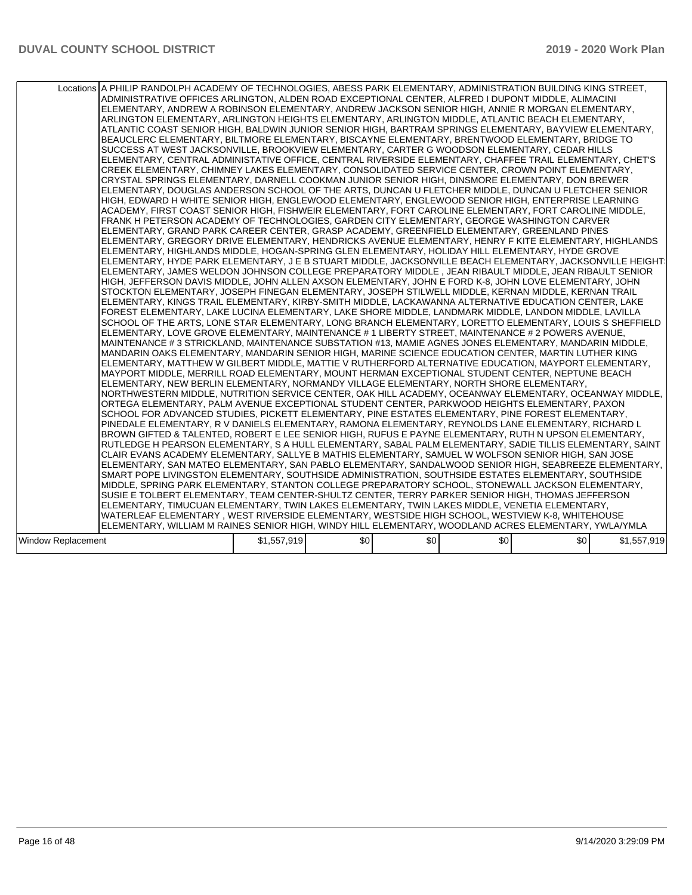| | | | | | | |
|---|---|---|---|---|---|---|
| Locations | A PHILIP RANDOLPH ACADEMY OF TECHNOLOGIES, ABESS PARK ELEMENTARY, ADMINISTRATION BUILDING KING STREET, ADMINISTRATIVE OFFICES ARLINGTON, ALDEN ROAD EXCEPTIONAL CENTER, ALFRED I DUPONT MIDDLE, ALIMACINI ELEMENTARY, ANDREW A ROBINSON ELEMENTARY, ANDREW JACKSON SENIOR HIGH, ANNIE R MORGAN ELEMENTARY, ARLINGTON ELEMENTARY, ARLINGTON HEIGHTS ELEMENTARY, ARLINGTON MIDDLE, ATLANTIC BEACH ELEMENTARY, ATLANTIC COAST SENIOR HIGH, BALDWIN JUNIOR SENIOR HIGH, BARTRAM SPRINGS ELEMENTARY, BAYVIEW ELEMENTARY, BEAUCLERC ELEMENTARY, BILTMORE ELEMENTARY, BISCAYNE ELEMENTARY, BRENTWOOD ELEMENTARY, BRIDGE TO SUCCESS AT WEST JACKSONVILLE, BROOKVIEW ELEMENTARY, CARTER G WOODSON ELEMENTARY, CEDAR HILLS ELEMENTARY, CENTRAL ADMINISTATIVE OFFICE, CENTRAL RIVERSIDE ELEMENTARY, CHAFFEE TRAIL ELEMENTARY, CHET'S CREEK ELEMENTARY, CHIMNEY LAKES ELEMENTARY, CONSOLIDATED SERVICE CENTER, CROWN POINT ELEMENTARY, CRYSTAL SPRINGS ELEMENTARY, DARNELL COOKMAN JUNIOR SENIOR HIGH, DINSMORE ELEMENTARY, DON BREWER ELEMENTARY, DOUGLAS ANDERSON SCHOOL OF THE ARTS, DUNCAN U FLETCHER MIDDLE, DUNCAN U FLETCHER SENIOR HIGH, EDWARD H WHITE SENIOR HIGH, ENGLEWOOD ELEMENTARY, ENGLEWOOD SENIOR HIGH, ENTERPRISE LEARNING ACADEMY, FIRST COAST SENIOR HIGH, FISHWEIR ELEMENTARY, FORT CAROLINE ELEMENTARY, FORT CAROLINE MIDDLE, FRANK H PETERSON ACADEMY OF TECHNOLOGIES, GARDEN CITY ELEMENTARY, GEORGE WASHINGTON CARVER ELEMENTARY, GRAND PARK CAREER CENTER, GRASP ACADEMY, GREENFIELD ELEMENTARY, GREENLAND PINES ELEMENTARY, GREGORY DRIVE ELEMENTARY, HENDRICKS AVENUE ELEMENTARY, HENRY F KITE ELEMENTARY, HIGHLANDS ELEMENTARY, HIGHLANDS MIDDLE, HOGAN-SPRING GLEN ELEMENTARY, HOLIDAY HILL ELEMENTARY, HYDE GROVE ELEMENTARY, HYDE PARK ELEMENTARY, J E B STUART MIDDLE, JACKSONVILLE BEACH ELEMENTARY, JACKSONVILLE HEIGHTS ELEMENTARY, JAMES WELDON JOHNSON COLLEGE PREPARATORY MIDDLE , JEAN RIBAULT MIDDLE, JEAN RIBAULT SENIOR HIGH, JEFFERSON DAVIS MIDDLE, JOHN ALLEN AXSON ELEMENTARY, JOHN E FORD K-8, JOHN LOVE ELEMENTARY, JOHN STOCKTON ELEMENTARY, JOSEPH FINEGAN ELEMENTARY, JOSEPH STILWELL MIDDLE, KERNAN MIDDLE, KERNAN TRAIL ELEMENTARY, KINGS TRAIL ELEMENTARY, KIRBY-SMITH MIDDLE, LACKAWANNA ALTERNATIVE EDUCATION CENTER, LAKE FOREST ELEMENTARY, LAKE LUCINA ELEMENTARY, LAKE SHORE MIDDLE, LANDMARK MIDDLE, LANDON MIDDLE, LAVILLA SCHOOL OF THE ARTS, LONE STAR ELEMENTARY, LONG BRANCH ELEMENTARY, LORETTO ELEMENTARY, LOUIS S SHEFFIELD ELEMENTARY, LOVE GROVE ELEMENTARY, MAINTENANCE # 1 LIBERTY STREET, MAINTENANCE # 2 POWERS AVENUE, MAINTENANCE # 3 STRICKLAND, MAINTENANCE SUBSTATION #13, MAMIE AGNES JONES ELEMENTARY, MANDARIN MIDDLE, MANDARIN OAKS ELEMENTARY, MANDARIN SENIOR HIGH, MARINE SCIENCE EDUCATION CENTER, MARTIN LUTHER KING ELEMENTARY, MATTHEW W GILBERT MIDDLE, MATTIE V RUTHERFORD ALTERNATIVE EDUCATION, MAYPORT ELEMENTARY, MAYPORT MIDDLE, MERRILL ROAD ELEMENTARY, MOUNT HERMAN EXCEPTIONAL STUDENT CENTER, NEPTUNE BEACH ELEMENTARY, NEW BERLIN ELEMENTARY, NORMANDY VILLAGE ELEMENTARY, NORTH SHORE ELEMENTARY, NORTHWESTERN MIDDLE, NUTRITION SERVICE CENTER, OAK HILL ACADEMY, OCEANWAY ELEMENTARY, OCEANWAY MIDDLE, ORTEGA ELEMENTARY, PALM AVENUE EXCEPTIONAL STUDENT CENTER, PARKWOOD HEIGHTS ELEMENTARY, PAXON SCHOOL FOR ADVANCED STUDIES, PICKETT ELEMENTARY, PINE ESTATES ELEMENTARY, PINE FOREST ELEMENTARY, PINEDALE ELEMENTARY, R V DANIELS ELEMENTARY, RAMONA ELEMENTARY, REYNOLDS LANE ELEMENTARY, RICHARD L BROWN GIFTED & TALENTED, ROBERT E LEE SENIOR HIGH, RUFUS E PAYNE ELEMENTARY, RUTH N UPSON ELEMENTARY, RUTLEDGE H PEARSON ELEMENTARY, S A HULL ELEMENTARY, SABAL PALM ELEMENTARY, SADIE TILLIS ELEMENTARY, SAINT CLAIR EVANS ACADEMY ELEMENTARY, SALLYE B MATHIS ELEMENTARY, SAMUEL W WOLFSON SENIOR HIGH, SAN JOSE ELEMENTARY, SAN MATEO ELEMENTARY, SAN PABLO ELEMENTARY, SANDALWOOD SENIOR HIGH, SEABREEZE ELEMENTARY, SMART POPE LIVINGSTON ELEMENTARY, SOUTHSIDE ADMINISTRATION, SOUTHSIDE ESTATES ELEMENTARY, SOUTHSIDE MIDDLE, SPRING PARK ELEMENTARY, STANTON COLLEGE PREPARATORY SCHOOL, STONEWALL JACKSON ELEMENTARY, SUSIE E TOLBERT ELEMENTARY, TEAM CENTER-SHULTZ CENTER, TERRY PARKER SENIOR HIGH, THOMAS JEFFERSON ELEMENTARY, TIMUCUAN ELEMENTARY, TWIN LAKES ELEMENTARY, TWIN LAKES MIDDLE, VENETIA ELEMENTARY, WATERLEAF ELEMENTARY , WEST RIVERSIDE ELEMENTARY, WESTSIDE HIGH SCHOOL, WESTVIEW K-8, WHITEHOUSE ELEMENTARY, WILLIAM M RAINES SENIOR HIGH, WINDY HILL ELEMENTARY, WOODLAND ACRES ELEMENTARY, YWLA/YMLA | | | | | |
| Window Replacement | $1,557,919 | $0 | $0 | $0 | $0 | $1,557,919 |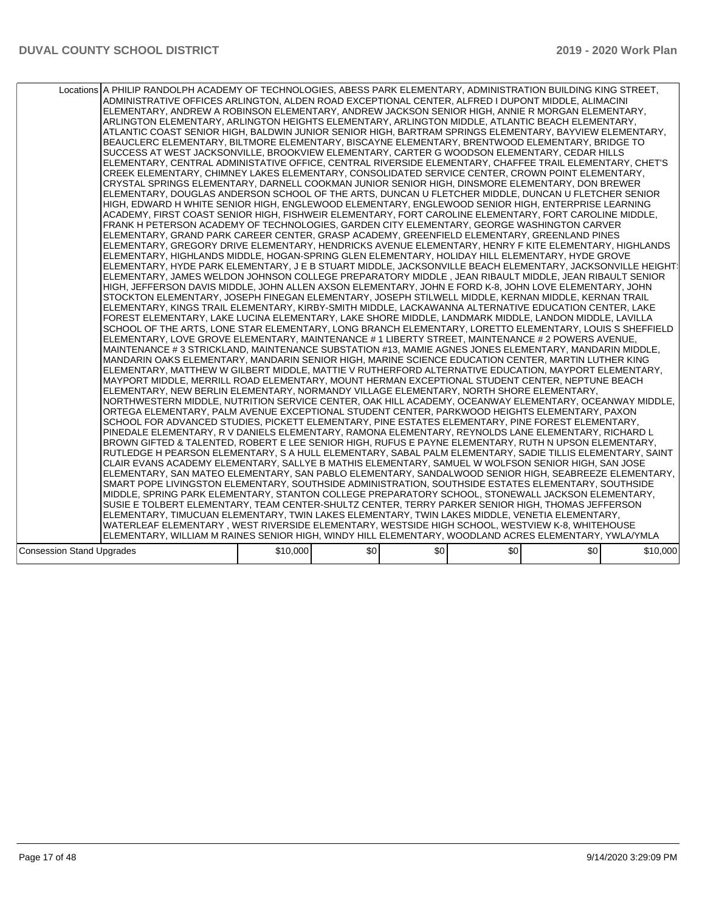| | | | | | | |
|---|---|---|---|---|---|---|
| Locations | A PHILIP RANDOLPH ACADEMY OF TECHNOLOGIES, ABESS PARK ELEMENTARY, ADMINISTRATION BUILDING KING STREET, ADMINISTRATIVE OFFICES ARLINGTON, ALDEN ROAD EXCEPTIONAL CENTER, ALFRED I DUPONT MIDDLE, ALIMACINI ELEMENTARY, ANDREW A ROBINSON ELEMENTARY, ANDREW JACKSON SENIOR HIGH, ANNIE R MORGAN ELEMENTARY, ARLINGTON ELEMENTARY, ARLINGTON HEIGHTS ELEMENTARY, ARLINGTON MIDDLE, ATLANTIC BEACH ELEMENTARY, ATLANTIC COAST SENIOR HIGH, BALDWIN JUNIOR SENIOR HIGH, BARTRAM SPRINGS ELEMENTARY, BAYVIEW ELEMENTARY, BEAUCLERC ELEMENTARY, BILTMORE ELEMENTARY, BISCAYNE ELEMENTARY, BRENTWOOD ELEMENTARY, BRIDGE TO SUCCESS AT WEST JACKSONVILLE, BROOKVIEW ELEMENTARY, CARTER G WOODSON ELEMENTARY, CEDAR HILLS ELEMENTARY, CENTRAL ADMINISTATIVE OFFICE, CENTRAL RIVERSIDE ELEMENTARY, CHAFFEE TRAIL ELEMENTARY, CHET'S CREEK ELEMENTARY, CHIMNEY LAKES ELEMENTARY, CONSOLIDATED SERVICE CENTER, CROWN POINT ELEMENTARY, CRYSTAL SPRINGS ELEMENTARY, DARNELL COOKMAN JUNIOR SENIOR HIGH, DINSMORE ELEMENTARY, DON BREWER ELEMENTARY, DOUGLAS ANDERSON SCHOOL OF THE ARTS, DUNCAN U FLETCHER MIDDLE, DUNCAN U FLETCHER SENIOR HIGH, EDWARD H WHITE SENIOR HIGH, ENGLEWOOD ELEMENTARY, ENGLEWOOD SENIOR HIGH, ENTERPRISE LEARNING ACADEMY, FIRST COAST SENIOR HIGH, FISHWEIR ELEMENTARY, FORT CAROLINE ELEMENTARY, FORT CAROLINE MIDDLE, FRANK H PETERSON ACADEMY OF TECHNOLOGIES, GARDEN CITY ELEMENTARY, GEORGE WASHINGTON CARVER ELEMENTARY, GRAND PARK CAREER CENTER, GRASP ACADEMY, GREENFIELD ELEMENTARY, GREENLAND PINES ELEMENTARY, GREGORY DRIVE ELEMENTARY, HENDRICKS AVENUE ELEMENTARY, HENRY F KITE ELEMENTARY, HIGHLANDS ELEMENTARY, HIGHLANDS MIDDLE, HOGAN-SPRING GLEN ELEMENTARY, HOLIDAY HILL ELEMENTARY, HYDE GROVE ELEMENTARY, HYDE PARK ELEMENTARY, J E B STUART MIDDLE, JACKSONVILLE BEACH ELEMENTARY, JACKSONVILLE HEIGHTS ELEMENTARY, JAMES WELDON JOHNSON COLLEGE PREPARATORY MIDDLE , JEAN RIBAULT MIDDLE, JEAN RIBAULT SENIOR HIGH, JEFFERSON DAVIS MIDDLE, JOHN ALLEN AXSON ELEMENTARY, JOHN E FORD K-8, JOHN LOVE ELEMENTARY, JOHN STOCKTON ELEMENTARY, JOSEPH FINEGAN ELEMENTARY, JOSEPH STILWELL MIDDLE, KERNAN MIDDLE, KERNAN TRAIL ELEMENTARY, KINGS TRAIL ELEMENTARY, KIRBY-SMITH MIDDLE, LACKAWANNA ALTERNATIVE EDUCATION CENTER, LAKE FOREST ELEMENTARY, LAKE LUCINA ELEMENTARY, LAKE SHORE MIDDLE, LANDMARK MIDDLE, LANDON MIDDLE, LAVILLA SCHOOL OF THE ARTS, LONE STAR ELEMENTARY, LONG BRANCH ELEMENTARY, LORETTO ELEMENTARY, LOUIS S SHEFFIELD ELEMENTARY, LOVE GROVE ELEMENTARY, MAINTENANCE # 1 LIBERTY STREET, MAINTENANCE # 2 POWERS AVENUE, MAINTENANCE # 3 STRICKLAND, MAINTENANCE SUBSTATION #13, MAMIE AGNES JONES ELEMENTARY, MANDARIN MIDDLE, MANDARIN OAKS ELEMENTARY, MANDARIN SENIOR HIGH, MARINE SCIENCE EDUCATION CENTER, MARTIN LUTHER KING ELEMENTARY, MATTHEW W GILBERT MIDDLE, MATTIE V RUTHERFORD ALTERNATIVE EDUCATION, MAYPORT ELEMENTARY, MAYPORT MIDDLE, MERRILL ROAD ELEMENTARY, MOUNT HERMAN EXCEPTIONAL STUDENT CENTER, NEPTUNE BEACH ELEMENTARY, NEW BERLIN ELEMENTARY, NORMANDY VILLAGE ELEMENTARY, NORTH SHORE ELEMENTARY, NORTHWESTERN MIDDLE, NUTRITION SERVICE CENTER, OAK HILL ACADEMY, OCEANWAY ELEMENTARY, OCEANWAY MIDDLE, ORTEGA ELEMENTARY, PALM AVENUE EXCEPTIONAL STUDENT CENTER, PARKWOOD HEIGHTS ELEMENTARY, PAXON SCHOOL FOR ADVANCED STUDIES, PICKETT ELEMENTARY, PINE ESTATES ELEMENTARY, PINE FOREST ELEMENTARY, PINEDALE ELEMENTARY, R V DANIELS ELEMENTARY, RAMONA ELEMENTARY, REYNOLDS LANE ELEMENTARY, RICHARD L BROWN GIFTED & TALENTED, ROBERT E LEE SENIOR HIGH, RUFUS E PAYNE ELEMENTARY, RUTH N UPSON ELEMENTARY, RUTLEDGE H PEARSON ELEMENTARY, S A HULL ELEMENTARY, SABAL PALM ELEMENTARY, SADIE TILLIS ELEMENTARY, SAINT CLAIR EVANS ACADEMY ELEMENTARY, SALLYE B MATHIS ELEMENTARY, SAMUEL W WOLFSON SENIOR HIGH, SAN JOSE ELEMENTARY, SAN MATEO ELEMENTARY, SAN PABLO ELEMENTARY, SANDALWOOD SENIOR HIGH, SEABREEZE ELEMENTARY, SMART POPE LIVINGSTON ELEMENTARY, SOUTHSIDE ADMINISTRATION, SOUTHSIDE ESTATES ELEMENTARY, SOUTHSIDE MIDDLE, SPRING PARK ELEMENTARY, STANTON COLLEGE PREPARATORY SCHOOL, STONEWALL JACKSON ELEMENTARY, SUSIE E TOLBERT ELEMENTARY, TEAM CENTER-SHULTZ CENTER, TERRY PARKER SENIOR HIGH, THOMAS JEFFERSON ELEMENTARY, TIMUCUAN ELEMENTARY, TWIN LAKES ELEMENTARY, TWIN LAKES MIDDLE, VENETIA ELEMENTARY, WATERLEAF ELEMENTARY , WEST RIVERSIDE ELEMENTARY, WESTSIDE HIGH SCHOOL, WESTVIEW K-8, WHITEHOUSE ELEMENTARY, WILLIAM M RAINES SENIOR HIGH, WINDY HILL ELEMENTARY, WOODLAND ACRES ELEMENTARY, YWLA/YMLA | | | | | |
| Consession Stand Upgrades | | $10,000 | $0 | $0 | $0 | $0 | $10,000 |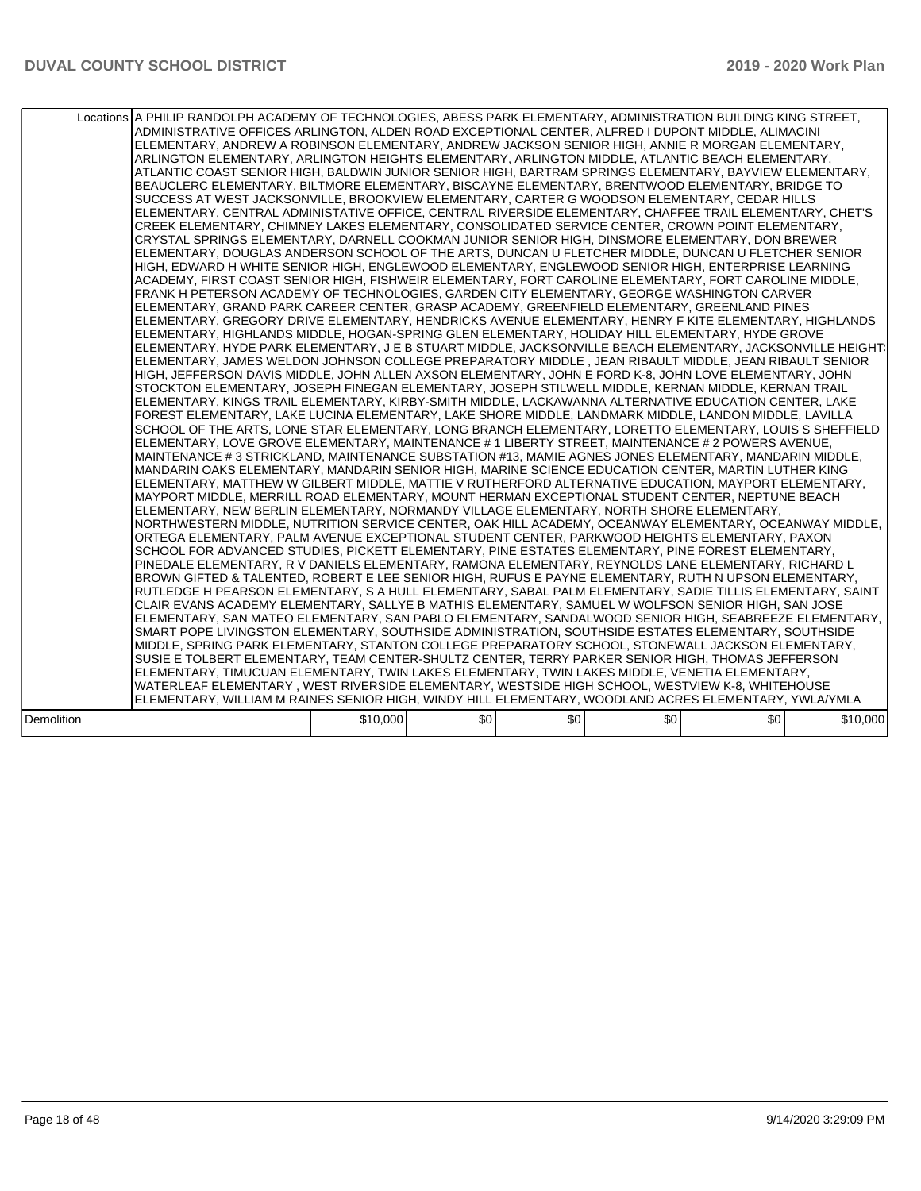| | | | | | | |
|---|---|---|---|---|---|---|
| Locations | A PHILIP RANDOLPH ACADEMY OF TECHNOLOGIES, ABESS PARK ELEMENTARY, ADMINISTRATION BUILDING KING STREET, ADMINISTRATIVE OFFICES ARLINGTON, ALDEN ROAD EXCEPTIONAL CENTER, ALFRED I DUPONT MIDDLE, ALIMACINI ELEMENTARY, ANDREW A ROBINSON ELEMENTARY, ANDREW JACKSON SENIOR HIGH, ANNIE R MORGAN ELEMENTARY, ARLINGTON ELEMENTARY, ARLINGTON HEIGHTS ELEMENTARY, ARLINGTON MIDDLE, ATLANTIC BEACH ELEMENTARY, ATLANTIC COAST SENIOR HIGH, BALDWIN JUNIOR SENIOR HIGH, BARTRAM SPRINGS ELEMENTARY, BAYVIEW ELEMENTARY, BEAUCLERC ELEMENTARY, BILTMORE ELEMENTARY, BISCAYNE ELEMENTARY, BRENTWOOD ELEMENTARY, BRIDGE TO SUCCESS AT WEST JACKSONVILLE, BROOKVIEW ELEMENTARY, CARTER G WOODSON ELEMENTARY, CEDAR HILLS ELEMENTARY, CENTRAL ADMINISTATIVE OFFICE, CENTRAL RIVERSIDE ELEMENTARY, CHAFFEE TRAIL ELEMENTARY, CHET'S CREEK ELEMENTARY, CHIMNEY LAKES ELEMENTARY, CONSOLIDATED SERVICE CENTER, CROWN POINT ELEMENTARY, CRYSTAL SPRINGS ELEMENTARY, DARNELL COOKMAN JUNIOR SENIOR HIGH, DINSMORE ELEMENTARY, DON BREWER ELEMENTARY, DOUGLAS ANDERSON SCHOOL OF THE ARTS, DUNCAN U FLETCHER MIDDLE, DUNCAN U FLETCHER SENIOR HIGH, EDWARD H WHITE SENIOR HIGH, ENGLEWOOD ELEMENTARY, ENGLEWOOD SENIOR HIGH, ENTERPRISE LEARNING ACADEMY, FIRST COAST SENIOR HIGH, FISHWEIR ELEMENTARY, FORT CAROLINE ELEMENTARY, FORT CAROLINE MIDDLE, FRANK H PETERSON ACADEMY OF TECHNOLOGIES, GARDEN CITY ELEMENTARY, GEORGE WASHINGTON CARVER ELEMENTARY, GRAND PARK CAREER CENTER, GRASP ACADEMY, GREENFIELD ELEMENTARY, GREENLAND PINES ELEMENTARY, GREGORY DRIVE ELEMENTARY, HENDRICKS AVENUE ELEMENTARY, HENRY F KITE ELEMENTARY, HIGHLANDS ELEMENTARY, HIGHLANDS MIDDLE, HOGAN-SPRING GLEN ELEMENTARY, HOLIDAY HILL ELEMENTARY, HYDE GROVE ELEMENTARY, HYDE PARK ELEMENTARY, J E B STUART MIDDLE, JACKSONVILLE BEACH ELEMENTARY, JACKSONVILLE HEIGHTS ELEMENTARY, JAMES WELDON JOHNSON COLLEGE PREPARATORY MIDDLE , JEAN RIBAULT MIDDLE, JEAN RIBAULT SENIOR HIGH, JEFFERSON DAVIS MIDDLE, JOHN ALLEN AXSON ELEMENTARY, JOHN E FORD K-8, JOHN LOVE ELEMENTARY, JOHN STOCKTON ELEMENTARY, JOSEPH FINEGAN ELEMENTARY, JOSEPH STILWELL MIDDLE, KERNAN MIDDLE, KERNAN TRAIL ELEMENTARY, KINGS TRAIL ELEMENTARY, KIRBY-SMITH MIDDLE, LACKAWANNA ALTERNATIVE EDUCATION CENTER, LAKE FOREST ELEMENTARY, LAKE LUCINA ELEMENTARY, LAKE SHORE MIDDLE, LANDMARK MIDDLE, LANDON MIDDLE, LAVILLA SCHOOL OF THE ARTS, LONE STAR ELEMENTARY, LONG BRANCH ELEMENTARY, LORETTO ELEMENTARY, LOUIS S SHEFFIELD ELEMENTARY, LOVE GROVE ELEMENTARY, MAINTENANCE # 1 LIBERTY STREET, MAINTENANCE # 2 POWERS AVENUE, MAINTENANCE # 3 STRICKLAND, MAINTENANCE SUBSTATION #13, MAMIE AGNES JONES ELEMENTARY, MANDARIN MIDDLE, MANDARIN OAKS ELEMENTARY, MANDARIN SENIOR HIGH, MARINE SCIENCE EDUCATION CENTER, MARTIN LUTHER KING ELEMENTARY, MATTHEW W GILBERT MIDDLE, MATTIE V RUTHERFORD ALTERNATIVE EDUCATION, MAYPORT ELEMENTARY, MAYPORT MIDDLE, MERRILL ROAD ELEMENTARY, MOUNT HERMAN EXCEPTIONAL STUDENT CENTER, NEPTUNE BEACH ELEMENTARY, NEW BERLIN ELEMENTARY, NORMANDY VILLAGE ELEMENTARY, NORTH SHORE ELEMENTARY, NORTHWESTERN MIDDLE, NUTRITION SERVICE CENTER, OAK HILL ACADEMY, OCEANWAY ELEMENTARY, OCEANWAY MIDDLE, ORTEGA ELEMENTARY, PALM AVENUE EXCEPTIONAL STUDENT CENTER, PARKWOOD HEIGHTS ELEMENTARY, PAXON SCHOOL FOR ADVANCED STUDIES, PICKETT ELEMENTARY, PINE ESTATES ELEMENTARY, PINE FOREST ELEMENTARY, PINEDALE ELEMENTARY, R V DANIELS ELEMENTARY, RAMONA ELEMENTARY, REYNOLDS LANE ELEMENTARY, RICHARD L BROWN GIFTED & TALENTED, ROBERT E LEE SENIOR HIGH, RUFUS E PAYNE ELEMENTARY, RUTH N UPSON ELEMENTARY, RUTLEDGE H PEARSON ELEMENTARY, S A HULL ELEMENTARY, SABAL PALM ELEMENTARY, SADIE TILLIS ELEMENTARY, SAINT CLAIR EVANS ACADEMY ELEMENTARY, SALLYE B MATHIS ELEMENTARY, SAMUEL W WOLFSON SENIOR HIGH, SAN JOSE ELEMENTARY, SAN MATEO ELEMENTARY, SAN PABLO ELEMENTARY, SANDALWOOD SENIOR HIGH, SEABREEZE ELEMENTARY, SMART POPE LIVINGSTON ELEMENTARY, SOUTHSIDE ADMINISTRATION, SOUTHSIDE ESTATES ELEMENTARY, SOUTHSIDE MIDDLE, SPRING PARK ELEMENTARY, STANTON COLLEGE PREPARATORY SCHOOL, STONEWALL JACKSON ELEMENTARY, SUSIE E TOLBERT ELEMENTARY, TEAM CENTER-SHULTZ CENTER, TERRY PARKER SENIOR HIGH, THOMAS JEFFERSON ELEMENTARY, TIMUCUAN ELEMENTARY, TWIN LAKES ELEMENTARY, TWIN LAKES MIDDLE, VENETIA ELEMENTARY, WATERLEAF ELEMENTARY , WEST RIVERSIDE ELEMENTARY, WESTSIDE HIGH SCHOOL, WESTVIEW K-8, WHITEHOUSE ELEMENTARY, WILLIAM M RAINES SENIOR HIGH, WINDY HILL ELEMENTARY, WOODLAND ACRES ELEMENTARY, YWLA/YMLA | | | | | |
| Demolition | | $10,000 | $0 | $0 | $0 | $0 | $10,000 |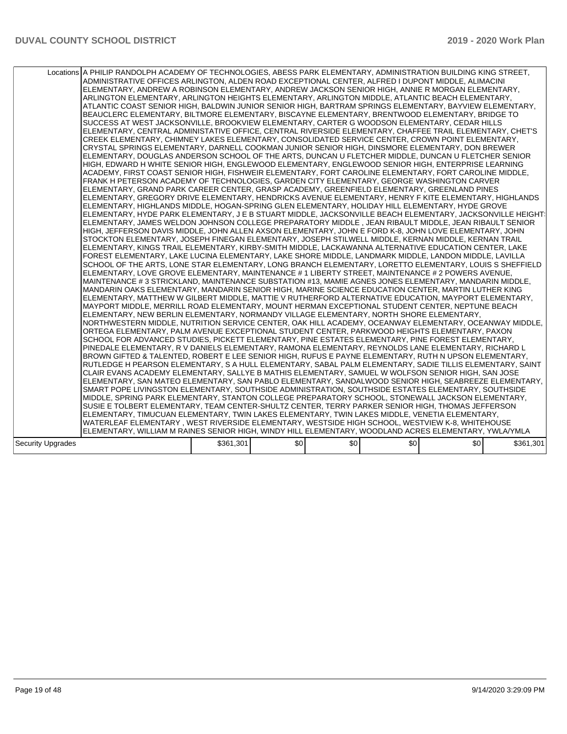| | | | | | | | |
|---|---|---|---|---|---|---|---|
| Locations | A PHILIP RANDOLPH ACADEMY OF TECHNOLOGIES, ABESS PARK ELEMENTARY, ADMINISTRATION BUILDING KING STREET, ADMINISTRATIVE OFFICES ARLINGTON, ALDEN ROAD EXCEPTIONAL CENTER, ALFRED I DUPONT MIDDLE, ALIMACINI ELEMENTARY, ANDREW A ROBINSON ELEMENTARY, ANDREW JACKSON SENIOR HIGH, ANNIE R MORGAN ELEMENTARY, ARLINGTON ELEMENTARY, ARLINGTON HEIGHTS ELEMENTARY, ARLINGTON MIDDLE, ATLANTIC BEACH ELEMENTARY, ATLANTIC COAST SENIOR HIGH, BALDWIN JUNIOR SENIOR HIGH, BARTRAM SPRINGS ELEMENTARY, BAYVIEW ELEMENTARY, BEAUCLERC ELEMENTARY, BILTMORE ELEMENTARY, BISCAYNE ELEMENTARY, BRENTWOOD ELEMENTARY, BRIDGE TO SUCCESS AT WEST JACKSONVILLE, BROOKVIEW ELEMENTARY, CARTER G WOODSON ELEMENTARY, CEDAR HILLS ELEMENTARY, CENTRAL ADMINISTATIVE OFFICE, CENTRAL RIVERSIDE ELEMENTARY, CHAFFEE TRAIL ELEMENTARY, CHET'S CREEK ELEMENTARY, CHIMNEY LAKES ELEMENTARY, CONSOLIDATED SERVICE CENTER, CROWN POINT ELEMENTARY, CRYSTAL SPRINGS ELEMENTARY, DARNELL COOKMAN JUNIOR SENIOR HIGH, DINSMORE ELEMENTARY, DON BREWER ELEMENTARY, DOUGLAS ANDERSON SCHOOL OF THE ARTS, DUNCAN U FLETCHER MIDDLE, DUNCAN U FLETCHER SENIOR HIGH, EDWARD H WHITE SENIOR HIGH, ENGLEWOOD ELEMENTARY, ENGLEWOOD SENIOR HIGH, ENTERPRISE LEARNING ACADEMY, FIRST COAST SENIOR HIGH, FISHWEIR ELEMENTARY, FORT CAROLINE ELEMENTARY, FORT CAROLINE MIDDLE, FRANK H PETERSON ACADEMY OF TECHNOLOGIES, GARDEN CITY ELEMENTARY, GEORGE WASHINGTON CARVER ELEMENTARY, GRAND PARK CAREER CENTER, GRASP ACADEMY, GREENFIELD ELEMENTARY, GREENLAND PINES ELEMENTARY, GREGORY DRIVE ELEMENTARY, HENDRICKS AVENUE ELEMENTARY, HENRY F KITE ELEMENTARY, HIGHLANDS ELEMENTARY, HIGHLANDS MIDDLE, HOGAN-SPRING GLEN ELEMENTARY, HOLIDAY HILL ELEMENTARY, HYDE GROVE ELEMENTARY, HYDE PARK ELEMENTARY, J E B STUART MIDDLE, JACKSONVILLE BEACH ELEMENTARY, JACKSONVILLE HEIGHTS ELEMENTARY, JAMES WELDON JOHNSON COLLEGE PREPARATORY MIDDLE , JEAN RIBAULT MIDDLE, JEAN RIBAULT SENIOR HIGH, JEFFERSON DAVIS MIDDLE, JOHN ALLEN AXSON ELEMENTARY, JOHN E FORD K-8, JOHN LOVE ELEMENTARY, JOHN STOCKTON ELEMENTARY, JOSEPH FINEGAN ELEMENTARY, JOSEPH STILWELL MIDDLE, KERNAN MIDDLE, KERNAN TRAIL ELEMENTARY, KINGS TRAIL ELEMENTARY, KIRBY-SMITH MIDDLE, LACKAWANNA ALTERNATIVE EDUCATION CENTER, LAKE FOREST ELEMENTARY, LAKE LUCINA ELEMENTARY, LAKE SHORE MIDDLE, LANDMARK MIDDLE, LANDON MIDDLE, LAVILLA SCHOOL OF THE ARTS, LONE STAR ELEMENTARY, LONG BRANCH ELEMENTARY, LORETTO ELEMENTARY, LOUIS S SHEFFIELD ELEMENTARY, LOVE GROVE ELEMENTARY, MAINTENANCE # 1 LIBERTY STREET, MAINTENANCE # 2 POWERS AVENUE, MAINTENANCE # 3 STRICKLAND, MAINTENANCE SUBSTATION #13, MAMIE AGNES JONES ELEMENTARY, MANDARIN MIDDLE, MANDARIN OAKS ELEMENTARY, MANDARIN SENIOR HIGH, MARINE SCIENCE EDUCATION CENTER, MARTIN LUTHER KING ELEMENTARY, MATTHEW W GILBERT MIDDLE, MATTIE V RUTHERFORD ALTERNATIVE EDUCATION, MAYPORT ELEMENTARY, MAYPORT MIDDLE, MERRILL ROAD ELEMENTARY, MOUNT HERMAN EXCEPTIONAL STUDENT CENTER, NEPTUNE BEACH ELEMENTARY, NEW BERLIN ELEMENTARY, NORMANDY VILLAGE ELEMENTARY, NORTH SHORE ELEMENTARY, NORTHWESTERN MIDDLE, NUTRITION SERVICE CENTER, OAK HILL ACADEMY, OCEANWAY ELEMENTARY, OCEANWAY MIDDLE, ORTEGA ELEMENTARY, PALM AVENUE EXCEPTIONAL STUDENT CENTER, PARKWOOD HEIGHTS ELEMENTARY, PAXON SCHOOL FOR ADVANCED STUDIES, PICKETT ELEMENTARY, PINE ESTATES ELEMENTARY, PINE FOREST ELEMENTARY, PINEDALE ELEMENTARY, R V DANIELS ELEMENTARY, RAMONA ELEMENTARY, REYNOLDS LANE ELEMENTARY, RICHARD L BROWN GIFTED & TALENTED, ROBERT E LEE SENIOR HIGH, RUFUS E PAYNE ELEMENTARY, RUTH N UPSON ELEMENTARY, RUTLEDGE H PEARSON ELEMENTARY, S A HULL ELEMENTARY, SABAL PALM ELEMENTARY, SADIE TILLIS ELEMENTARY, SAINT CLAIR EVANS ACADEMY ELEMENTARY, SALLYE B MATHIS ELEMENTARY, SAMUEL W WOLFSON SENIOR HIGH, SAN JOSE ELEMENTARY, SAN MATEO ELEMENTARY, SAN PABLO ELEMENTARY, SANDALWOOD SENIOR HIGH, SEABREEZE ELEMENTARY, SMART POPE LIVINGSTON ELEMENTARY, SOUTHSIDE ADMINISTRATION, SOUTHSIDE ESTATES ELEMENTARY, SOUTHSIDE MIDDLE, SPRING PARK ELEMENTARY, STANTON COLLEGE PREPARATORY SCHOOL, STONEWALL JACKSON ELEMENTARY, SUSIE E TOLBERT ELEMENTARY, TEAM CENTER-SHULTZ CENTER, TERRY PARKER SENIOR HIGH, THOMAS JEFFERSON ELEMENTARY, TIMUCUAN ELEMENTARY, TWIN LAKES ELEMENTARY, TWIN LAKES MIDDLE, VENETIA ELEMENTARY, WATERLEAF ELEMENTARY , WEST RIVERSIDE ELEMENTARY, WESTSIDE HIGH SCHOOL, WESTVIEW K-8, WHITEHOUSE ELEMENTARY, WILLIAM M RAINES SENIOR HIGH, WINDY HILL ELEMENTARY, WOODLAND ACRES ELEMENTARY, YWLA/YMLA | | | | | | |
| Security Upgrades | | $361,301 | $0 | $0 | $0 | $0 | $361,301 |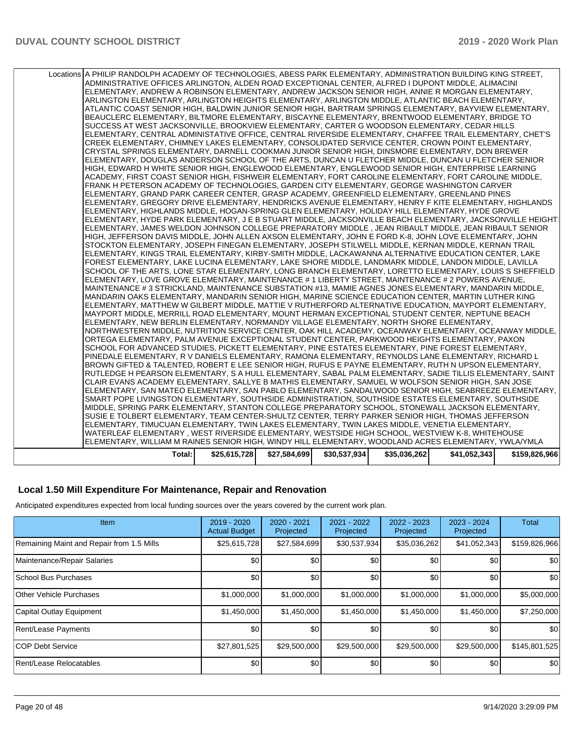| | | | | | | |
|---|---|---|---|---|---|---|
| Locations | A PHILIP RANDOLPH ACADEMY OF TECHNOLOGIES, ABESS PARK ELEMENTARY, ADMINISTRATION BUILDING KING STREET, ADMINISTRATIVE OFFICES ARLINGTON, ALDEN ROAD EXCEPTIONAL CENTER, ALFRED I DUPONT MIDDLE, ALIMACINI ELEMENTARY, ANDREW A ROBINSON ELEMENTARY, ANDREW JACKSON SENIOR HIGH, ANNIE R MORGAN ELEMENTARY, ARLINGTON ELEMENTARY, ARLINGTON HEIGHTS ELEMENTARY, ARLINGTON MIDDLE, ATLANTIC BEACH ELEMENTARY, ATLANTIC COAST SENIOR HIGH, BALDWIN JUNIOR SENIOR HIGH, BARTRAM SPRINGS ELEMENTARY, BAYVIEW ELEMENTARY, BEAUCLERC ELEMENTARY, BILTMORE ELEMENTARY, BISCAYNE ELEMENTARY, BRENTWOOD ELEMENTARY, BRIDGE TO SUCCESS AT WEST JACKSONVILLE, BROOKVIEW ELEMENTARY, CARTER G WOODSON ELEMENTARY, CEDAR HILLS ELEMENTARY, CENTRAL ADMINISTATIVE OFFICE, CENTRAL RIVERSIDE ELEMENTARY, CHAFFEE TRAIL ELEMENTARY, CHET'S CREEK ELEMENTARY, CHIMNEY LAKES ELEMENTARY, CONSOLIDATED SERVICE CENTER, CROWN POINT ELEMENTARY, CRYSTAL SPRINGS ELEMENTARY, DARNELL COOKMAN JUNIOR SENIOR HIGH, DINSMORE ELEMENTARY, DON BREWER ELEMENTARY, DOUGLAS ANDERSON SCHOOL OF THE ARTS, DUNCAN U FLETCHER MIDDLE, DUNCAN U FLETCHER SENIOR HIGH, EDWARD H WHITE SENIOR HIGH, ENGLEWOOD ELEMENTARY, ENGLEWOOD SENIOR HIGH, ENTERPRISE LEARNING ACADEMY, FIRST COAST SENIOR HIGH, FISHWEIR ELEMENTARY, FORT CAROLINE ELEMENTARY, FORT CAROLINE MIDDLE, FRANK H PETERSON ACADEMY OF TECHNOLOGIES, GARDEN CITY ELEMENTARY, GEORGE WASHINGTON CARVER ELEMENTARY, GRAND PARK CAREER CENTER, GRASP ACADEMY, GREENFIELD ELEMENTARY, GREENLAND PINES ELEMENTARY, GREGORY DRIVE ELEMENTARY, HENDRICKS AVENUE ELEMENTARY, HENRY F KITE ELEMENTARY, HIGHLANDS ELEMENTARY, HIGHLANDS MIDDLE, HOGAN-SPRING GLEN ELEMENTARY, HOLIDAY HILL ELEMENTARY, HYDE GROVE ELEMENTARY, HYDE PARK ELEMENTARY, J E B STUART MIDDLE, JACKSONVILLE BEACH ELEMENTARY, JACKSONVILLE HEIGHTS ELEMENTARY, JAMES WELDON JOHNSON COLLEGE PREPARATORY MIDDLE , JEAN RIBAULT MIDDLE, JEAN RIBAULT SENIOR HIGH, JEFFERSON DAVIS MIDDLE, JOHN ALLEN AXSON ELEMENTARY, JOHN E FORD K-8, JOHN LOVE ELEMENTARY, JOHN STOCKTON ELEMENTARY, JOSEPH FINEGAN ELEMENTARY, JOSEPH STILWELL MIDDLE, KERNAN MIDDLE, KERNAN TRAIL ELEMENTARY, KINGS TRAIL ELEMENTARY, KIRBY-SMITH MIDDLE, LACKAWANNA ALTERNATIVE EDUCATION CENTER, LAKE FOREST ELEMENTARY, LAKE LUCINA ELEMENTARY, LAKE SHORE MIDDLE, LANDMARK MIDDLE, LANDON MIDDLE, LAVILLA SCHOOL OF THE ARTS, LONE STAR ELEMENTARY, LONG BRANCH ELEMENTARY, LORETTO ELEMENTARY, LOUIS S SHEFFIELD ELEMENTARY, LOVE GROVE ELEMENTARY, MAINTENANCE # 1 LIBERTY STREET, MAINTENANCE # 2 POWERS AVENUE, MAINTENANCE # 3 STRICKLAND, MAINTENANCE SUBSTATION #13, MAMIE AGNES JONES ELEMENTARY, MANDARIN MIDDLE, MANDARIN OAKS ELEMENTARY, MANDARIN SENIOR HIGH, MARINE SCIENCE EDUCATION CENTER, MARTIN LUTHER KING ELEMENTARY, MATTHEW W GILBERT MIDDLE, MATTIE V RUTHERFORD ALTERNATIVE EDUCATION, MAYPORT ELEMENTARY, MAYPORT MIDDLE, MERRILL ROAD ELEMENTARY, MOUNT HERMAN EXCEPTIONAL STUDENT CENTER, NEPTUNE BEACH ELEMENTARY, NEW BERLIN ELEMENTARY, NORMANDY VILLAGE ELEMENTARY, NORTH SHORE ELEMENTARY, NORTHWESTERN MIDDLE, NUTRITION SERVICE CENTER, OAK HILL ACADEMY, OCEANWAY ELEMENTARY, OCEANWAY MIDDLE, ORTEGA ELEMENTARY, PALM AVENUE EXCEPTIONAL STUDENT CENTER, PARKWOOD HEIGHTS ELEMENTARY, PAXON SCHOOL FOR ADVANCED STUDIES, PICKETT ELEMENTARY, PINE ESTATES ELEMENTARY, PINE FOREST ELEMENTARY, PINEDALE ELEMENTARY, R V DANIELS ELEMENTARY, RAMONA ELEMENTARY, REYNOLDS LANE ELEMENTARY, RICHARD L BROWN GIFTED & TALENTED, ROBERT E LEE SENIOR HIGH, RUFUS E PAYNE ELEMENTARY, RUTH N UPSON ELEMENTARY, RUTLEDGE H PEARSON ELEMENTARY, S A HULL ELEMENTARY, SABAL PALM ELEMENTARY, SADIE TILLIS ELEMENTARY, SAINT CLAIR EVANS ACADEMY ELEMENTARY, SALLYE B MATHIS ELEMENTARY, SAMUEL W WOLFSON SENIOR HIGH, SAN JOSE ELEMENTARY, SAN MATEO ELEMENTARY, SAN PABLO ELEMENTARY, SANDALWOOD SENIOR HIGH, SEABREEZE ELEMENTARY, SMART POPE LIVINGSTON ELEMENTARY, SOUTHSIDE ADMINISTRATION, SOUTHSIDE ESTATES ELEMENTARY, SOUTHSIDE MIDDLE, SPRING PARK ELEMENTARY, STANTON COLLEGE PREPARATORY SCHOOL, STONEWALL JACKSON ELEMENTARY, SUSIE E TOLBERT ELEMENTARY, TEAM CENTER-SHULTZ CENTER, TERRY PARKER SENIOR HIGH, THOMAS JEFFERSON ELEMENTARY, TIMUCUAN ELEMENTARY, TWIN LAKES ELEMENTARY, TWIN LAKES MIDDLE, VENETIA ELEMENTARY, WATERLEAF ELEMENTARY , WEST RIVERSIDE ELEMENTARY, WESTSIDE HIGH SCHOOL, WESTVIEW K-8, WHITEHOUSE ELEMENTARY, WILLIAM M RAINES SENIOR HIGH, WINDY HILL ELEMENTARY, WOODLAND ACRES ELEMENTARY, YWLA/YMLA | | | | | |
| | Total: | $25,615,728 | $27,584,699 | $30,537,934 | $35,036,262 | $41,052,343 | $159,826,966 |

## Local 1.50 Mill Expenditure For Maintenance, Repair and Renovation

Anticipated expenditures expected from local funding sources over the years covered by the current work plan.

| Item | 2019 - 2020 Actual Budget | 2020 - 2021 Projected | 2021 - 2022 Projected | 2022 - 2023 Projected | 2023 - 2024 Projected | Total |
|---|---|---|---|---|---|---|
| Remaining Maint and Repair from 1.5 Mills | $25,615,728 | $27,584,699 | $30,537,934 | $35,036,262 | $41,052,343 | $159,826,966 |
| Maintenance/Repair Salaries | $0 | $0 | $0 | $0 | $0 | $0 |
| School Bus Purchases | $0 | $0 | $0 | $0 | $0 | $0 |
| Other Vehicle Purchases | $1,000,000 | $1,000,000 | $1,000,000 | $1,000,000 | $1,000,000 | $5,000,000 |
| Capital Outlay Equipment | $1,450,000 | $1,450,000 | $1,450,000 | $1,450,000 | $1,450,000 | $7,250,000 |
| Rent/Lease Payments | $0 | $0 | $0 | $0 | $0 | $0 |
| COP Debt Service | $27,801,525 | $29,500,000 | $29,500,000 | $29,500,000 | $29,500,000 | $145,801,525 |
| Rent/Lease Relocatables | $0 | $0 | $0 | $0 | $0 | $0 |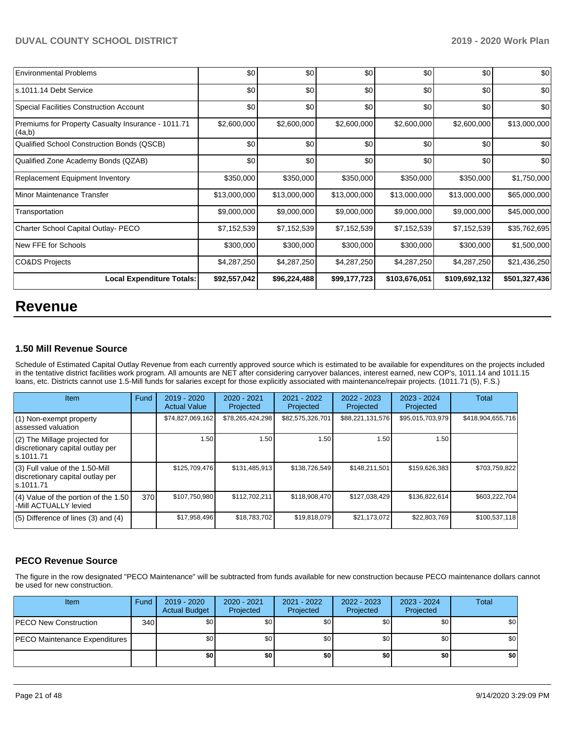| | | | | | | |
|---|---|---|---|---|---|---|
| Environmental Problems | $0 | $0 | $0 | $0 | $0 | $0 |
| s.1011.14 Debt Service | $0 | $0 | $0 | $0 | $0 | $0 |
| Special Facilities Construction Account | $0 | $0 | $0 | $0 | $0 | $0 |
| Premiums for Property Casualty Insurance - 1011.71 (4a,b) | $2,600,000 | $2,600,000 | $2,600,000 | $2,600,000 | $2,600,000 | $13,000,000 |
| Qualified School Construction Bonds (QSCB) | $0 | $0 | $0 | $0 | $0 | $0 |
| Qualified Zone Academy Bonds (QZAB) | $0 | $0 | $0 | $0 | $0 | $0 |
| Replacement Equipment Inventory | $350,000 | $350,000 | $350,000 | $350,000 | $350,000 | $1,750,000 |
| Minor Maintenance Transfer | $13,000,000 | $13,000,000 | $13,000,000 | $13,000,000 | $13,000,000 | $65,000,000 |
| Transportation | $9,000,000 | $9,000,000 | $9,000,000 | $9,000,000 | $9,000,000 | $45,000,000 |
| Charter School Capital Outlay- PECO | $7,152,539 | $7,152,539 | $7,152,539 | $7,152,539 | $7,152,539 | $35,762,695 |
| New FFE for Schools | $300,000 | $300,000 | $300,000 | $300,000 | $300,000 | $1,500,000 |
| CO&DS Projects | $4,287,250 | $4,287,250 | $4,287,250 | $4,287,250 | $4,287,250 | $21,436,250 |
| **Local Expenditure Totals:** | **$92,557,042** | **$96,224,488** | **$99,177,723** | **$103,676,051** | **$109,692,132** | **$501,327,436** |

# Revenue

### 1.50 Mill Revenue Source

Schedule of Estimated Capital Outlay Revenue from each currently approved source which is estimated to be available for expenditures on the projects included in the tentative district facilities work program. All amounts are NET after considering carryover balances, interest earned, new COP's, 1011.14 and 1011.15 loans, etc. Districts cannot use 1.5-Mill funds for salaries except for those explicitly associated with maintenance/repair projects. (1011.71 (5), F.S.)

| Item | Fund | 2019 - 2020 Actual Value | 2020 - 2021 Projected | 2021 - 2022 Projected | 2022 - 2023 Projected | 2023 - 2024 Projected | Total |
|---|---|---|---|---|---|---|---|
| (1) Non-exempt property assessed valuation | | $74,827,069,162 | $78,265,424,298 | $82,575,326,701 | $88,221,131,576 | $95,015,703,979 | $418,904,655,716 |
| (2) The Millage projected for discretionary capital outlay per s.1011.71 | | 1.50 | 1.50 | 1.50 | 1.50 | 1.50 | |
| (3) Full value of the 1.50-Mill discretionary capital outlay per s.1011.71 | | $125,709,476 | $131,485,913 | $138,726,549 | $148,211,501 | $159,626,383 | $703,759,822 |
| (4) Value of the portion of the 1.50 -Mill ACTUALLY levied | 370 | $107,750,980 | $112,702,211 | $118,908,470 | $127,038,429 | $136,822,614 | $603,222,704 |
| (5) Difference of lines (3) and (4) | | $17,958,496 | $18,783,702 | $19,818,079 | $21,173,072 | $22,803,769 | $100,537,118 |

### PECO Revenue Source

The figure in the row designated "PECO Maintenance" will be subtracted from funds available for new construction because PECO maintenance dollars cannot be used for new construction.

| Item | Fund | 2019 - 2020 Actual Budget | 2020 - 2021 Projected | 2021 - 2022 Projected | 2022 - 2023 Projected | 2023 - 2024 Projected | Total |
|---|---|---|---|---|---|---|---|
| PECO New Construction | 340 | $0 | $0 | $0 | $0 | $0 | $0 |
| PECO Maintenance Expenditures | | $0 | $0 | $0 | $0 | $0 | $0 |
| | | **$0** | **$0** | **$0** | **$0** | **$0** | **$0** |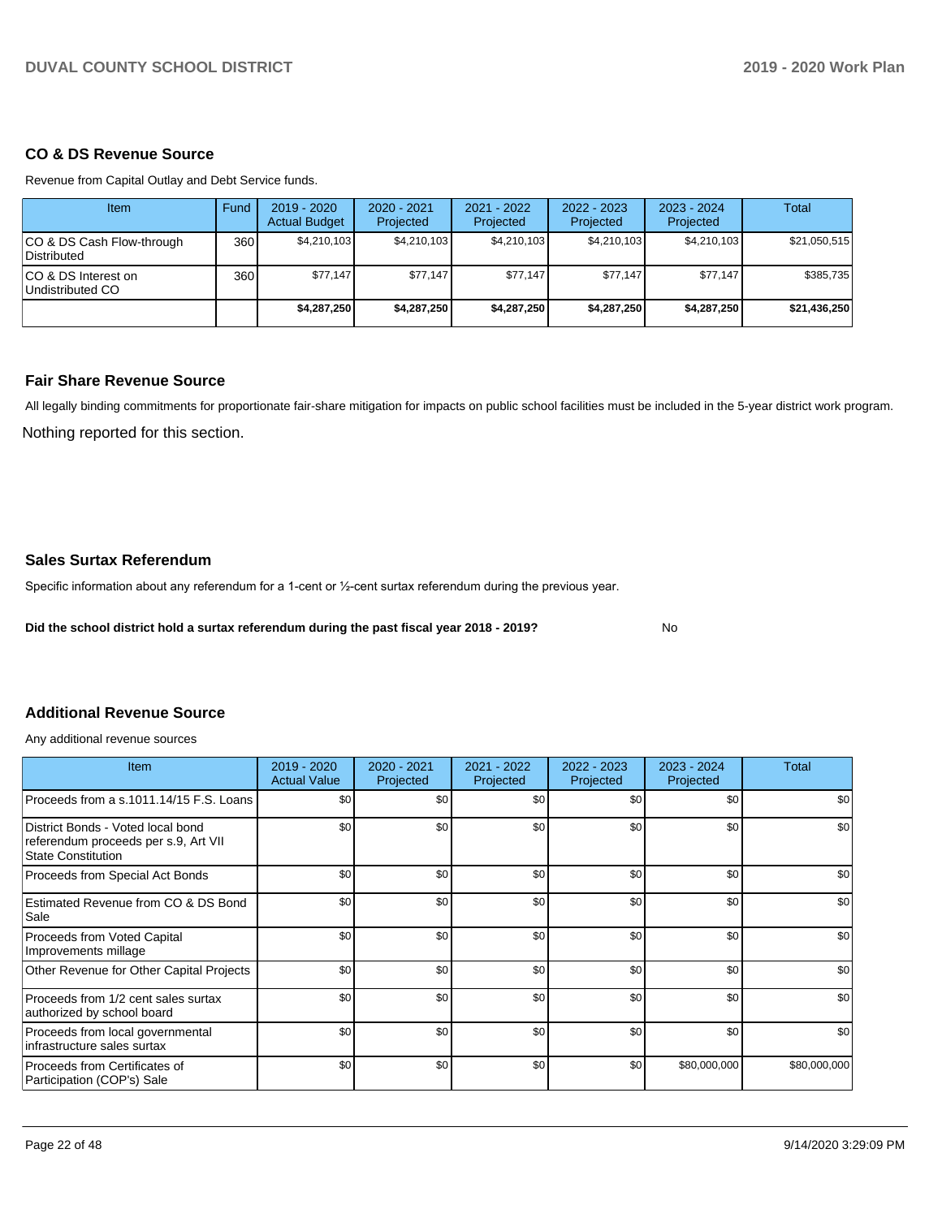### CO & DS Revenue Source

Revenue from Capital Outlay and Debt Service funds.

| Item | Fund | 2019 - 2020 Actual Budget | 2020 - 2021 Projected | 2021 - 2022 Projected | 2022 - 2023 Projected | 2023 - 2024 Projected | Total |
|---|---|---|---|---|---|---|---|
| CO & DS Cash Flow-through Distributed | 360 | $4,210,103 | $4,210,103 | $4,210,103 | $4,210,103 | $4,210,103 | $21,050,515 |
| CO & DS Interest on Undistributed CO | 360 | $77,147 | $77,147 | $77,147 | $77,147 | $77,147 | $385,735 |
| | | **$4,287,250** | **$4,287,250** | **$4,287,250** | **$4,287,250** | **$4,287,250** | **$21,436,250** |

### Fair Share Revenue Source

All legally binding commitments for proportionate fair-share mitigation for impacts on public school facilities must be included in the 5-year district work program.

Nothing reported for this section.

### Sales Surtax Referendum

Specific information about any referendum for a 1-cent or ½-cent surtax referendum during the previous year.

**Did the school district hold a surtax referendum during the past fiscal year 2018 - 2019?** No

### Additional Revenue Source

Any additional revenue sources

| Item | 2019 - 2020 Actual Value | 2020 - 2021 Projected | 2021 - 2022 Projected | 2022 - 2023 Projected | 2023 - 2024 Projected | Total |
|---|---|---|---|---|---|---|
| Proceeds from a s.1011.14/15 F.S. Loans | $0 | $0 | $0 | $0 | $0 | $0 |
| District Bonds - Voted local bond referendum proceeds per s.9, Art VII State Constitution | $0 | $0 | $0 | $0 | $0 | $0 |
| Proceeds from Special Act Bonds | $0 | $0 | $0 | $0 | $0 | $0 |
| Estimated Revenue from CO & DS Bond Sale | $0 | $0 | $0 | $0 | $0 | $0 |
| Proceeds from Voted Capital Improvements millage | $0 | $0 | $0 | $0 | $0 | $0 |
| Other Revenue for Other Capital Projects | $0 | $0 | $0 | $0 | $0 | $0 |
| Proceeds from 1/2 cent sales surtax authorized by school board | $0 | $0 | $0 | $0 | $0 | $0 |
| Proceeds from local governmental infrastructure sales surtax | $0 | $0 | $0 | $0 | $0 | $0 |
| Proceeds from Certificates of Participation (COP's) Sale | $0 | $0 | $0 | $0 | $80,000,000 | $80,000,000 |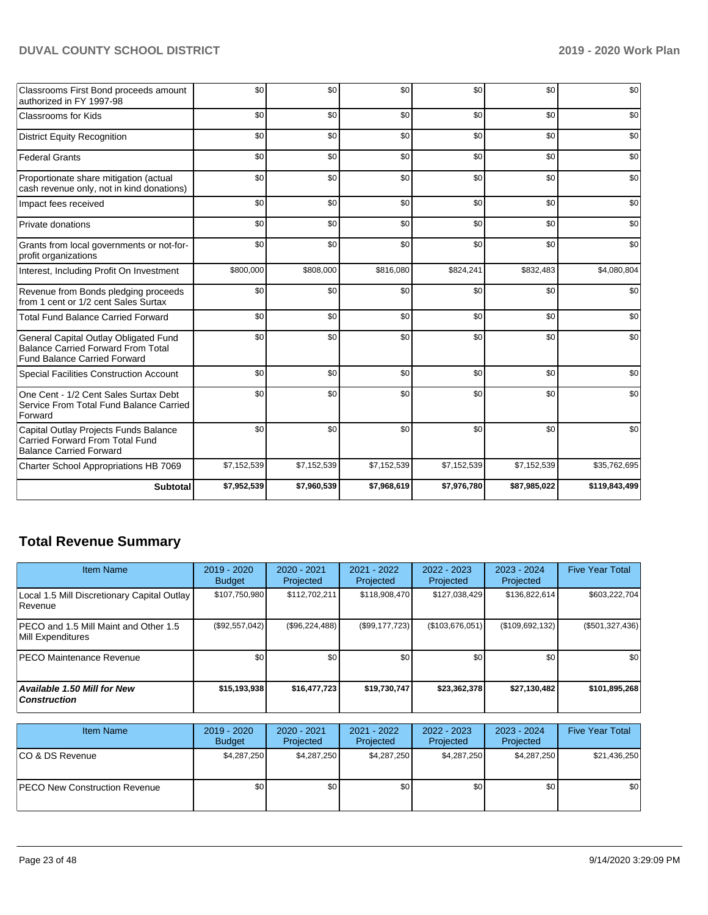| | | | | | | |
|---|---|---|---|---|---|---|
| Classrooms First Bond proceeds amount authorized in FY 1997-98 | $0 | $0 | $0 | $0 | $0 | $0 |
| Classrooms for Kids | $0 | $0 | $0 | $0 | $0 | $0 |
| District Equity Recognition | $0 | $0 | $0 | $0 | $0 | $0 |
| Federal Grants | $0 | $0 | $0 | $0 | $0 | $0 |
| Proportionate share mitigation (actual cash revenue only, not in kind donations) | $0 | $0 | $0 | $0 | $0 | $0 |
| Impact fees received | $0 | $0 | $0 | $0 | $0 | $0 |
| Private donations | $0 | $0 | $0 | $0 | $0 | $0 |
| Grants from local governments or not-for-profit organizations | $0 | $0 | $0 | $0 | $0 | $0 |
| Interest, Including Profit On Investment | $800,000 | $808,000 | $816,080 | $824,241 | $832,483 | $4,080,804 |
| Revenue from Bonds pledging proceeds from 1 cent or 1/2 cent Sales Surtax | $0 | $0 | $0 | $0 | $0 | $0 |
| Total Fund Balance Carried Forward | $0 | $0 | $0 | $0 | $0 | $0 |
| General Capital Outlay Obligated Fund Balance Carried Forward From Total Fund Balance Carried Forward | $0 | $0 | $0 | $0 | $0 | $0 |
| Special Facilities Construction Account | $0 | $0 | $0 | $0 | $0 | $0 |
| One Cent - 1/2 Cent Sales Surtax Debt Service From Total Fund Balance Carried Forward | $0 | $0 | $0 | $0 | $0 | $0 |
| Capital Outlay Projects Funds Balance Carried Forward From Total Fund Balance Carried Forward | $0 | $0 | $0 | $0 | $0 | $0 |
| Charter School Appropriations HB 7069 | $7,152,539 | $7,152,539 | $7,152,539 | $7,152,539 | $7,152,539 | $35,762,695 |
| **Subtotal** | **$7,952,539** | **$7,960,539** | **$7,968,619** | **$7,976,780** | **$87,985,022** | **$119,843,499** |

## Total Revenue Summary

| Item Name | 2019 - 2020 Budget | 2020 - 2021 Projected | 2021 - 2022 Projected | 2022 - 2023 Projected | 2023 - 2024 Projected | Five Year Total |
|---|---|---|---|---|---|---|
| Local 1.5 Mill Discretionary Capital Outlay Revenue | $107,750,980 | $112,702,211 | $118,908,470 | $127,038,429 | $136,822,614 | $603,222,704 |
| PECO and 1.5 Mill Maint and Other 1.5 Mill Expenditures | ($92,557,042) | ($96,224,488) | ($99,177,723) | ($103,676,051) | ($109,692,132) | ($501,327,436) |
| PECO Maintenance Revenue | $0 | $0 | $0 | $0 | $0 | $0 |
| ***Available 1.50 Mill for New Construction*** | **$15,193,938** | **$16,477,723** | **$19,730,747** | **$23,362,378** | **$27,130,482** | **$101,895,268** |

| Item Name | 2019 - 2020 Budget | 2020 - 2021 Projected | 2021 - 2022 Projected | 2022 - 2023 Projected | 2023 - 2024 Projected | Five Year Total |
|---|---|---|---|---|---|---|
| CO & DS Revenue | $4,287,250 | $4,287,250 | $4,287,250 | $4,287,250 | $4,287,250 | $21,436,250 |
| PECO New Construction Revenue | $0 | $0 | $0 | $0 | $0 | $0 |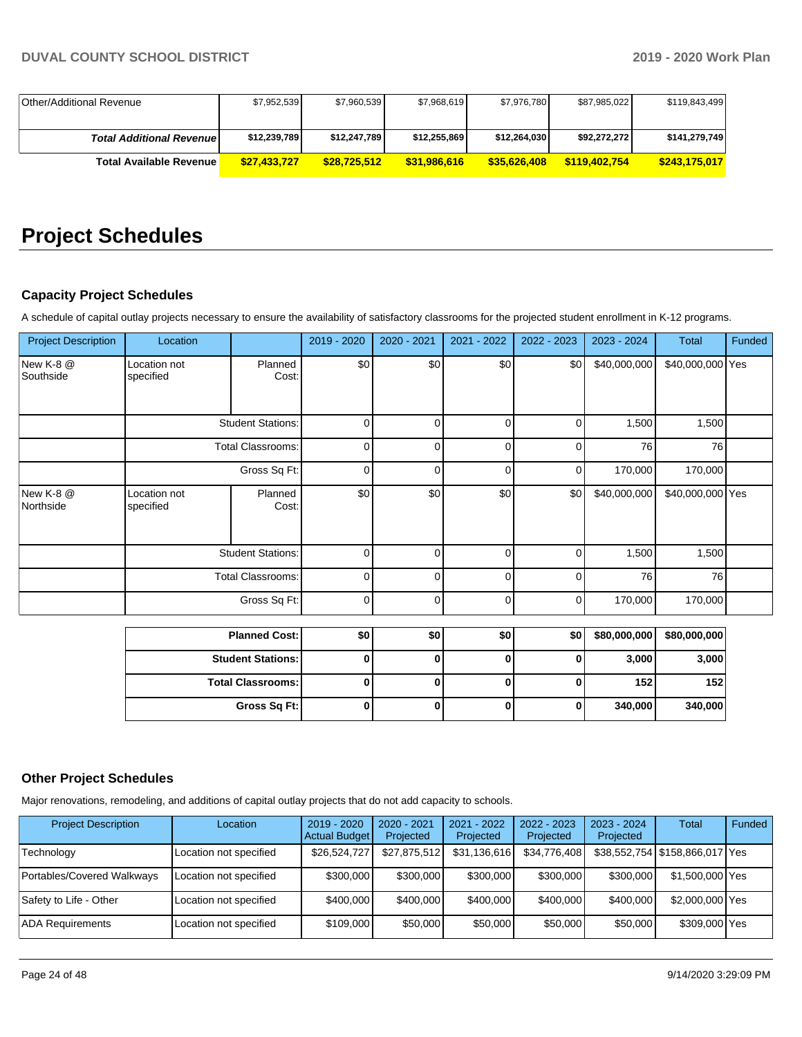| | | | | | | |
|---|---|---|---|---|---|---|
| Other/Additional Revenue | $7,952,539 | $7,960,539 | $7,968,619 | $7,976,780 | $87,985,022 | $119,843,499 |
| ***Total Additional Revenue*** | **$12,239,789** | **$12,247,789** | **$12,255,869** | **$12,264,030** | **$92,272,272** | **$141,279,749** |
| **Total Available Revenue** | **$27,433,727** | **$28,725,512** | **$31,986,616** | **$35,626,408** | **$119,402,754** | **$243,175,017** |

# Project Schedules

### Capacity Project Schedules

A schedule of capital outlay projects necessary to ensure the availability of satisfactory classrooms for the projected student enrollment in K-12 programs.

| Project Description | Location | | 2019 - 2020 | 2020 - 2021 | 2021 - 2022 | 2022 - 2023 | 2023 - 2024 | Total | Funded |
|---|---|---|---|---|---|---|---|---|---|
| New K-8 @ Southside | Location not specified | Planned Cost: | $0 | $0 | $0 | $0 | $40,000,000 | $40,000,000 | Yes |
| | | Student Stations: | 0 | 0 | 0 | 0 | 1,500 | 1,500 | |
| | | Total Classrooms: | 0 | 0 | 0 | 0 | 76 | 76 | |
| | | Gross Sq Ft: | 0 | 0 | 0 | 0 | 170,000 | 170,000 | |
| New K-8 @ Northside | Location not specified | Planned Cost: | $0 | $0 | $0 | $0 | $40,000,000 | $40,000,000 | Yes |
| | | Student Stations: | 0 | 0 | 0 | 0 | 1,500 | 1,500 | |
| | | Total Classrooms: | 0 | 0 | 0 | 0 | 76 | 76 | |
| | | Gross Sq Ft: | 0 | 0 | 0 | 0 | 170,000 | 170,000 | |

| | | | | | | |
|---|---|---|---|---|---|---|
| **Planned Cost:** | **$0** | **$0** | **$0** | **$0** | **$80,000,000** | **$80,000,000** |
| **Student Stations:** | **0** | **0** | **0** | **0** | **3,000** | **3,000** |
| **Total Classrooms:** | **0** | **0** | **0** | **0** | **152** | **152** |
| **Gross Sq Ft:** | **0** | **0** | **0** | **0** | **340,000** | **340,000** |

### Other Project Schedules

Major renovations, remodeling, and additions of capital outlay projects that do not add capacity to schools.

| Project Description | Location | 2019 - 2020 Actual Budget | 2020 - 2021 Projected | 2021 - 2022 Projected | 2022 - 2023 Projected | 2023 - 2024 Projected | Total | Funded |
|---|---|---|---|---|---|---|---|---|
| Technology | Location not specified | $26,524,727 | $27,875,512 | $31,136,616 | $34,776,408 | $38,552,754 | $158,866,017 | Yes |
| Portables/Covered Walkways | Location not specified | $300,000 | $300,000 | $300,000 | $300,000 | $300,000 | $1,500,000 | Yes |
| Safety to Life - Other | Location not specified | $400,000 | $400,000 | $400,000 | $400,000 | $400,000 | $2,000,000 | Yes |
| ADA Requirements | Location not specified | $109,000 | $50,000 | $50,000 | $50,000 | $50,000 | $309,000 | Yes |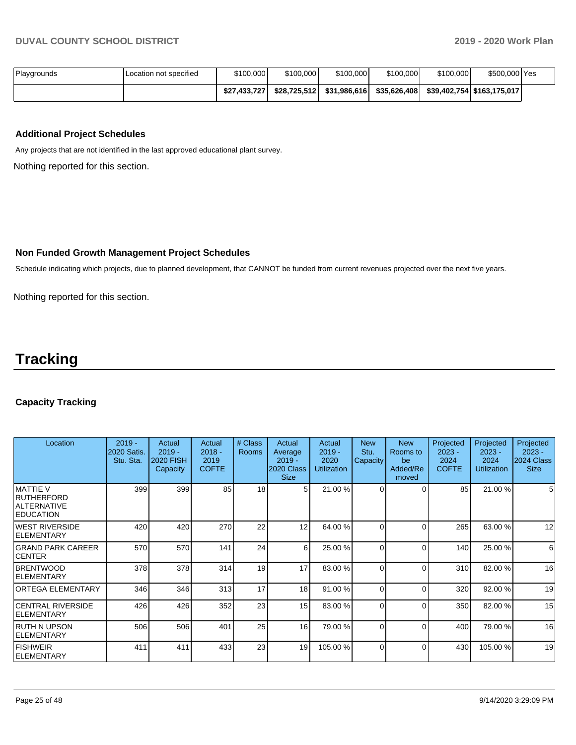| | | | | | | | | |
|---|---|---|---|---|---|---|---|---|
| Playgrounds | Location not specified | $100,000 | $100,000 | $100,000 | $100,000 | $100,000 | $500,000 | Yes |
| | | **$27,433,727** | **$28,725,512** | **$31,986,616** | **$35,626,408** | **$39,402,754** | **$163,175,017** | |

### Additional Project Schedules

Any projects that are not identified in the last approved educational plant survey.

Nothing reported for this section.

### Non Funded Growth Management Project Schedules

Schedule indicating which projects, due to planned development, that CANNOT be funded from current revenues projected over the next five years.

Nothing reported for this section.

# Tracking

### Capacity Tracking

| Location | 2019 - 2020 Satis. Stu. Sta. | Actual 2019 - 2020 FISH Capacity | Actual 2018 - 2019 COFTE | # Class Rooms | Actual Average 2019 - 2020 Class Size | Actual 2019 - 2020 Utilization | New Stu. Capacity | New Rooms to be Added/Removed | Projected 2023 - 2024 COFTE | Projected 2023 - 2024 Utilization | Projected 2023 - 2024 Class Size |
|---|---|---|---|---|---|---|---|---|---|---|---|
| MATTIE V RUTHERFORD ALTERNATIVE EDUCATION | 399 | 399 | 85 | 18 | 5 | 21.00 % | 0 | 0 | 85 | 21.00 % | 5 |
| WEST RIVERSIDE ELEMENTARY | 420 | 420 | 270 | 22 | 12 | 64.00 % | 0 | 0 | 265 | 63.00 % | 12 |
| GRAND PARK CAREER CENTER | 570 | 570 | 141 | 24 | 6 | 25.00 % | 0 | 0 | 140 | 25.00 % | 6 |
| BRENTWOOD ELEMENTARY | 378 | 378 | 314 | 19 | 17 | 83.00 % | 0 | 0 | 310 | 82.00 % | 16 |
| ORTEGA ELEMENTARY | 346 | 346 | 313 | 17 | 18 | 91.00 % | 0 | 0 | 320 | 92.00 % | 19 |
| CENTRAL RIVERSIDE ELEMENTARY | 426 | 426 | 352 | 23 | 15 | 83.00 % | 0 | 0 | 350 | 82.00 % | 15 |
| RUTH N UPSON ELEMENTARY | 506 | 506 | 401 | 25 | 16 | 79.00 % | 0 | 0 | 400 | 79.00 % | 16 |
| FISHWEIR ELEMENTARY | 411 | 411 | 433 | 23 | 19 | 105.00 % | 0 | 0 | 430 | 105.00 % | 19 |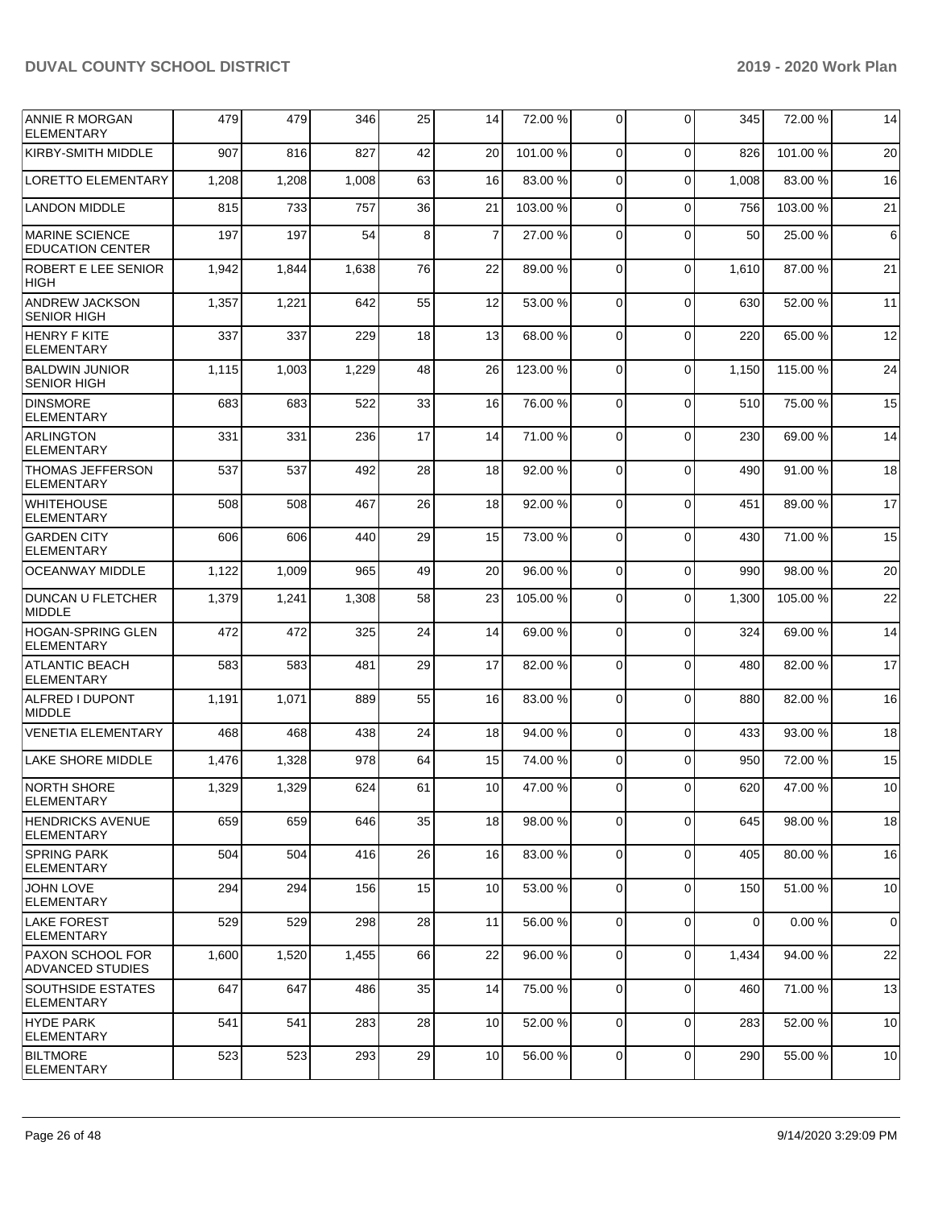| | | | | | | | | | | | |
|---|---|---|---|---|---|---|---|---|---|---|---|
| ANNIE R MORGAN ELEMENTARY | 479 | 479 | 346 | 25 | 14 | 72.00 % | 0 | 0 | 345 | 72.00 % | 14 |
| KIRBY-SMITH MIDDLE | 907 | 816 | 827 | 42 | 20 | 101.00 % | 0 | 0 | 826 | 101.00 % | 20 |
| LORETTO ELEMENTARY | 1,208 | 1,208 | 1,008 | 63 | 16 | 83.00 % | 0 | 0 | 1,008 | 83.00 % | 16 |
| LANDON MIDDLE | 815 | 733 | 757 | 36 | 21 | 103.00 % | 0 | 0 | 756 | 103.00 % | 21 |
| MARINE SCIENCE EDUCATION CENTER | 197 | 197 | 54 | 8 | 7 | 27.00 % | 0 | 0 | 50 | 25.00 % | 6 |
| ROBERT E LEE SENIOR HIGH | 1,942 | 1,844 | 1,638 | 76 | 22 | 89.00 % | 0 | 0 | 1,610 | 87.00 % | 21 |
| ANDREW JACKSON SENIOR HIGH | 1,357 | 1,221 | 642 | 55 | 12 | 53.00 % | 0 | 0 | 630 | 52.00 % | 11 |
| HENRY F KITE ELEMENTARY | 337 | 337 | 229 | 18 | 13 | 68.00 % | 0 | 0 | 220 | 65.00 % | 12 |
| BALDWIN JUNIOR SENIOR HIGH | 1,115 | 1,003 | 1,229 | 48 | 26 | 123.00 % | 0 | 0 | 1,150 | 115.00 % | 24 |
| DINSMORE ELEMENTARY | 683 | 683 | 522 | 33 | 16 | 76.00 % | 0 | 0 | 510 | 75.00 % | 15 |
| ARLINGTON ELEMENTARY | 331 | 331 | 236 | 17 | 14 | 71.00 % | 0 | 0 | 230 | 69.00 % | 14 |
| THOMAS JEFFERSON ELEMENTARY | 537 | 537 | 492 | 28 | 18 | 92.00 % | 0 | 0 | 490 | 91.00 % | 18 |
| WHITEHOUSE ELEMENTARY | 508 | 508 | 467 | 26 | 18 | 92.00 % | 0 | 0 | 451 | 89.00 % | 17 |
| GARDEN CITY ELEMENTARY | 606 | 606 | 440 | 29 | 15 | 73.00 % | 0 | 0 | 430 | 71.00 % | 15 |
| OCEANWAY MIDDLE | 1,122 | 1,009 | 965 | 49 | 20 | 96.00 % | 0 | 0 | 990 | 98.00 % | 20 |
| DUNCAN U FLETCHER MIDDLE | 1,379 | 1,241 | 1,308 | 58 | 23 | 105.00 % | 0 | 0 | 1,300 | 105.00 % | 22 |
| HOGAN-SPRING GLEN ELEMENTARY | 472 | 472 | 325 | 24 | 14 | 69.00 % | 0 | 0 | 324 | 69.00 % | 14 |
| ATLANTIC BEACH ELEMENTARY | 583 | 583 | 481 | 29 | 17 | 82.00 % | 0 | 0 | 480 | 82.00 % | 17 |
| ALFRED I DUPONT MIDDLE | 1,191 | 1,071 | 889 | 55 | 16 | 83.00 % | 0 | 0 | 880 | 82.00 % | 16 |
| VENETIA ELEMENTARY | 468 | 468 | 438 | 24 | 18 | 94.00 % | 0 | 0 | 433 | 93.00 % | 18 |
| LAKE SHORE MIDDLE | 1,476 | 1,328 | 978 | 64 | 15 | 74.00 % | 0 | 0 | 950 | 72.00 % | 15 |
| NORTH SHORE ELEMENTARY | 1,329 | 1,329 | 624 | 61 | 10 | 47.00 % | 0 | 0 | 620 | 47.00 % | 10 |
| HENDRICKS AVENUE ELEMENTARY | 659 | 659 | 646 | 35 | 18 | 98.00 % | 0 | 0 | 645 | 98.00 % | 18 |
| SPRING PARK ELEMENTARY | 504 | 504 | 416 | 26 | 16 | 83.00 % | 0 | 0 | 405 | 80.00 % | 16 |
| JOHN LOVE ELEMENTARY | 294 | 294 | 156 | 15 | 10 | 53.00 % | 0 | 0 | 150 | 51.00 % | 10 |
| LAKE FOREST ELEMENTARY | 529 | 529 | 298 | 28 | 11 | 56.00 % | 0 | 0 | 0 | 0.00 % | 0 |
| PAXON SCHOOL FOR ADVANCED STUDIES | 1,600 | 1,520 | 1,455 | 66 | 22 | 96.00 % | 0 | 0 | 1,434 | 94.00 % | 22 |
| SOUTHSIDE ESTATES ELEMENTARY | 647 | 647 | 486 | 35 | 14 | 75.00 % | 0 | 0 | 460 | 71.00 % | 13 |
| HYDE PARK ELEMENTARY | 541 | 541 | 283 | 28 | 10 | 52.00 % | 0 | 0 | 283 | 52.00 % | 10 |
| BILTMORE ELEMENTARY | 523 | 523 | 293 | 29 | 10 | 56.00 % | 0 | 0 | 290 | 55.00 % | 10 |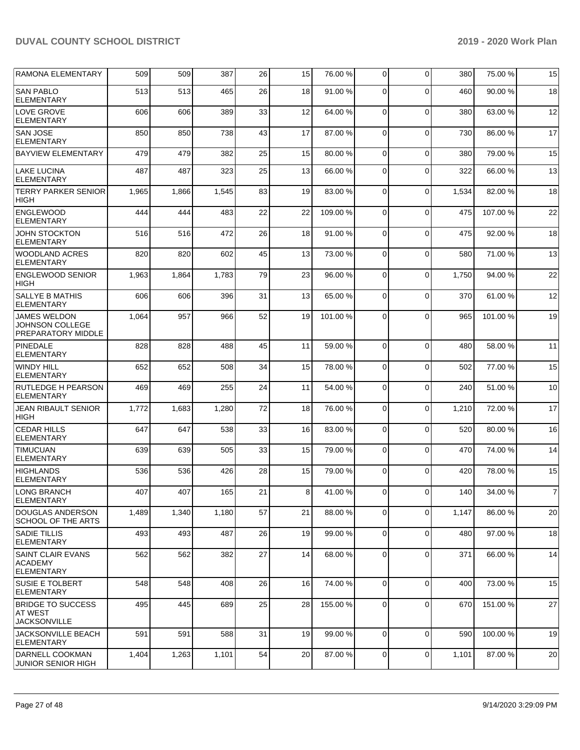| | | | | | | | | | | |
|---|---|---|---|---|---|---|---|---|---|---|
| RAMONA ELEMENTARY | 509 | 509 | 387 | 26 | 15 | 76.00 % | 0 | 0 | 380 | 75.00 % | 15 |
| SAN PABLO ELEMENTARY | 513 | 513 | 465 | 26 | 18 | 91.00 % | 0 | 0 | 460 | 90.00 % | 18 |
| LOVE GROVE ELEMENTARY | 606 | 606 | 389 | 33 | 12 | 64.00 % | 0 | 0 | 380 | 63.00 % | 12 |
| SAN JOSE ELEMENTARY | 850 | 850 | 738 | 43 | 17 | 87.00 % | 0 | 0 | 730 | 86.00 % | 17 |
| BAYVIEW ELEMENTARY | 479 | 479 | 382 | 25 | 15 | 80.00 % | 0 | 0 | 380 | 79.00 % | 15 |
| LAKE LUCINA ELEMENTARY | 487 | 487 | 323 | 25 | 13 | 66.00 % | 0 | 0 | 322 | 66.00 % | 13 |
| TERRY PARKER SENIOR HIGH | 1,965 | 1,866 | 1,545 | 83 | 19 | 83.00 % | 0 | 0 | 1,534 | 82.00 % | 18 |
| ENGLEWOOD ELEMENTARY | 444 | 444 | 483 | 22 | 22 | 109.00 % | 0 | 0 | 475 | 107.00 % | 22 |
| JOHN STOCKTON ELEMENTARY | 516 | 516 | 472 | 26 | 18 | 91.00 % | 0 | 0 | 475 | 92.00 % | 18 |
| WOODLAND ACRES ELEMENTARY | 820 | 820 | 602 | 45 | 13 | 73.00 % | 0 | 0 | 580 | 71.00 % | 13 |
| ENGLEWOOD SENIOR HIGH | 1,963 | 1,864 | 1,783 | 79 | 23 | 96.00 % | 0 | 0 | 1,750 | 94.00 % | 22 |
| SALLYE B MATHIS ELEMENTARY | 606 | 606 | 396 | 31 | 13 | 65.00 % | 0 | 0 | 370 | 61.00 % | 12 |
| JAMES WELDON JOHNSON COLLEGE PREPARATORY MIDDLE | 1,064 | 957 | 966 | 52 | 19 | 101.00 % | 0 | 0 | 965 | 101.00 % | 19 |
| PINEDALE ELEMENTARY | 828 | 828 | 488 | 45 | 11 | 59.00 % | 0 | 0 | 480 | 58.00 % | 11 |
| WINDY HILL ELEMENTARY | 652 | 652 | 508 | 34 | 15 | 78.00 % | 0 | 0 | 502 | 77.00 % | 15 |
| RUTLEDGE H PEARSON ELEMENTARY | 469 | 469 | 255 | 24 | 11 | 54.00 % | 0 | 0 | 240 | 51.00 % | 10 |
| JEAN RIBAULT SENIOR HIGH | 1,772 | 1,683 | 1,280 | 72 | 18 | 76.00 % | 0 | 0 | 1,210 | 72.00 % | 17 |
| CEDAR HILLS ELEMENTARY | 647 | 647 | 538 | 33 | 16 | 83.00 % | 0 | 0 | 520 | 80.00 % | 16 |
| TIMUCUAN ELEMENTARY | 639 | 639 | 505 | 33 | 15 | 79.00 % | 0 | 0 | 470 | 74.00 % | 14 |
| HIGHLANDS ELEMENTARY | 536 | 536 | 426 | 28 | 15 | 79.00 % | 0 | 0 | 420 | 78.00 % | 15 |
| LONG BRANCH ELEMENTARY | 407 | 407 | 165 | 21 | 8 | 41.00 % | 0 | 0 | 140 | 34.00 % | 7 |
| DOUGLAS ANDERSON SCHOOL OF THE ARTS | 1,489 | 1,340 | 1,180 | 57 | 21 | 88.00 % | 0 | 0 | 1,147 | 86.00 % | 20 |
| SADIE TILLIS ELEMENTARY | 493 | 493 | 487 | 26 | 19 | 99.00 % | 0 | 0 | 480 | 97.00 % | 18 |
| SAINT CLAIR EVANS ACADEMY ELEMENTARY | 562 | 562 | 382 | 27 | 14 | 68.00 % | 0 | 0 | 371 | 66.00 % | 14 |
| SUSIE E TOLBERT ELEMENTARY | 548 | 548 | 408 | 26 | 16 | 74.00 % | 0 | 0 | 400 | 73.00 % | 15 |
| BRIDGE TO SUCCESS AT WEST JACKSONVILLE | 495 | 445 | 689 | 25 | 28 | 155.00 % | 0 | 0 | 670 | 151.00 % | 27 |
| JACKSONVILLE BEACH ELEMENTARY | 591 | 591 | 588 | 31 | 19 | 99.00 % | 0 | 0 | 590 | 100.00 % | 19 |
| DARNELL COOKMAN JUNIOR SENIOR HIGH | 1,404 | 1,263 | 1,101 | 54 | 20 | 87.00 % | 0 | 0 | 1,101 | 87.00 % | 20 |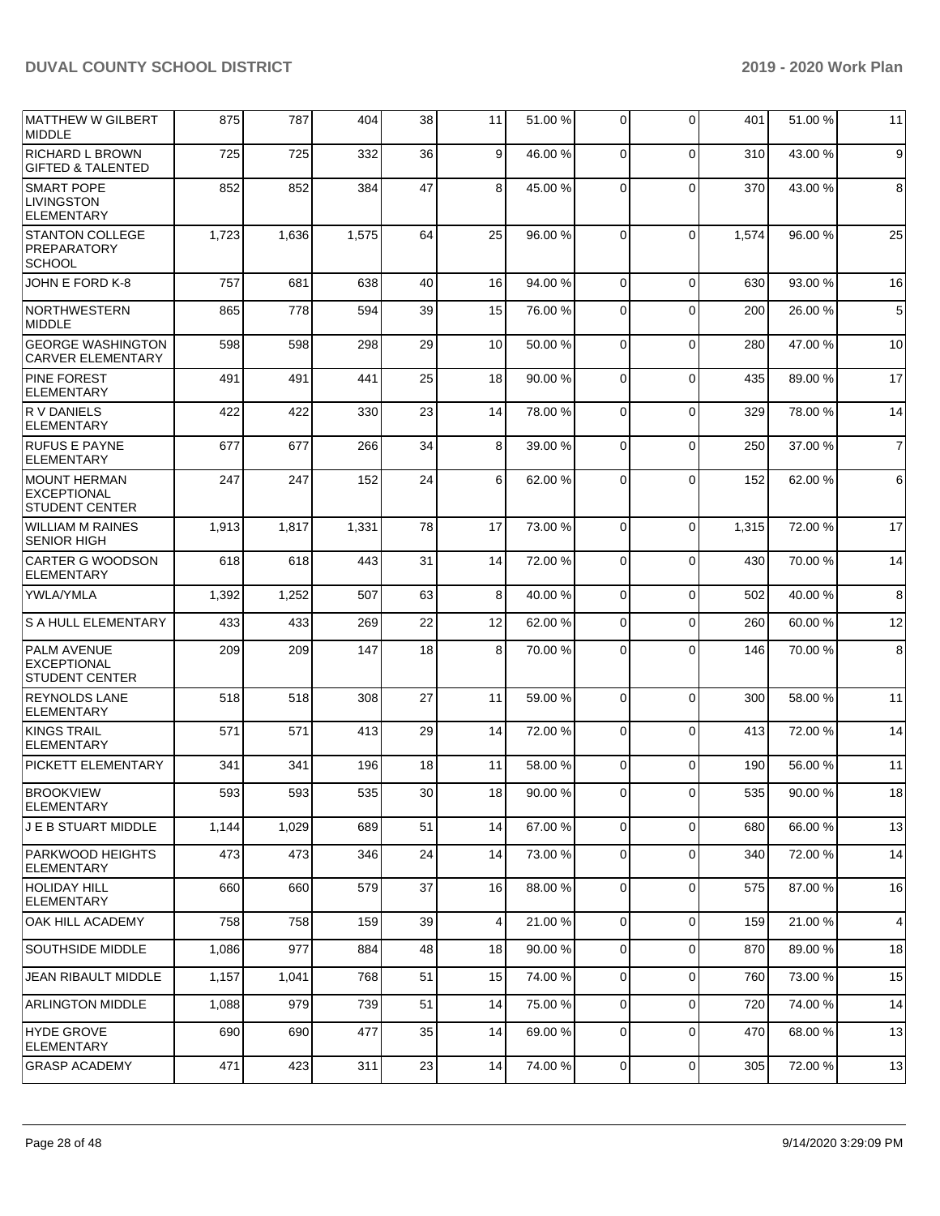| | | | | | | | | | | |
|---|---|---|---|---|---|---|---|---|---|---|
| MATTHEW W GILBERT MIDDLE | 875 | 787 | 404 | 38 | 11 | 51.00 % | 0 | 0 | 401 | 51.00 % | 11 |
| RICHARD L BROWN GIFTED & TALENTED | 725 | 725 | 332 | 36 | 9 | 46.00 % | 0 | 0 | 310 | 43.00 % | 9 |
| SMART POPE LIVINGSTON ELEMENTARY | 852 | 852 | 384 | 47 | 8 | 45.00 % | 0 | 0 | 370 | 43.00 % | 8 |
| STANTON COLLEGE PREPARATORY SCHOOL | 1,723 | 1,636 | 1,575 | 64 | 25 | 96.00 % | 0 | 0 | 1,574 | 96.00 % | 25 |
| JOHN E FORD K-8 | 757 | 681 | 638 | 40 | 16 | 94.00 % | 0 | 0 | 630 | 93.00 % | 16 |
| NORTHWESTERN MIDDLE | 865 | 778 | 594 | 39 | 15 | 76.00 % | 0 | 0 | 200 | 26.00 % | 5 |
| GEORGE WASHINGTON CARVER ELEMENTARY | 598 | 598 | 298 | 29 | 10 | 50.00 % | 0 | 0 | 280 | 47.00 % | 10 |
| PINE FOREST ELEMENTARY | 491 | 491 | 441 | 25 | 18 | 90.00 % | 0 | 0 | 435 | 89.00 % | 17 |
| R V DANIELS ELEMENTARY | 422 | 422 | 330 | 23 | 14 | 78.00 % | 0 | 0 | 329 | 78.00 % | 14 |
| RUFUS E PAYNE ELEMENTARY | 677 | 677 | 266 | 34 | 8 | 39.00 % | 0 | 0 | 250 | 37.00 % | 7 |
| MOUNT HERMAN EXCEPTIONAL STUDENT CENTER | 247 | 247 | 152 | 24 | 6 | 62.00 % | 0 | 0 | 152 | 62.00 % | 6 |
| WILLIAM M RAINES SENIOR HIGH | 1,913 | 1,817 | 1,331 | 78 | 17 | 73.00 % | 0 | 0 | 1,315 | 72.00 % | 17 |
| CARTER G WOODSON ELEMENTARY | 618 | 618 | 443 | 31 | 14 | 72.00 % | 0 | 0 | 430 | 70.00 % | 14 |
| YWLA/YMLA | 1,392 | 1,252 | 507 | 63 | 8 | 40.00 % | 0 | 0 | 502 | 40.00 % | 8 |
| S A HULL ELEMENTARY | 433 | 433 | 269 | 22 | 12 | 62.00 % | 0 | 0 | 260 | 60.00 % | 12 |
| PALM AVENUE EXCEPTIONAL STUDENT CENTER | 209 | 209 | 147 | 18 | 8 | 70.00 % | 0 | 0 | 146 | 70.00 % | 8 |
| REYNOLDS LANE ELEMENTARY | 518 | 518 | 308 | 27 | 11 | 59.00 % | 0 | 0 | 300 | 58.00 % | 11 |
| KINGS TRAIL ELEMENTARY | 571 | 571 | 413 | 29 | 14 | 72.00 % | 0 | 0 | 413 | 72.00 % | 14 |
| PICKETT ELEMENTARY | 341 | 341 | 196 | 18 | 11 | 58.00 % | 0 | 0 | 190 | 56.00 % | 11 |
| BROOKVIEW ELEMENTARY | 593 | 593 | 535 | 30 | 18 | 90.00 % | 0 | 0 | 535 | 90.00 % | 18 |
| J E B STUART MIDDLE | 1,144 | 1,029 | 689 | 51 | 14 | 67.00 % | 0 | 0 | 680 | 66.00 % | 13 |
| PARKWOOD HEIGHTS ELEMENTARY | 473 | 473 | 346 | 24 | 14 | 73.00 % | 0 | 0 | 340 | 72.00 % | 14 |
| HOLIDAY HILL ELEMENTARY | 660 | 660 | 579 | 37 | 16 | 88.00 % | 0 | 0 | 575 | 87.00 % | 16 |
| OAK HILL ACADEMY | 758 | 758 | 159 | 39 | 4 | 21.00 % | 0 | 0 | 159 | 21.00 % | 4 |
| SOUTHSIDE MIDDLE | 1,086 | 977 | 884 | 48 | 18 | 90.00 % | 0 | 0 | 870 | 89.00 % | 18 |
| JEAN RIBAULT MIDDLE | 1,157 | 1,041 | 768 | 51 | 15 | 74.00 % | 0 | 0 | 760 | 73.00 % | 15 |
| ARLINGTON MIDDLE | 1,088 | 979 | 739 | 51 | 14 | 75.00 % | 0 | 0 | 720 | 74.00 % | 14 |
| HYDE GROVE ELEMENTARY | 690 | 690 | 477 | 35 | 14 | 69.00 % | 0 | 0 | 470 | 68.00 % | 13 |
| GRASP ACADEMY | 471 | 423 | 311 | 23 | 14 | 74.00 % | 0 | 0 | 305 | 72.00 % | 13 |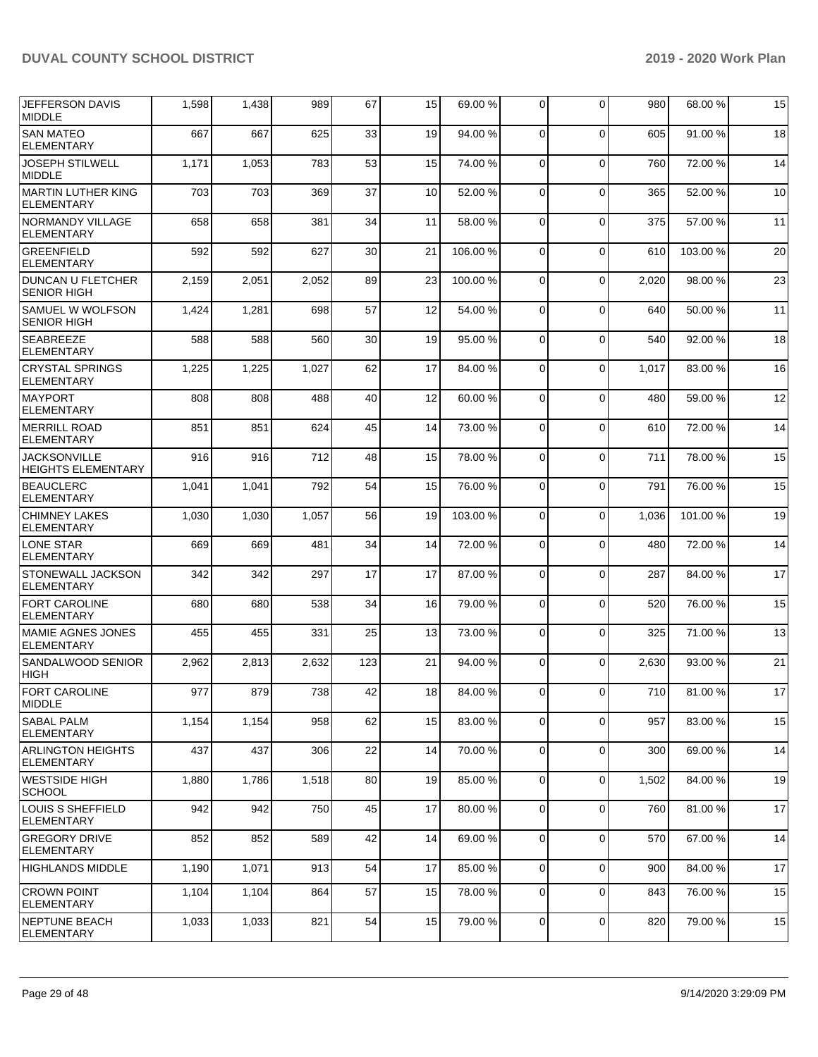| | | | | | | | | | | |
|---|---|---|---|---|---|---|---|---|---|---|
| JEFFERSON DAVIS MIDDLE | 1,598 | 1,438 | 989 | 67 | 15 | 69.00 % | 0 | 0 | 980 | 68.00 % | 15 |
| SAN MATEO ELEMENTARY | 667 | 667 | 625 | 33 | 19 | 94.00 % | 0 | 0 | 605 | 91.00 % | 18 |
| JOSEPH STILWELL MIDDLE | 1,171 | 1,053 | 783 | 53 | 15 | 74.00 % | 0 | 0 | 760 | 72.00 % | 14 |
| MARTIN LUTHER KING ELEMENTARY | 703 | 703 | 369 | 37 | 10 | 52.00 % | 0 | 0 | 365 | 52.00 % | 10 |
| NORMANDY VILLAGE ELEMENTARY | 658 | 658 | 381 | 34 | 11 | 58.00 % | 0 | 0 | 375 | 57.00 % | 11 |
| GREENFIELD ELEMENTARY | 592 | 592 | 627 | 30 | 21 | 106.00 % | 0 | 0 | 610 | 103.00 % | 20 |
| DUNCAN U FLETCHER SENIOR HIGH | 2,159 | 2,051 | 2,052 | 89 | 23 | 100.00 % | 0 | 0 | 2,020 | 98.00 % | 23 |
| SAMUEL W WOLFSON SENIOR HIGH | 1,424 | 1,281 | 698 | 57 | 12 | 54.00 % | 0 | 0 | 640 | 50.00 % | 11 |
| SEABREEZE ELEMENTARY | 588 | 588 | 560 | 30 | 19 | 95.00 % | 0 | 0 | 540 | 92.00 % | 18 |
| CRYSTAL SPRINGS ELEMENTARY | 1,225 | 1,225 | 1,027 | 62 | 17 | 84.00 % | 0 | 0 | 1,017 | 83.00 % | 16 |
| MAYPORT ELEMENTARY | 808 | 808 | 488 | 40 | 12 | 60.00 % | 0 | 0 | 480 | 59.00 % | 12 |
| MERRILL ROAD ELEMENTARY | 851 | 851 | 624 | 45 | 14 | 73.00 % | 0 | 0 | 610 | 72.00 % | 14 |
| JACKSONVILLE HEIGHTS ELEMENTARY | 916 | 916 | 712 | 48 | 15 | 78.00 % | 0 | 0 | 711 | 78.00 % | 15 |
| BEAUCLERC ELEMENTARY | 1,041 | 1,041 | 792 | 54 | 15 | 76.00 % | 0 | 0 | 791 | 76.00 % | 15 |
| CHIMNEY LAKES ELEMENTARY | 1,030 | 1,030 | 1,057 | 56 | 19 | 103.00 % | 0 | 0 | 1,036 | 101.00 % | 19 |
| LONE STAR ELEMENTARY | 669 | 669 | 481 | 34 | 14 | 72.00 % | 0 | 0 | 480 | 72.00 % | 14 |
| STONEWALL JACKSON ELEMENTARY | 342 | 342 | 297 | 17 | 17 | 87.00 % | 0 | 0 | 287 | 84.00 % | 17 |
| FORT CAROLINE ELEMENTARY | 680 | 680 | 538 | 34 | 16 | 79.00 % | 0 | 0 | 520 | 76.00 % | 15 |
| MAMIE AGNES JONES ELEMENTARY | 455 | 455 | 331 | 25 | 13 | 73.00 % | 0 | 0 | 325 | 71.00 % | 13 |
| SANDALWOOD SENIOR HIGH | 2,962 | 2,813 | 2,632 | 123 | 21 | 94.00 % | 0 | 0 | 2,630 | 93.00 % | 21 |
| FORT CAROLINE MIDDLE | 977 | 879 | 738 | 42 | 18 | 84.00 % | 0 | 0 | 710 | 81.00 % | 17 |
| SABAL PALM ELEMENTARY | 1,154 | 1,154 | 958 | 62 | 15 | 83.00 % | 0 | 0 | 957 | 83.00 % | 15 |
| ARLINGTON HEIGHTS ELEMENTARY | 437 | 437 | 306 | 22 | 14 | 70.00 % | 0 | 0 | 300 | 69.00 % | 14 |
| WESTSIDE HIGH SCHOOL | 1,880 | 1,786 | 1,518 | 80 | 19 | 85.00 % | 0 | 0 | 1,502 | 84.00 % | 19 |
| LOUIS S SHEFFIELD ELEMENTARY | 942 | 942 | 750 | 45 | 17 | 80.00 % | 0 | 0 | 760 | 81.00 % | 17 |
| GREGORY DRIVE ELEMENTARY | 852 | 852 | 589 | 42 | 14 | 69.00 % | 0 | 0 | 570 | 67.00 % | 14 |
| HIGHLANDS MIDDLE | 1,190 | 1,071 | 913 | 54 | 17 | 85.00 % | 0 | 0 | 900 | 84.00 % | 17 |
| CROWN POINT ELEMENTARY | 1,104 | 1,104 | 864 | 57 | 15 | 78.00 % | 0 | 0 | 843 | 76.00 % | 15 |
| NEPTUNE BEACH ELEMENTARY | 1,033 | 1,033 | 821 | 54 | 15 | 79.00 % | 0 | 0 | 820 | 79.00 % | 15 |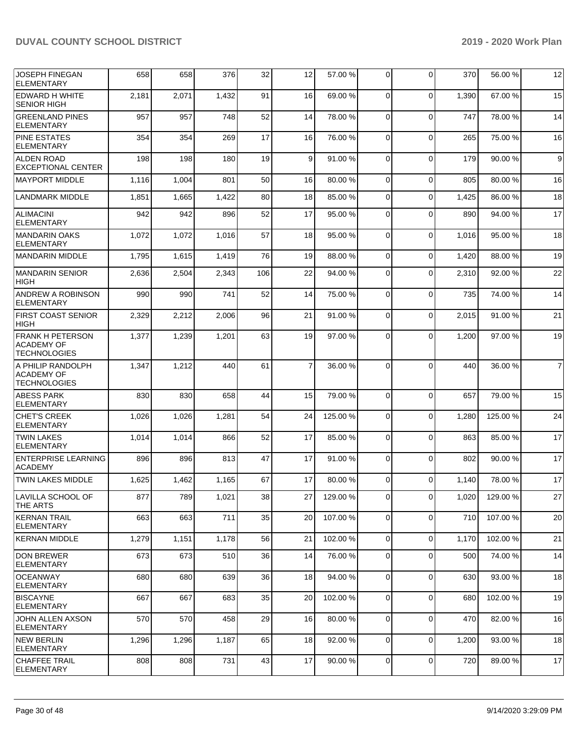| | | | | | | | | | | |
|---|---|---|---|---|---|---|---|---|---|---|
| JOSEPH FINEGAN ELEMENTARY | 658 | 658 | 376 | 32 | 12 | 57.00 % | 0 | 0 | 370 | 56.00 % | 12 |
| EDWARD H WHITE SENIOR HIGH | 2,181 | 2,071 | 1,432 | 91 | 16 | 69.00 % | 0 | 0 | 1,390 | 67.00 % | 15 |
| GREENLAND PINES ELEMENTARY | 957 | 957 | 748 | 52 | 14 | 78.00 % | 0 | 0 | 747 | 78.00 % | 14 |
| PINE ESTATES ELEMENTARY | 354 | 354 | 269 | 17 | 16 | 76.00 % | 0 | 0 | 265 | 75.00 % | 16 |
| ALDEN ROAD EXCEPTIONAL CENTER | 198 | 198 | 180 | 19 | 9 | 91.00 % | 0 | 0 | 179 | 90.00 % | 9 |
| MAYPORT MIDDLE | 1,116 | 1,004 | 801 | 50 | 16 | 80.00 % | 0 | 0 | 805 | 80.00 % | 16 |
| LANDMARK MIDDLE | 1,851 | 1,665 | 1,422 | 80 | 18 | 85.00 % | 0 | 0 | 1,425 | 86.00 % | 18 |
| ALIMACINI ELEMENTARY | 942 | 942 | 896 | 52 | 17 | 95.00 % | 0 | 0 | 890 | 94.00 % | 17 |
| MANDARIN OAKS ELEMENTARY | 1,072 | 1,072 | 1,016 | 57 | 18 | 95.00 % | 0 | 0 | 1,016 | 95.00 % | 18 |
| MANDARIN MIDDLE | 1,795 | 1,615 | 1,419 | 76 | 19 | 88.00 % | 0 | 0 | 1,420 | 88.00 % | 19 |
| MANDARIN SENIOR HIGH | 2,636 | 2,504 | 2,343 | 106 | 22 | 94.00 % | 0 | 0 | 2,310 | 92.00 % | 22 |
| ANDREW A ROBINSON ELEMENTARY | 990 | 990 | 741 | 52 | 14 | 75.00 % | 0 | 0 | 735 | 74.00 % | 14 |
| FIRST COAST SENIOR HIGH | 2,329 | 2,212 | 2,006 | 96 | 21 | 91.00 % | 0 | 0 | 2,015 | 91.00 % | 21 |
| FRANK H PETERSON ACADEMY OF TECHNOLOGIES | 1,377 | 1,239 | 1,201 | 63 | 19 | 97.00 % | 0 | 0 | 1,200 | 97.00 % | 19 |
| A PHILIP RANDOLPH ACADEMY OF TECHNOLOGIES | 1,347 | 1,212 | 440 | 61 | 7 | 36.00 % | 0 | 0 | 440 | 36.00 % | 7 |
| ABESS PARK ELEMENTARY | 830 | 830 | 658 | 44 | 15 | 79.00 % | 0 | 0 | 657 | 79.00 % | 15 |
| CHET'S CREEK ELEMENTARY | 1,026 | 1,026 | 1,281 | 54 | 24 | 125.00 % | 0 | 0 | 1,280 | 125.00 % | 24 |
| TWIN LAKES ELEMENTARY | 1,014 | 1,014 | 866 | 52 | 17 | 85.00 % | 0 | 0 | 863 | 85.00 % | 17 |
| ENTERPRISE LEARNING ACADEMY | 896 | 896 | 813 | 47 | 17 | 91.00 % | 0 | 0 | 802 | 90.00 % | 17 |
| TWIN LAKES MIDDLE | 1,625 | 1,462 | 1,165 | 67 | 17 | 80.00 % | 0 | 0 | 1,140 | 78.00 % | 17 |
| LAVILLA SCHOOL OF THE ARTS | 877 | 789 | 1,021 | 38 | 27 | 129.00 % | 0 | 0 | 1,020 | 129.00 % | 27 |
| KERNAN TRAIL ELEMENTARY | 663 | 663 | 711 | 35 | 20 | 107.00 % | 0 | 0 | 710 | 107.00 % | 20 |
| KERNAN MIDDLE | 1,279 | 1,151 | 1,178 | 56 | 21 | 102.00 % | 0 | 0 | 1,170 | 102.00 % | 21 |
| DON BREWER ELEMENTARY | 673 | 673 | 510 | 36 | 14 | 76.00 % | 0 | 0 | 500 | 74.00 % | 14 |
| OCEANWAY ELEMENTARY | 680 | 680 | 639 | 36 | 18 | 94.00 % | 0 | 0 | 630 | 93.00 % | 18 |
| BISCAYNE ELEMENTARY | 667 | 667 | 683 | 35 | 20 | 102.00 % | 0 | 0 | 680 | 102.00 % | 19 |
| JOHN ALLEN AXSON ELEMENTARY | 570 | 570 | 458 | 29 | 16 | 80.00 % | 0 | 0 | 470 | 82.00 % | 16 |
| NEW BERLIN ELEMENTARY | 1,296 | 1,296 | 1,187 | 65 | 18 | 92.00 % | 0 | 0 | 1,200 | 93.00 % | 18 |
| CHAFFEE TRAIL ELEMENTARY | 808 | 808 | 731 | 43 | 17 | 90.00 % | 0 | 0 | 720 | 89.00 % | 17 |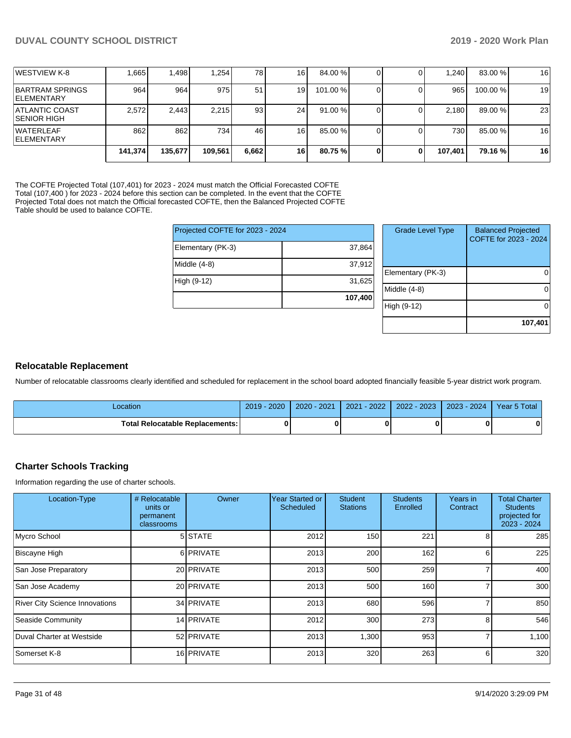| | | | | | | | | | | |
|---|---|---|---|---|---|---|---|---|---|---|
| WESTVIEW K-8 | 1,665 | 1,498 | 1,254 | 78 | 16 | 84.00 % | 0 | 0 | 1,240 | 83.00 % | 16 |
| BARTRAM SPRINGS ELEMENTARY | 964 | 964 | 975 | 51 | 19 | 101.00 % | 0 | 0 | 965 | 100.00 % | 19 |
| ATLANTIC COAST SENIOR HIGH | 2,572 | 2,443 | 2,215 | 93 | 24 | 91.00 % | 0 | 0 | 2,180 | 89.00 % | 23 |
| WATERLEAF ELEMENTARY | 862 | 862 | 734 | 46 | 16 | 85.00 % | 0 | 0 | 730 | 85.00 % | 16 |
| | **141,374** | **135,677** | **109,561** | **6,662** | **16** | **80.75 %** | **0** | **0** | **107,401** | **79.16 %** | **16** |

The COFTE Projected Total (107,401) for 2023 - 2024 must match the Official Forecasted COFTE Total (107,400 ) for 2023 - 2024 before this section can be completed. In the event that the COFTE Projected Total does not match the Official forecasted COFTE, then the Balanced Projected COFTE Table should be used to balance COFTE.

| Projected COFTE for 2023 - 2024 | |
|---|---|
| Elementary (PK-3) | 37,864 |
| Middle (4-8) | 37,912 |
| High (9-12) | 31,625 |
| | **107,400** |

| Grade Level Type | Balanced Projected COFTE for 2023 - 2024 |
|---|---|
| Elementary (PK-3) | 0 |
| Middle (4-8) | 0 |
| High (9-12) | 0 |
| | **107,401** |

## Relocatable Replacement

Number of relocatable classrooms clearly identified and scheduled for replacement in the school board adopted financially feasible 5-year district work program.

| Location | 2019 - 2020 | 2020 - 2021 | 2021 - 2022 | 2022 - 2023 | 2023 - 2024 | Year 5 Total |
|---|---|---|---|---|---|---|
| **Total Relocatable Replacements:** | **0** | **0** | **0** | **0** | **0** | **0** |

## Charter Schools Tracking

Information regarding the use of charter schools.

| Location-Type | # Relocatable units or permanent classrooms | Owner | Year Started or Scheduled | Student Stations | Students Enrolled | Years in Contract | Total Charter Students projected for 2023 - 2024 |
|---|---|---|---|---|---|---|---|
| Mycro School | 5 | STATE | 2012 | 150 | 221 | 8 | 285 |
| Biscayne High | 6 | PRIVATE | 2013 | 200 | 162 | 6 | 225 |
| San Jose Preparatory | 20 | PRIVATE | 2013 | 500 | 259 | 7 | 400 |
| San Jose Academy | 20 | PRIVATE | 2013 | 500 | 160 | 7 | 300 |
| River City Science Innovations | 34 | PRIVATE | 2013 | 680 | 596 | 7 | 850 |
| Seaside Community | 14 | PRIVATE | 2012 | 300 | 273 | 8 | 546 |
| Duval Charter at Westside | 52 | PRIVATE | 2013 | 1,300 | 953 | 7 | 1,100 |
| Somerset K-8 | 16 | PRIVATE | 2013 | 320 | 263 | 6 | 320 |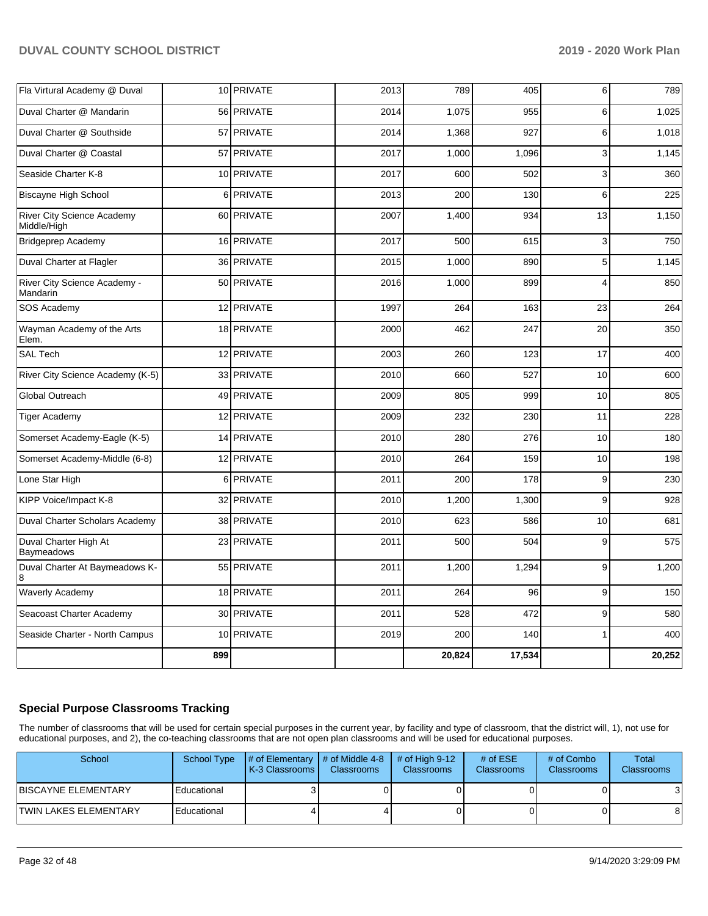| | | | | | | | |
|---|---|---|---|---|---|---|---|
| Fla Virtural Academy @ Duval | 10 | PRIVATE | 2013 | 789 | 405 | 6 | 789 |
| Duval Charter @ Mandarin | 56 | PRIVATE | 2014 | 1,075 | 955 | 6 | 1,025 |
| Duval Charter @ Southside | 57 | PRIVATE | 2014 | 1,368 | 927 | 6 | 1,018 |
| Duval Charter @ Coastal | 57 | PRIVATE | 2017 | 1,000 | 1,096 | 3 | 1,145 |
| Seaside Charter K-8 | 10 | PRIVATE | 2017 | 600 | 502 | 3 | 360 |
| Biscayne High School | 6 | PRIVATE | 2013 | 200 | 130 | 6 | 225 |
| River City Science Academy Middle/High | 60 | PRIVATE | 2007 | 1,400 | 934 | 13 | 1,150 |
| Bridgeprep Academy | 16 | PRIVATE | 2017 | 500 | 615 | 3 | 750 |
| Duval Charter at Flagler | 36 | PRIVATE | 2015 | 1,000 | 890 | 5 | 1,145 |
| River City Science Academy - Mandarin | 50 | PRIVATE | 2016 | 1,000 | 899 | 4 | 850 |
| SOS Academy | 12 | PRIVATE | 1997 | 264 | 163 | 23 | 264 |
| Wayman Academy of the Arts Elem. | 18 | PRIVATE | 2000 | 462 | 247 | 20 | 350 |
| SAL Tech | 12 | PRIVATE | 2003 | 260 | 123 | 17 | 400 |
| River City Science Academy (K-5) | 33 | PRIVATE | 2010 | 660 | 527 | 10 | 600 |
| Global Outreach | 49 | PRIVATE | 2009 | 805 | 999 | 10 | 805 |
| Tiger Academy | 12 | PRIVATE | 2009 | 232 | 230 | 11 | 228 |
| Somerset Academy-Eagle (K-5) | 14 | PRIVATE | 2010 | 280 | 276 | 10 | 180 |
| Somerset Academy-Middle (6-8) | 12 | PRIVATE | 2010 | 264 | 159 | 10 | 198 |
| Lone Star High | 6 | PRIVATE | 2011 | 200 | 178 | 9 | 230 |
| KIPP Voice/Impact K-8 | 32 | PRIVATE | 2010 | 1,200 | 1,300 | 9 | 928 |
| Duval Charter Scholars Academy | 38 | PRIVATE | 2010 | 623 | 586 | 10 | 681 |
| Duval Charter High At Baymeadows | 23 | PRIVATE | 2011 | 500 | 504 | 9 | 575 |
| Duval Charter At Baymeadows K-8 | 55 | PRIVATE | 2011 | 1,200 | 1,294 | 9 | 1,200 |
| Waverly Academy | 18 | PRIVATE | 2011 | 264 | 96 | 9 | 150 |
| Seacoast Charter Academy | 30 | PRIVATE | 2011 | 528 | 472 | 9 | 580 |
| Seaside Charter - North Campus | 10 | PRIVATE | 2019 | 200 | 140 | 1 | 400 |
| | **899** | | | **20,824** | **17,534** | | **20,252** |

## Special Purpose Classrooms Tracking

The number of classrooms that will be used for certain special purposes in the current year, by facility and type of classroom, that the district will, 1), not use for educational purposes, and 2), the co-teaching classrooms that are not open plan classrooms and will be used for educational purposes.

| School | School Type | # of Elementary K-3 Classrooms | # of Middle 4-8 Classrooms | # of High 9-12 Classrooms | # of ESE Classrooms | # of Combo Classrooms | Total Classrooms |
|---|---|---|---|---|---|---|---|
| BISCAYNE ELEMENTARY | Educational | 3 | 0 | 0 | 0 | 0 | 3 |
| TWIN LAKES ELEMENTARY | Educational | 4 | 4 | 0 | 0 | 0 | 8 |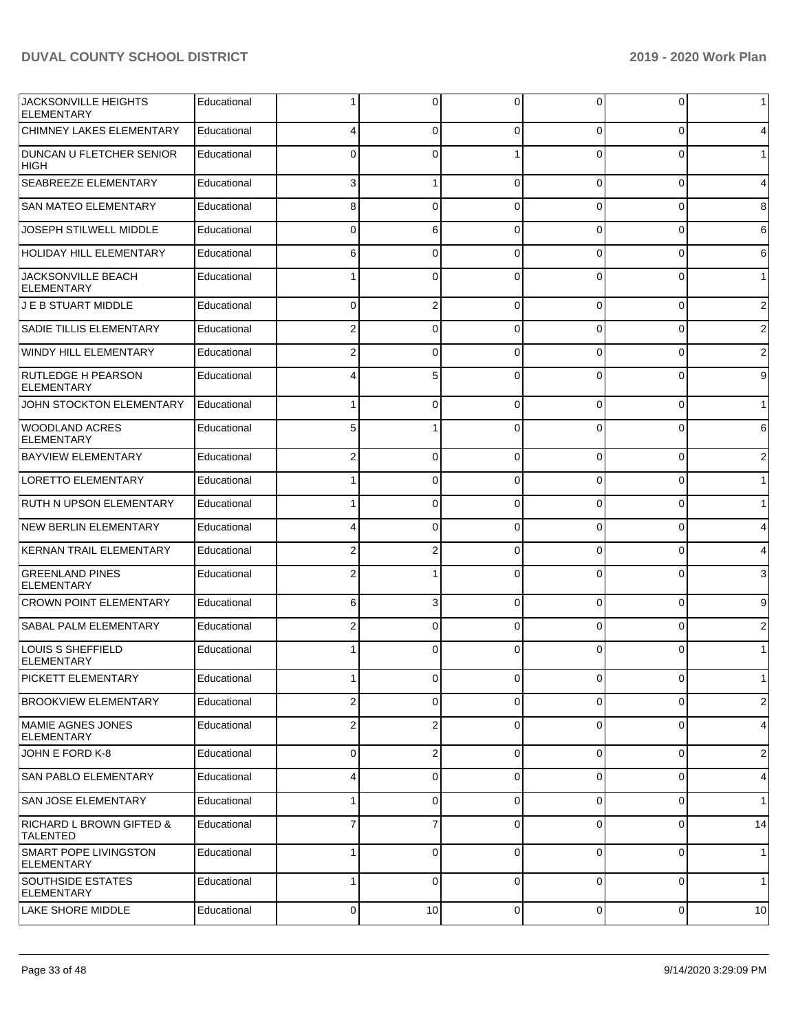| | | | | | | | |
|---|---|---|---|---|---|---|---|
| JACKSONVILLE HEIGHTS ELEMENTARY | Educational | 1 | 0 | 0 | 0 | 0 | 1 |
| CHIMNEY LAKES ELEMENTARY | Educational | 4 | 0 | 0 | 0 | 0 | 4 |
| DUNCAN U FLETCHER SENIOR HIGH | Educational | 0 | 0 | 1 | 0 | 0 | 1 |
| SEABREEZE ELEMENTARY | Educational | 3 | 1 | 0 | 0 | 0 | 4 |
| SAN MATEO ELEMENTARY | Educational | 8 | 0 | 0 | 0 | 0 | 8 |
| JOSEPH STILWELL MIDDLE | Educational | 0 | 6 | 0 | 0 | 0 | 6 |
| HOLIDAY HILL ELEMENTARY | Educational | 6 | 0 | 0 | 0 | 0 | 6 |
| JACKSONVILLE BEACH ELEMENTARY | Educational | 1 | 0 | 0 | 0 | 0 | 1 |
| J E B STUART MIDDLE | Educational | 0 | 2 | 0 | 0 | 0 | 2 |
| SADIE TILLIS ELEMENTARY | Educational | 2 | 0 | 0 | 0 | 0 | 2 |
| WINDY HILL ELEMENTARY | Educational | 2 | 0 | 0 | 0 | 0 | 2 |
| RUTLEDGE H PEARSON ELEMENTARY | Educational | 4 | 5 | 0 | 0 | 0 | 9 |
| JOHN STOCKTON ELEMENTARY | Educational | 1 | 0 | 0 | 0 | 0 | 1 |
| WOODLAND ACRES ELEMENTARY | Educational | 5 | 1 | 0 | 0 | 0 | 6 |
| BAYVIEW ELEMENTARY | Educational | 2 | 0 | 0 | 0 | 0 | 2 |
| LORETTO ELEMENTARY | Educational | 1 | 0 | 0 | 0 | 0 | 1 |
| RUTH N UPSON ELEMENTARY | Educational | 1 | 0 | 0 | 0 | 0 | 1 |
| NEW BERLIN ELEMENTARY | Educational | 4 | 0 | 0 | 0 | 0 | 4 |
| KERNAN TRAIL ELEMENTARY | Educational | 2 | 2 | 0 | 0 | 0 | 4 |
| GREENLAND PINES ELEMENTARY | Educational | 2 | 1 | 0 | 0 | 0 | 3 |
| CROWN POINT ELEMENTARY | Educational | 6 | 3 | 0 | 0 | 0 | 9 |
| SABAL PALM ELEMENTARY | Educational | 2 | 0 | 0 | 0 | 0 | 2 |
| LOUIS S SHEFFIELD ELEMENTARY | Educational | 1 | 0 | 0 | 0 | 0 | 1 |
| PICKETT ELEMENTARY | Educational | 1 | 0 | 0 | 0 | 0 | 1 |
| BROOKVIEW ELEMENTARY | Educational | 2 | 0 | 0 | 0 | 0 | 2 |
| MAMIE AGNES JONES ELEMENTARY | Educational | 2 | 2 | 0 | 0 | 0 | 4 |
| JOHN E FORD K-8 | Educational | 0 | 2 | 0 | 0 | 0 | 2 |
| SAN PABLO ELEMENTARY | Educational | 4 | 0 | 0 | 0 | 0 | 4 |
| SAN JOSE ELEMENTARY | Educational | 1 | 0 | 0 | 0 | 0 | 1 |
| RICHARD L BROWN GIFTED & TALENTED | Educational | 7 | 7 | 0 | 0 | 0 | 14 |
| SMART POPE LIVINGSTON ELEMENTARY | Educational | 1 | 0 | 0 | 0 | 0 | 1 |
| SOUTHSIDE ESTATES ELEMENTARY | Educational | 1 | 0 | 0 | 0 | 0 | 1 |
| LAKE SHORE MIDDLE | Educational | 0 | 10 | 0 | 0 | 0 | 10 |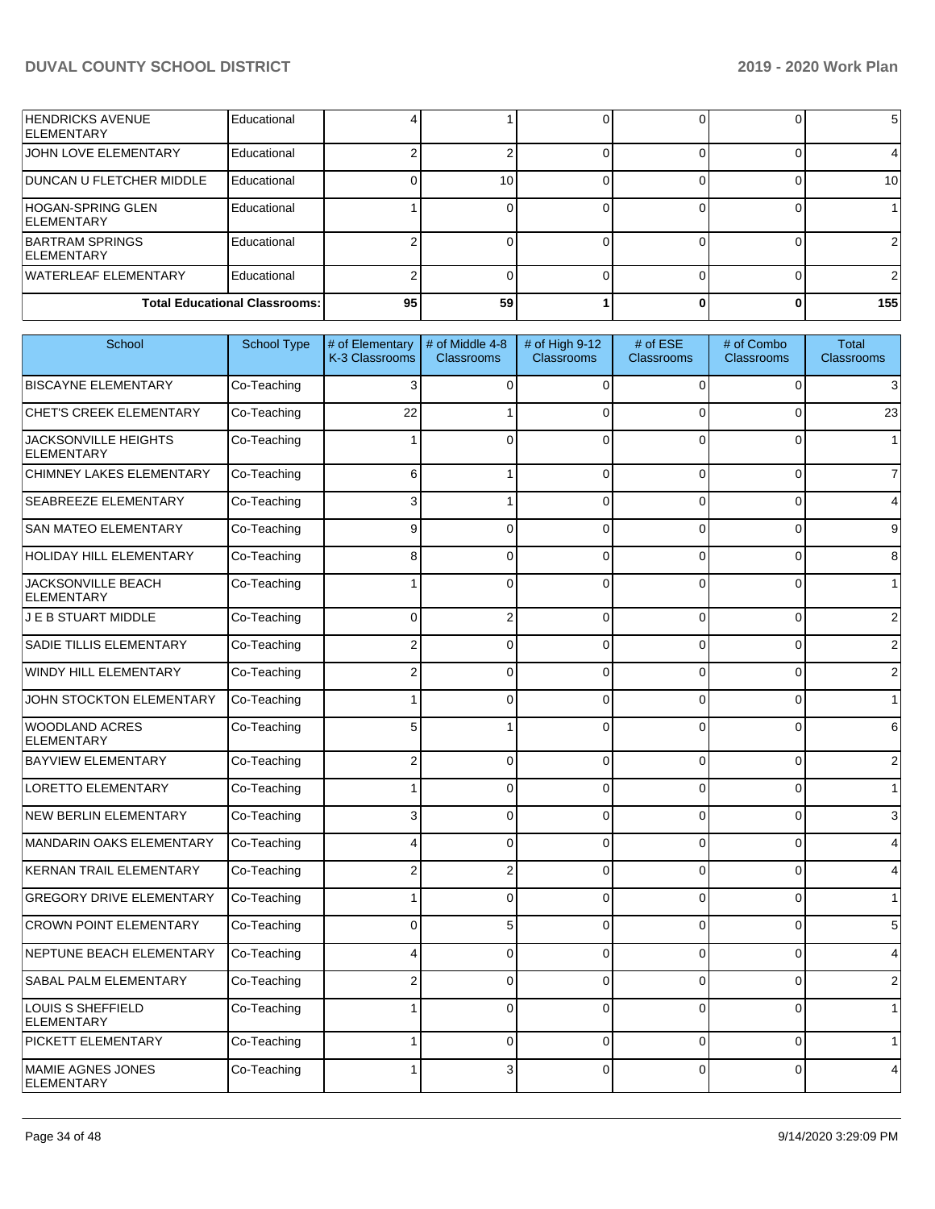| | | | | | | | |
|---|---|---|---|---|---|---|---|
| HENDRICKS AVENUE ELEMENTARY | Educational | 4 | 1 | 0 | 0 | 0 | 5 |
| JOHN LOVE ELEMENTARY | Educational | 2 | 2 | 0 | 0 | 0 | 4 |
| DUNCAN U FLETCHER MIDDLE | Educational | 0 | 10 | 0 | 0 | 0 | 10 |
| HOGAN-SPRING GLEN ELEMENTARY | Educational | 1 | 0 | 0 | 0 | 0 | 1 |
| BARTRAM SPRINGS ELEMENTARY | Educational | 2 | 0 | 0 | 0 | 0 | 2 |
| WATERLEAF ELEMENTARY | Educational | 2 | 0 | 0 | 0 | 0 | 2 |
| **Total Educational Classrooms:** | | **95** | **59** | **1** | **0** | **0** | **155** |

| School | School Type | # of Elementary K-3 Classrooms | # of Middle 4-8 Classrooms | # of High 9-12 Classrooms | # of ESE Classrooms | # of Combo Classrooms | Total Classrooms |
|---|---|---|---|---|---|---|---|
| BISCAYNE ELEMENTARY | Co-Teaching | 3 | 0 | 0 | 0 | 0 | 3 |
| CHET'S CREEK ELEMENTARY | Co-Teaching | 22 | 1 | 0 | 0 | 0 | 23 |
| JACKSONVILLE HEIGHTS ELEMENTARY | Co-Teaching | 1 | 0 | 0 | 0 | 0 | 1 |
| CHIMNEY LAKES ELEMENTARY | Co-Teaching | 6 | 1 | 0 | 0 | 0 | 7 |
| SEABREEZE ELEMENTARY | Co-Teaching | 3 | 1 | 0 | 0 | 0 | 4 |
| SAN MATEO ELEMENTARY | Co-Teaching | 9 | 0 | 0 | 0 | 0 | 9 |
| HOLIDAY HILL ELEMENTARY | Co-Teaching | 8 | 0 | 0 | 0 | 0 | 8 |
| JACKSONVILLE BEACH ELEMENTARY | Co-Teaching | 1 | 0 | 0 | 0 | 0 | 1 |
| J E B STUART MIDDLE | Co-Teaching | 0 | 2 | 0 | 0 | 0 | 2 |
| SADIE TILLIS ELEMENTARY | Co-Teaching | 2 | 0 | 0 | 0 | 0 | 2 |
| WINDY HILL ELEMENTARY | Co-Teaching | 2 | 0 | 0 | 0 | 0 | 2 |
| JOHN STOCKTON ELEMENTARY | Co-Teaching | 1 | 0 | 0 | 0 | 0 | 1 |
| WOODLAND ACRES ELEMENTARY | Co-Teaching | 5 | 1 | 0 | 0 | 0 | 6 |
| BAYVIEW ELEMENTARY | Co-Teaching | 2 | 0 | 0 | 0 | 0 | 2 |
| LORETTO ELEMENTARY | Co-Teaching | 1 | 0 | 0 | 0 | 0 | 1 |
| NEW BERLIN ELEMENTARY | Co-Teaching | 3 | 0 | 0 | 0 | 0 | 3 |
| MANDARIN OAKS ELEMENTARY | Co-Teaching | 4 | 0 | 0 | 0 | 0 | 4 |
| KERNAN TRAIL ELEMENTARY | Co-Teaching | 2 | 2 | 0 | 0 | 0 | 4 |
| GREGORY DRIVE ELEMENTARY | Co-Teaching | 1 | 0 | 0 | 0 | 0 | 1 |
| CROWN POINT ELEMENTARY | Co-Teaching | 0 | 5 | 0 | 0 | 0 | 5 |
| NEPTUNE BEACH ELEMENTARY | Co-Teaching | 4 | 0 | 0 | 0 | 0 | 4 |
| SABAL PALM ELEMENTARY | Co-Teaching | 2 | 0 | 0 | 0 | 0 | 2 |
| LOUIS S SHEFFIELD ELEMENTARY | Co-Teaching | 1 | 0 | 0 | 0 | 0 | 1 |
| PICKETT ELEMENTARY | Co-Teaching | 1 | 0 | 0 | 0 | 0 | 1 |
| MAMIE AGNES JONES ELEMENTARY | Co-Teaching | 1 | 3 | 0 | 0 | 0 | 4 |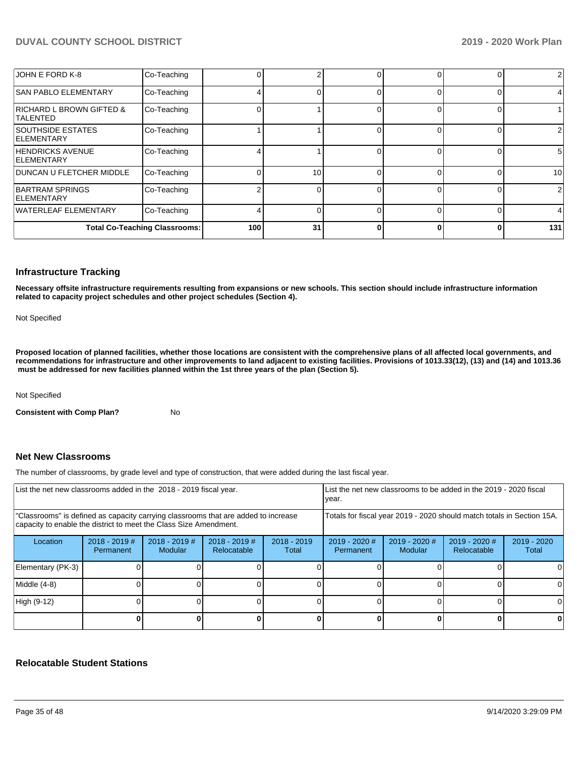| | | | | | | | |
|---|---|---|---|---|---|---|---|
| JOHN E FORD K-8 | Co-Teaching | 0 | 2 | 0 | 0 | 0 | 2 |
| SAN PABLO ELEMENTARY | Co-Teaching | 4 | 0 | 0 | 0 | 0 | 4 |
| RICHARD L BROWN GIFTED & TALENTED | Co-Teaching | 0 | 1 | 0 | 0 | 0 | 1 |
| SOUTHSIDE ESTATES ELEMENTARY | Co-Teaching | 1 | 1 | 0 | 0 | 0 | 2 |
| HENDRICKS AVENUE ELEMENTARY | Co-Teaching | 4 | 1 | 0 | 0 | 0 | 5 |
| DUNCAN U FLETCHER MIDDLE | Co-Teaching | 0 | 10 | 0 | 0 | 0 | 10 |
| BARTRAM SPRINGS ELEMENTARY | Co-Teaching | 2 | 0 | 0 | 0 | 0 | 2 |
| WATERLEAF ELEMENTARY | Co-Teaching | 4 | 0 | 0 | 0 | 0 | 4 |
| | **Total Co-Teaching Classrooms:** | **100** | **31** | **0** | **0** | **0** | **131** |

## Infrastructure Tracking

**Necessary offsite infrastructure requirements resulting from expansions or new schools. This section should include infrastructure information related to capacity project schedules and other project schedules (Section 4).**

Not Specified

**Proposed location of planned facilities, whether those locations are consistent with the comprehensive plans of all affected local governments, and recommendations for infrastructure and other improvements to land adjacent to existing facilities. Provisions of 1013.33(12), (13) and (14) and 1013.36 must be addressed for new facilities planned within the 1st three years of the plan (Section 5).**

Not Specified

**Consistent with Comp Plan?** No

## Net New Classrooms

The number of classrooms, by grade level and type of construction, that were added during the last fiscal year.

| List the net new classrooms added in the 2018 - 2019 fiscal year. | | | | | List the net new classrooms to be added in the 2019 - 2020 fiscal year. | | | |
|---|---|---|---|---|---|---|---|---|
| "Classrooms" is defined as capacity carrying classrooms that are added to increase capacity to enable the district to meet the Class Size Amendment. | | | | | Totals for fiscal year 2019 - 2020 should match totals in Section 15A. | | | |
| Location | 2018 - 2019 # Permanent | 2018 - 2019 # Modular | 2018 - 2019 # Relocatable | 2018 - 2019 Total | 2019 - 2020 # Permanent | 2019 - 2020 # Modular | 2019 - 2020 # Relocatable | 2019 - 2020 Total |
| Elementary (PK-3) | 0 | 0 | 0 | 0 | 0 | 0 | 0 | 0 |
| Middle (4-8) | 0 | 0 | 0 | 0 | 0 | 0 | 0 | 0 |
| High (9-12) | 0 | 0 | 0 | 0 | 0 | 0 | 0 | 0 |
| | **0** | **0** | **0** | **0** | **0** | **0** | **0** | **0** |

## Relocatable Student Stations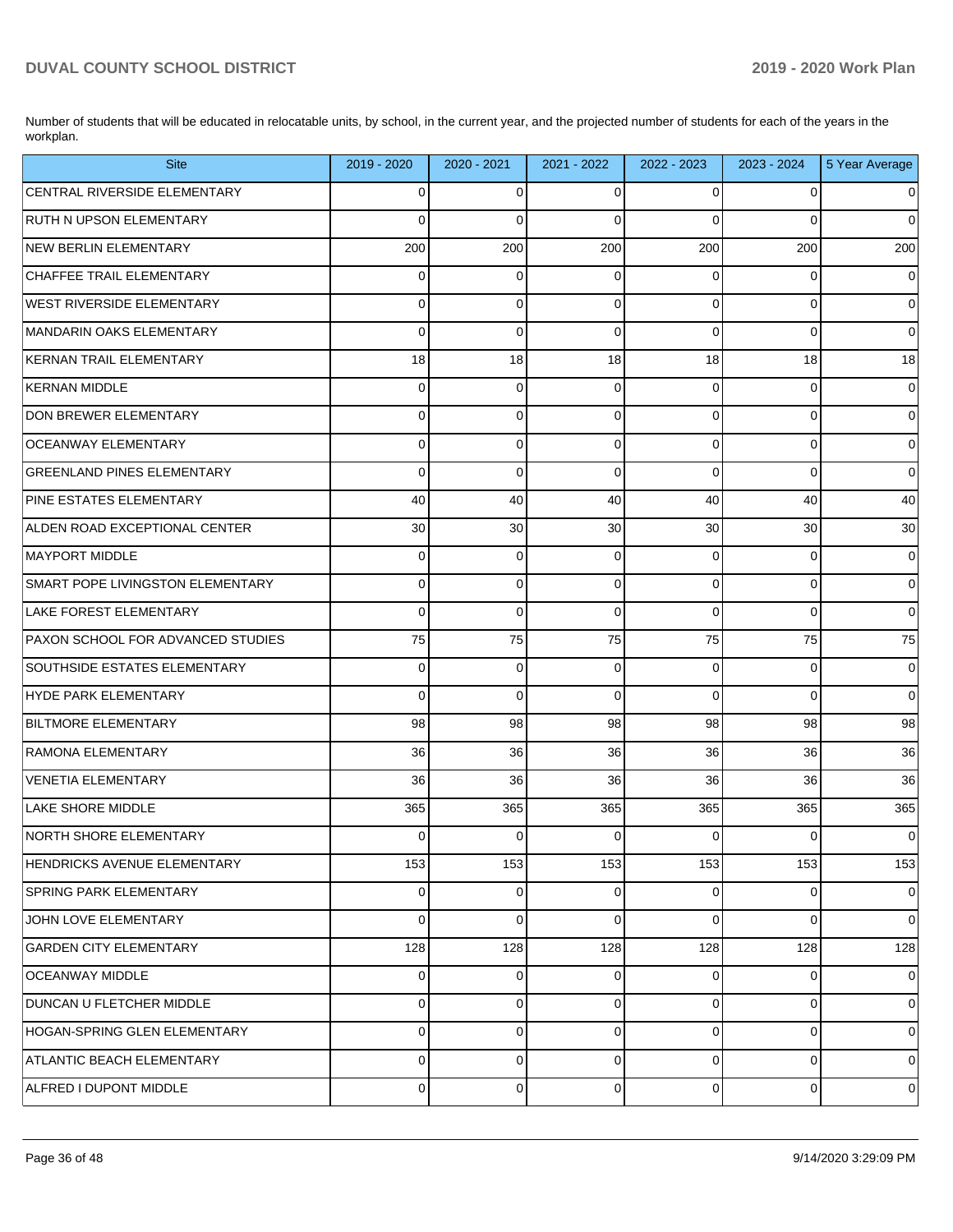Number of students that will be educated in relocatable units, by school, in the current year, and the projected number of students for each of the years in the workplan.

| Site | 2019 - 2020 | 2020 - 2021 | 2021 - 2022 | 2022 - 2023 | 2023 - 2024 | 5 Year Average |
|---|---|---|---|---|---|---|
| CENTRAL RIVERSIDE ELEMENTARY | 0 | 0 | 0 | 0 | 0 | 0 |
| RUTH N UPSON ELEMENTARY | 0 | 0 | 0 | 0 | 0 | 0 |
| NEW BERLIN ELEMENTARY | 200 | 200 | 200 | 200 | 200 | 200 |
| CHAFFEE TRAIL ELEMENTARY | 0 | 0 | 0 | 0 | 0 | 0 |
| WEST RIVERSIDE ELEMENTARY | 0 | 0 | 0 | 0 | 0 | 0 |
| MANDARIN OAKS ELEMENTARY | 0 | 0 | 0 | 0 | 0 | 0 |
| KERNAN TRAIL ELEMENTARY | 18 | 18 | 18 | 18 | 18 | 18 |
| KERNAN MIDDLE | 0 | 0 | 0 | 0 | 0 | 0 |
| DON BREWER ELEMENTARY | 0 | 0 | 0 | 0 | 0 | 0 |
| OCEANWAY ELEMENTARY | 0 | 0 | 0 | 0 | 0 | 0 |
| GREENLAND PINES ELEMENTARY | 0 | 0 | 0 | 0 | 0 | 0 |
| PINE ESTATES ELEMENTARY | 40 | 40 | 40 | 40 | 40 | 40 |
| ALDEN ROAD EXCEPTIONAL CENTER | 30 | 30 | 30 | 30 | 30 | 30 |
| MAYPORT MIDDLE | 0 | 0 | 0 | 0 | 0 | 0 |
| SMART POPE LIVINGSTON ELEMENTARY | 0 | 0 | 0 | 0 | 0 | 0 |
| LAKE FOREST ELEMENTARY | 0 | 0 | 0 | 0 | 0 | 0 |
| PAXON SCHOOL FOR ADVANCED STUDIES | 75 | 75 | 75 | 75 | 75 | 75 |
| SOUTHSIDE ESTATES ELEMENTARY | 0 | 0 | 0 | 0 | 0 | 0 |
| HYDE PARK ELEMENTARY | 0 | 0 | 0 | 0 | 0 | 0 |
| BILTMORE ELEMENTARY | 98 | 98 | 98 | 98 | 98 | 98 |
| RAMONA ELEMENTARY | 36 | 36 | 36 | 36 | 36 | 36 |
| VENETIA ELEMENTARY | 36 | 36 | 36 | 36 | 36 | 36 |
| LAKE SHORE MIDDLE | 365 | 365 | 365 | 365 | 365 | 365 |
| NORTH SHORE ELEMENTARY | 0 | 0 | 0 | 0 | 0 | 0 |
| HENDRICKS AVENUE ELEMENTARY | 153 | 153 | 153 | 153 | 153 | 153 |
| SPRING PARK ELEMENTARY | 0 | 0 | 0 | 0 | 0 | 0 |
| JOHN LOVE ELEMENTARY | 0 | 0 | 0 | 0 | 0 | 0 |
| GARDEN CITY ELEMENTARY | 128 | 128 | 128 | 128 | 128 | 128 |
| OCEANWAY MIDDLE | 0 | 0 | 0 | 0 | 0 | 0 |
| DUNCAN U FLETCHER MIDDLE | 0 | 0 | 0 | 0 | 0 | 0 |
| HOGAN-SPRING GLEN ELEMENTARY | 0 | 0 | 0 | 0 | 0 | 0 |
| ATLANTIC BEACH ELEMENTARY | 0 | 0 | 0 | 0 | 0 | 0 |
| ALFRED I DUPONT MIDDLE | 0 | 0 | 0 | 0 | 0 | 0 |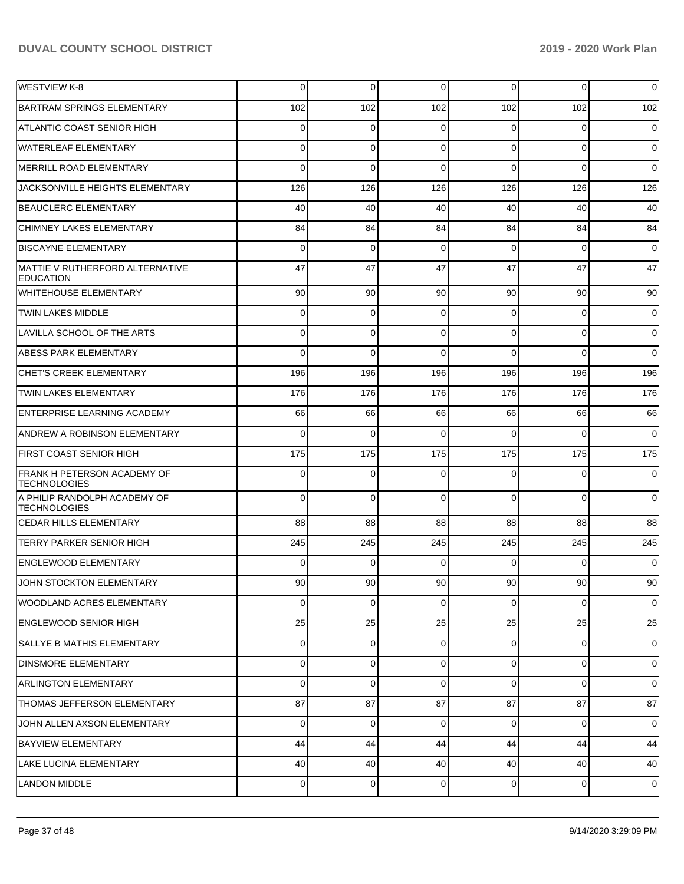| | | | | | | |
|---|---|---|---|---|---|---|
| WESTVIEW K-8 | 0 | 0 | 0 | 0 | 0 | 0 |
| BARTRAM SPRINGS ELEMENTARY | 102 | 102 | 102 | 102 | 102 | 102 |
| ATLANTIC COAST SENIOR HIGH | 0 | 0 | 0 | 0 | 0 | 0 |
| WATERLEAF ELEMENTARY | 0 | 0 | 0 | 0 | 0 | 0 |
| MERRILL ROAD ELEMENTARY | 0 | 0 | 0 | 0 | 0 | 0 |
| JACKSONVILLE HEIGHTS ELEMENTARY | 126 | 126 | 126 | 126 | 126 | 126 |
| BEAUCLERC ELEMENTARY | 40 | 40 | 40 | 40 | 40 | 40 |
| CHIMNEY LAKES ELEMENTARY | 84 | 84 | 84 | 84 | 84 | 84 |
| BISCAYNE ELEMENTARY | 0 | 0 | 0 | 0 | 0 | 0 |
| MATTIE V RUTHERFORD ALTERNATIVE EDUCATION | 47 | 47 | 47 | 47 | 47 | 47 |
| WHITEHOUSE ELEMENTARY | 90 | 90 | 90 | 90 | 90 | 90 |
| TWIN LAKES MIDDLE | 0 | 0 | 0 | 0 | 0 | 0 |
| LAVILLA SCHOOL OF THE ARTS | 0 | 0 | 0 | 0 | 0 | 0 |
| ABESS PARK ELEMENTARY | 0 | 0 | 0 | 0 | 0 | 0 |
| CHET'S CREEK ELEMENTARY | 196 | 196 | 196 | 196 | 196 | 196 |
| TWIN LAKES ELEMENTARY | 176 | 176 | 176 | 176 | 176 | 176 |
| ENTERPRISE LEARNING ACADEMY | 66 | 66 | 66 | 66 | 66 | 66 |
| ANDREW A ROBINSON ELEMENTARY | 0 | 0 | 0 | 0 | 0 | 0 |
| FIRST COAST SENIOR HIGH | 175 | 175 | 175 | 175 | 175 | 175 |
| FRANK H PETERSON ACADEMY OF TECHNOLOGIES | 0 | 0 | 0 | 0 | 0 | 0 |
| A PHILIP RANDOLPH ACADEMY OF TECHNOLOGIES | 0 | 0 | 0 | 0 | 0 | 0 |
| CEDAR HILLS ELEMENTARY | 88 | 88 | 88 | 88 | 88 | 88 |
| TERRY PARKER SENIOR HIGH | 245 | 245 | 245 | 245 | 245 | 245 |
| ENGLEWOOD ELEMENTARY | 0 | 0 | 0 | 0 | 0 | 0 |
| JOHN STOCKTON ELEMENTARY | 90 | 90 | 90 | 90 | 90 | 90 |
| WOODLAND ACRES ELEMENTARY | 0 | 0 | 0 | 0 | 0 | 0 |
| ENGLEWOOD SENIOR HIGH | 25 | 25 | 25 | 25 | 25 | 25 |
| SALLYE B MATHIS ELEMENTARY | 0 | 0 | 0 | 0 | 0 | 0 |
| DINSMORE ELEMENTARY | 0 | 0 | 0 | 0 | 0 | 0 |
| ARLINGTON ELEMENTARY | 0 | 0 | 0 | 0 | 0 | 0 |
| THOMAS JEFFERSON ELEMENTARY | 87 | 87 | 87 | 87 | 87 | 87 |
| JOHN ALLEN AXSON ELEMENTARY | 0 | 0 | 0 | 0 | 0 | 0 |
| BAYVIEW ELEMENTARY | 44 | 44 | 44 | 44 | 44 | 44 |
| LAKE LUCINA ELEMENTARY | 40 | 40 | 40 | 40 | 40 | 40 |
| LANDON MIDDLE | 0 | 0 | 0 | 0 | 0 | 0 |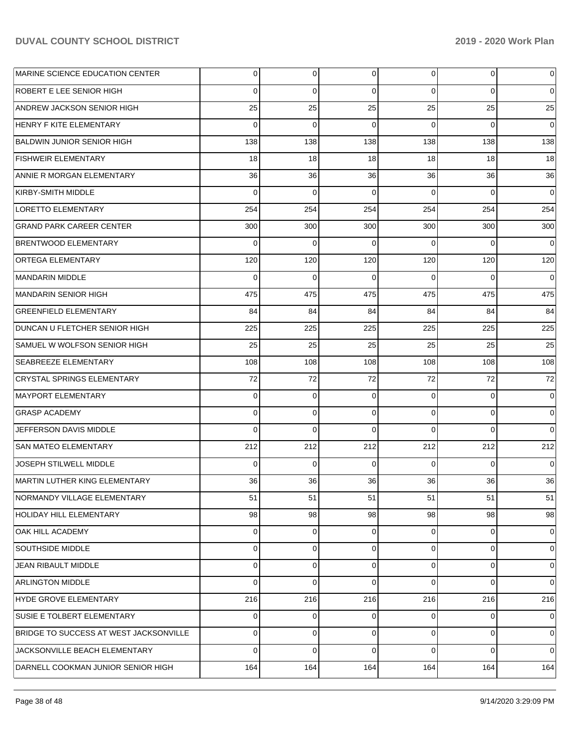| | | | | | | |
|---|---|---|---|---|---|---|
| MARINE SCIENCE EDUCATION CENTER | 0 | 0 | 0 | 0 | 0 | 0 |
| ROBERT E LEE SENIOR HIGH | 0 | 0 | 0 | 0 | 0 | 0 |
| ANDREW JACKSON SENIOR HIGH | 25 | 25 | 25 | 25 | 25 | 25 |
| HENRY F KITE ELEMENTARY | 0 | 0 | 0 | 0 | 0 | 0 |
| BALDWIN JUNIOR SENIOR HIGH | 138 | 138 | 138 | 138 | 138 | 138 |
| FISHWEIR ELEMENTARY | 18 | 18 | 18 | 18 | 18 | 18 |
| ANNIE R MORGAN ELEMENTARY | 36 | 36 | 36 | 36 | 36 | 36 |
| KIRBY-SMITH MIDDLE | 0 | 0 | 0 | 0 | 0 | 0 |
| LORETTO ELEMENTARY | 254 | 254 | 254 | 254 | 254 | 254 |
| GRAND PARK CAREER CENTER | 300 | 300 | 300 | 300 | 300 | 300 |
| BRENTWOOD ELEMENTARY | 0 | 0 | 0 | 0 | 0 | 0 |
| ORTEGA ELEMENTARY | 120 | 120 | 120 | 120 | 120 | 120 |
| MANDARIN MIDDLE | 0 | 0 | 0 | 0 | 0 | 0 |
| MANDARIN SENIOR HIGH | 475 | 475 | 475 | 475 | 475 | 475 |
| GREENFIELD ELEMENTARY | 84 | 84 | 84 | 84 | 84 | 84 |
| DUNCAN U FLETCHER SENIOR HIGH | 225 | 225 | 225 | 225 | 225 | 225 |
| SAMUEL W WOLFSON SENIOR HIGH | 25 | 25 | 25 | 25 | 25 | 25 |
| SEABREEZE ELEMENTARY | 108 | 108 | 108 | 108 | 108 | 108 |
| CRYSTAL SPRINGS ELEMENTARY | 72 | 72 | 72 | 72 | 72 | 72 |
| MAYPORT ELEMENTARY | 0 | 0 | 0 | 0 | 0 | 0 |
| GRASP ACADEMY | 0 | 0 | 0 | 0 | 0 | 0 |
| JEFFERSON DAVIS MIDDLE | 0 | 0 | 0 | 0 | 0 | 0 |
| SAN MATEO ELEMENTARY | 212 | 212 | 212 | 212 | 212 | 212 |
| JOSEPH STILWELL MIDDLE | 0 | 0 | 0 | 0 | 0 | 0 |
| MARTIN LUTHER KING ELEMENTARY | 36 | 36 | 36 | 36 | 36 | 36 |
| NORMANDY VILLAGE ELEMENTARY | 51 | 51 | 51 | 51 | 51 | 51 |
| HOLIDAY HILL ELEMENTARY | 98 | 98 | 98 | 98 | 98 | 98 |
| OAK HILL ACADEMY | 0 | 0 | 0 | 0 | 0 | 0 |
| SOUTHSIDE MIDDLE | 0 | 0 | 0 | 0 | 0 | 0 |
| JEAN RIBAULT MIDDLE | 0 | 0 | 0 | 0 | 0 | 0 |
| ARLINGTON MIDDLE | 0 | 0 | 0 | 0 | 0 | 0 |
| HYDE GROVE ELEMENTARY | 216 | 216 | 216 | 216 | 216 | 216 |
| SUSIE E TOLBERT ELEMENTARY | 0 | 0 | 0 | 0 | 0 | 0 |
| BRIDGE TO SUCCESS AT WEST JACKSONVILLE | 0 | 0 | 0 | 0 | 0 | 0 |
| JACKSONVILLE BEACH ELEMENTARY | 0 | 0 | 0 | 0 | 0 | 0 |
| DARNELL COOKMAN JUNIOR SENIOR HIGH | 164 | 164 | 164 | 164 | 164 | 164 |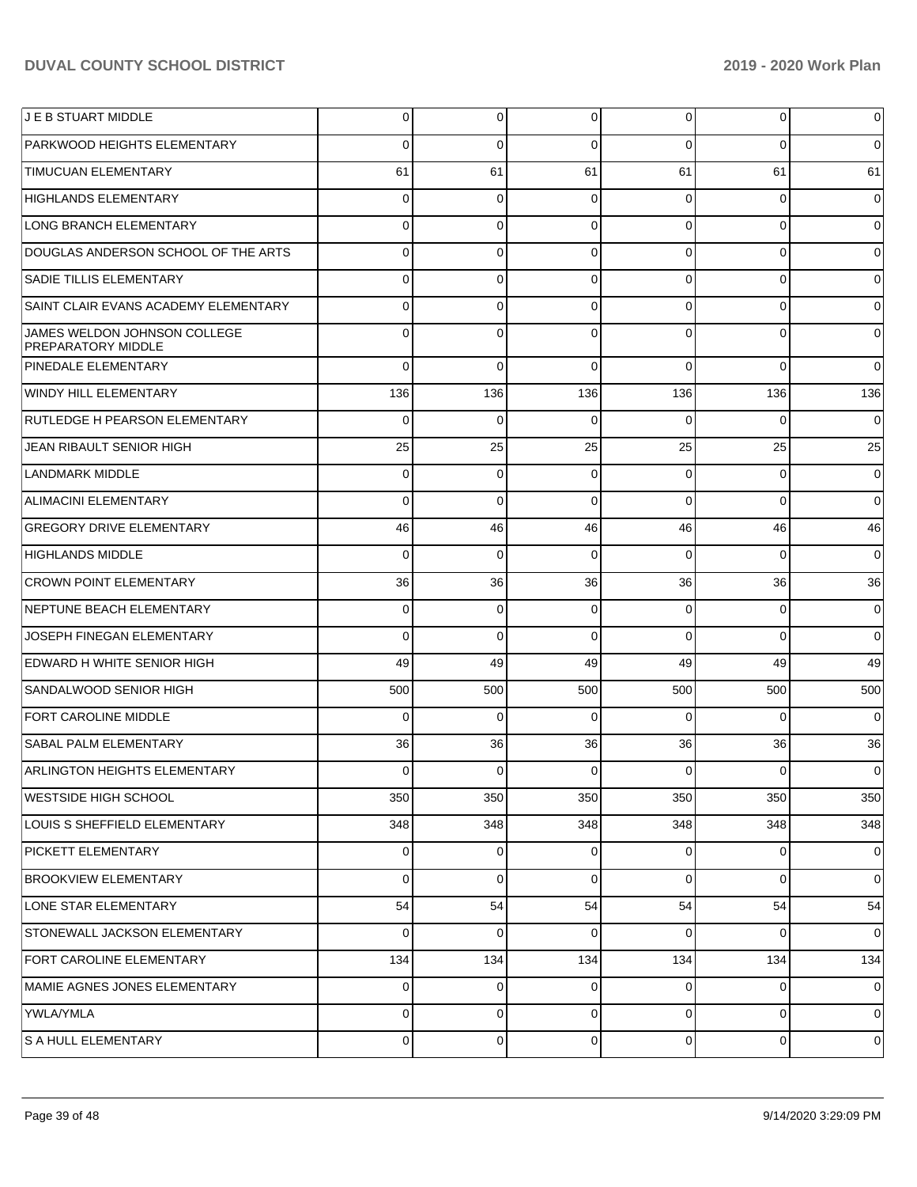| | | | | | | |
|---|---|---|---|---|---|---|
| J E B STUART MIDDLE | 0 | 0 | 0 | 0 | 0 | 0 |
| PARKWOOD HEIGHTS ELEMENTARY | 0 | 0 | 0 | 0 | 0 | 0 |
| TIMUCUAN ELEMENTARY | 61 | 61 | 61 | 61 | 61 | 61 |
| HIGHLANDS ELEMENTARY | 0 | 0 | 0 | 0 | 0 | 0 |
| LONG BRANCH ELEMENTARY | 0 | 0 | 0 | 0 | 0 | 0 |
| DOUGLAS ANDERSON SCHOOL OF THE ARTS | 0 | 0 | 0 | 0 | 0 | 0 |
| SADIE TILLIS ELEMENTARY | 0 | 0 | 0 | 0 | 0 | 0 |
| SAINT CLAIR EVANS ACADEMY ELEMENTARY | 0 | 0 | 0 | 0 | 0 | 0 |
| JAMES WELDON JOHNSON COLLEGE PREPARATORY MIDDLE | 0 | 0 | 0 | 0 | 0 | 0 |
| PINEDALE ELEMENTARY | 0 | 0 | 0 | 0 | 0 | 0 |
| WINDY HILL ELEMENTARY | 136 | 136 | 136 | 136 | 136 | 136 |
| RUTLEDGE H PEARSON ELEMENTARY | 0 | 0 | 0 | 0 | 0 | 0 |
| JEAN RIBAULT SENIOR HIGH | 25 | 25 | 25 | 25 | 25 | 25 |
| LANDMARK MIDDLE | 0 | 0 | 0 | 0 | 0 | 0 |
| ALIMACINI ELEMENTARY | 0 | 0 | 0 | 0 | 0 | 0 |
| GREGORY DRIVE ELEMENTARY | 46 | 46 | 46 | 46 | 46 | 46 |
| HIGHLANDS MIDDLE | 0 | 0 | 0 | 0 | 0 | 0 |
| CROWN POINT ELEMENTARY | 36 | 36 | 36 | 36 | 36 | 36 |
| NEPTUNE BEACH ELEMENTARY | 0 | 0 | 0 | 0 | 0 | 0 |
| JOSEPH FINEGAN ELEMENTARY | 0 | 0 | 0 | 0 | 0 | 0 |
| EDWARD H WHITE SENIOR HIGH | 49 | 49 | 49 | 49 | 49 | 49 |
| SANDALWOOD SENIOR HIGH | 500 | 500 | 500 | 500 | 500 | 500 |
| FORT CAROLINE MIDDLE | 0 | 0 | 0 | 0 | 0 | 0 |
| SABAL PALM ELEMENTARY | 36 | 36 | 36 | 36 | 36 | 36 |
| ARLINGTON HEIGHTS ELEMENTARY | 0 | 0 | 0 | 0 | 0 | 0 |
| WESTSIDE HIGH SCHOOL | 350 | 350 | 350 | 350 | 350 | 350 |
| LOUIS S SHEFFIELD ELEMENTARY | 348 | 348 | 348 | 348 | 348 | 348 |
| PICKETT ELEMENTARY | 0 | 0 | 0 | 0 | 0 | 0 |
| BROOKVIEW ELEMENTARY | 0 | 0 | 0 | 0 | 0 | 0 |
| LONE STAR ELEMENTARY | 54 | 54 | 54 | 54 | 54 | 54 |
| STONEWALL JACKSON ELEMENTARY | 0 | 0 | 0 | 0 | 0 | 0 |
| FORT CAROLINE ELEMENTARY | 134 | 134 | 134 | 134 | 134 | 134 |
| MAMIE AGNES JONES ELEMENTARY | 0 | 0 | 0 | 0 | 0 | 0 |
| YWLA/YMLA | 0 | 0 | 0 | 0 | 0 | 0 |
| S A HULL ELEMENTARY | 0 | 0 | 0 | 0 | 0 | 0 |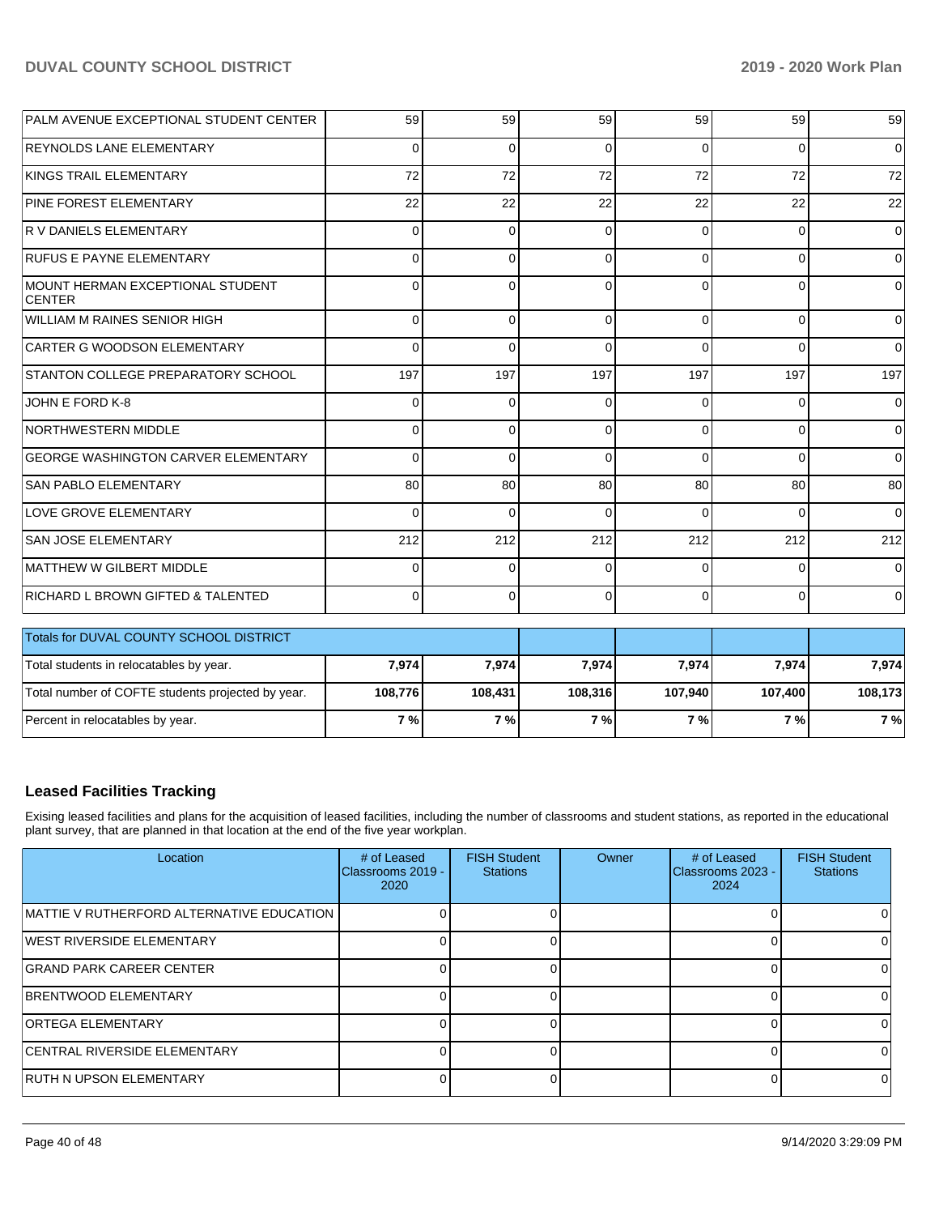| | | | | | | |
|---|---|---|---|---|---|---|
| PALM AVENUE EXCEPTIONAL STUDENT CENTER | 59 | 59 | 59 | 59 | 59 | 59 |
| REYNOLDS LANE ELEMENTARY | 0 | 0 | 0 | 0 | 0 | 0 |
| KINGS TRAIL ELEMENTARY | 72 | 72 | 72 | 72 | 72 | 72 |
| PINE FOREST ELEMENTARY | 22 | 22 | 22 | 22 | 22 | 22 |
| R V DANIELS ELEMENTARY | 0 | 0 | 0 | 0 | 0 | 0 |
| RUFUS E PAYNE ELEMENTARY | 0 | 0 | 0 | 0 | 0 | 0 |
| MOUNT HERMAN EXCEPTIONAL STUDENT CENTER | 0 | 0 | 0 | 0 | 0 | 0 |
| WILLIAM M RAINES SENIOR HIGH | 0 | 0 | 0 | 0 | 0 | 0 |
| CARTER G WOODSON ELEMENTARY | 0 | 0 | 0 | 0 | 0 | 0 |
| STANTON COLLEGE PREPARATORY SCHOOL | 197 | 197 | 197 | 197 | 197 | 197 |
| JOHN E FORD K-8 | 0 | 0 | 0 | 0 | 0 | 0 |
| NORTHWESTERN MIDDLE | 0 | 0 | 0 | 0 | 0 | 0 |
| GEORGE WASHINGTON CARVER ELEMENTARY | 0 | 0 | 0 | 0 | 0 | 0 |
| SAN PABLO ELEMENTARY | 80 | 80 | 80 | 80 | 80 | 80 |
| LOVE GROVE ELEMENTARY | 0 | 0 | 0 | 0 | 0 | 0 |
| SAN JOSE ELEMENTARY | 212 | 212 | 212 | 212 | 212 | 212 |
| MATTHEW W GILBERT MIDDLE | 0 | 0 | 0 | 0 | 0 | 0 |
| RICHARD L BROWN GIFTED & TALENTED | 0 | 0 | 0 | 0 | 0 | 0 |

| Totals for DUVAL COUNTY SCHOOL DISTRICT | | | | | | |
|---|---|---|---|---|---|---|
| Total students in relocatables by year. | **7,974** | **7,974** | **7,974** | **7,974** | **7,974** | **7,974** |
| Total number of COFTE students projected by year. | **108,776** | **108,431** | **108,316** | **107,940** | **107,400** | **108,173** |
| Percent in relocatables by year. | **7 %** | **7 %** | **7 %** | **7 %** | **7 %** | **7 %** |

### Leased Facilities Tracking

Exising leased facilities and plans for the acquisition of leased facilities, including the number of classrooms and student stations, as reported in the educational plant survey, that are planned in that location at the end of the five year workplan.

| Location | # of Leased Classrooms 2019 - 2020 | FISH Student Stations | Owner | # of Leased Classrooms 2023 - 2024 | FISH Student Stations |
|---|---|---|---|---|---|
| MATTIE V RUTHERFORD ALTERNATIVE EDUCATION | 0 | 0 | | 0 | 0 |
| WEST RIVERSIDE ELEMENTARY | 0 | 0 | | 0 | 0 |
| GRAND PARK CAREER CENTER | 0 | 0 | | 0 | 0 |
| BRENTWOOD ELEMENTARY | 0 | 0 | | 0 | 0 |
| ORTEGA ELEMENTARY | 0 | 0 | | 0 | 0 |
| CENTRAL RIVERSIDE ELEMENTARY | 0 | 0 | | 0 | 0 |
| RUTH N UPSON ELEMENTARY | 0 | 0 | | 0 | 0 |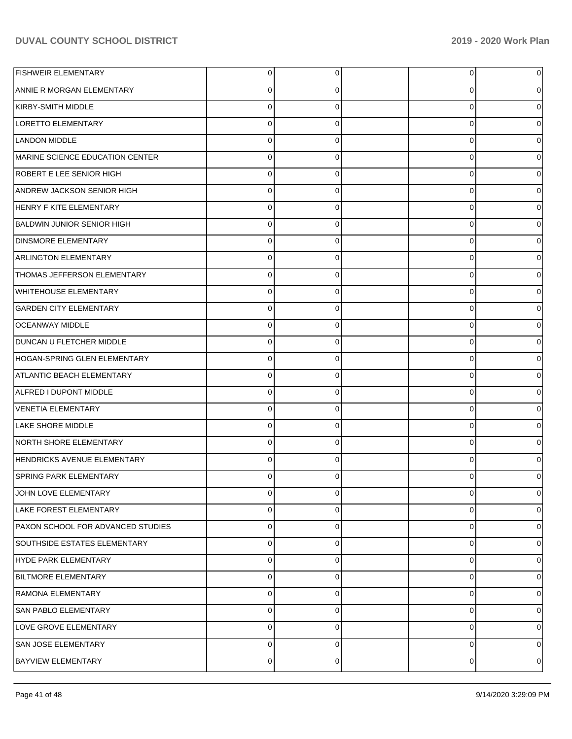| | | | | | |
|---|---|---|---|---|---|
| FISHWEIR ELEMENTARY | 0 | 0 | | 0 | 0 |
| ANNIE R MORGAN ELEMENTARY | 0 | 0 | | 0 | 0 |
| KIRBY-SMITH MIDDLE | 0 | 0 | | 0 | 0 |
| LORETTO ELEMENTARY | 0 | 0 | | 0 | 0 |
| LANDON MIDDLE | 0 | 0 | | 0 | 0 |
| MARINE SCIENCE EDUCATION CENTER | 0 | 0 | | 0 | 0 |
| ROBERT E LEE SENIOR HIGH | 0 | 0 | | 0 | 0 |
| ANDREW JACKSON SENIOR HIGH | 0 | 0 | | 0 | 0 |
| HENRY F KITE ELEMENTARY | 0 | 0 | | 0 | 0 |
| BALDWIN JUNIOR SENIOR HIGH | 0 | 0 | | 0 | 0 |
| DINSMORE ELEMENTARY | 0 | 0 | | 0 | 0 |
| ARLINGTON ELEMENTARY | 0 | 0 | | 0 | 0 |
| THOMAS JEFFERSON ELEMENTARY | 0 | 0 | | 0 | 0 |
| WHITEHOUSE ELEMENTARY | 0 | 0 | | 0 | 0 |
| GARDEN CITY ELEMENTARY | 0 | 0 | | 0 | 0 |
| OCEANWAY MIDDLE | 0 | 0 | | 0 | 0 |
| DUNCAN U FLETCHER MIDDLE | 0 | 0 | | 0 | 0 |
| HOGAN-SPRING GLEN ELEMENTARY | 0 | 0 | | 0 | 0 |
| ATLANTIC BEACH ELEMENTARY | 0 | 0 | | 0 | 0 |
| ALFRED I DUPONT MIDDLE | 0 | 0 | | 0 | 0 |
| VENETIA ELEMENTARY | 0 | 0 | | 0 | 0 |
| LAKE SHORE MIDDLE | 0 | 0 | | 0 | 0 |
| NORTH SHORE ELEMENTARY | 0 | 0 | | 0 | 0 |
| HENDRICKS AVENUE ELEMENTARY | 0 | 0 | | 0 | 0 |
| SPRING PARK ELEMENTARY | 0 | 0 | | 0 | 0 |
| JOHN LOVE ELEMENTARY | 0 | 0 | | 0 | 0 |
| LAKE FOREST ELEMENTARY | 0 | 0 | | 0 | 0 |
| PAXON SCHOOL FOR ADVANCED STUDIES | 0 | 0 | | 0 | 0 |
| SOUTHSIDE ESTATES ELEMENTARY | 0 | 0 | | 0 | 0 |
| HYDE PARK ELEMENTARY | 0 | 0 | | 0 | 0 |
| BILTMORE ELEMENTARY | 0 | 0 | | 0 | 0 |
| RAMONA ELEMENTARY | 0 | 0 | | 0 | 0 |
| SAN PABLO ELEMENTARY | 0 | 0 | | 0 | 0 |
| LOVE GROVE ELEMENTARY | 0 | 0 | | 0 | 0 |
| SAN JOSE ELEMENTARY | 0 | 0 | | 0 | 0 |
| BAYVIEW ELEMENTARY | 0 | 0 | | 0 | 0 |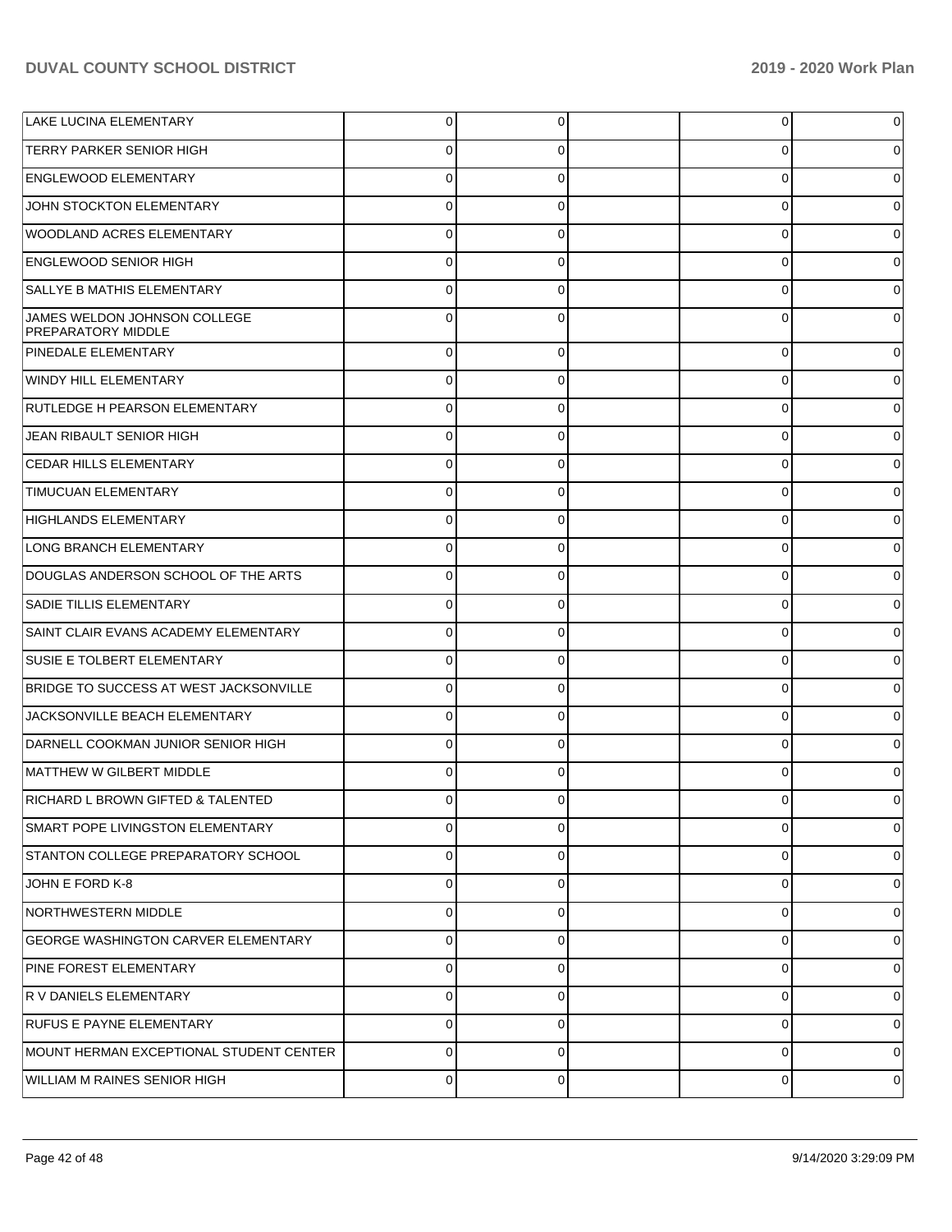| | | | | | |
|---|---|---|---|---|---|
| LAKE LUCINA ELEMENTARY | 0 | 0 | | 0 | 0 |
| TERRY PARKER SENIOR HIGH | 0 | 0 | | 0 | 0 |
| ENGLEWOOD ELEMENTARY | 0 | 0 | | 0 | 0 |
| JOHN STOCKTON ELEMENTARY | 0 | 0 | | 0 | 0 |
| WOODLAND ACRES ELEMENTARY | 0 | 0 | | 0 | 0 |
| ENGLEWOOD SENIOR HIGH | 0 | 0 | | 0 | 0 |
| SALLYE B MATHIS ELEMENTARY | 0 | 0 | | 0 | 0 |
| JAMES WELDON JOHNSON COLLEGE PREPARATORY MIDDLE | 0 | 0 | | 0 | 0 |
| PINEDALE ELEMENTARY | 0 | 0 | | 0 | 0 |
| WINDY HILL ELEMENTARY | 0 | 0 | | 0 | 0 |
| RUTLEDGE H PEARSON ELEMENTARY | 0 | 0 | | 0 | 0 |
| JEAN RIBAULT SENIOR HIGH | 0 | 0 | | 0 | 0 |
| CEDAR HILLS ELEMENTARY | 0 | 0 | | 0 | 0 |
| TIMUCUAN ELEMENTARY | 0 | 0 | | 0 | 0 |
| HIGHLANDS ELEMENTARY | 0 | 0 | | 0 | 0 |
| LONG BRANCH ELEMENTARY | 0 | 0 | | 0 | 0 |
| DOUGLAS ANDERSON SCHOOL OF THE ARTS | 0 | 0 | | 0 | 0 |
| SADIE TILLIS ELEMENTARY | 0 | 0 | | 0 | 0 |
| SAINT CLAIR EVANS ACADEMY ELEMENTARY | 0 | 0 | | 0 | 0 |
| SUSIE E TOLBERT ELEMENTARY | 0 | 0 | | 0 | 0 |
| BRIDGE TO SUCCESS AT WEST JACKSONVILLE | 0 | 0 | | 0 | 0 |
| JACKSONVILLE BEACH ELEMENTARY | 0 | 0 | | 0 | 0 |
| DARNELL COOKMAN JUNIOR SENIOR HIGH | 0 | 0 | | 0 | 0 |
| MATTHEW W GILBERT MIDDLE | 0 | 0 | | 0 | 0 |
| RICHARD L BROWN GIFTED & TALENTED | 0 | 0 | | 0 | 0 |
| SMART POPE LIVINGSTON ELEMENTARY | 0 | 0 | | 0 | 0 |
| STANTON COLLEGE PREPARATORY SCHOOL | 0 | 0 | | 0 | 0 |
| JOHN E FORD K-8 | 0 | 0 | | 0 | 0 |
| NORTHWESTERN MIDDLE | 0 | 0 | | 0 | 0 |
| GEORGE WASHINGTON CARVER ELEMENTARY | 0 | 0 | | 0 | 0 |
| PINE FOREST ELEMENTARY | 0 | 0 | | 0 | 0 |
| R V DANIELS ELEMENTARY | 0 | 0 | | 0 | 0 |
| RUFUS E PAYNE ELEMENTARY | 0 | 0 | | 0 | 0 |
| MOUNT HERMAN EXCEPTIONAL STUDENT CENTER | 0 | 0 | | 0 | 0 |
| WILLIAM M RAINES SENIOR HIGH | 0 | 0 | | 0 | 0 |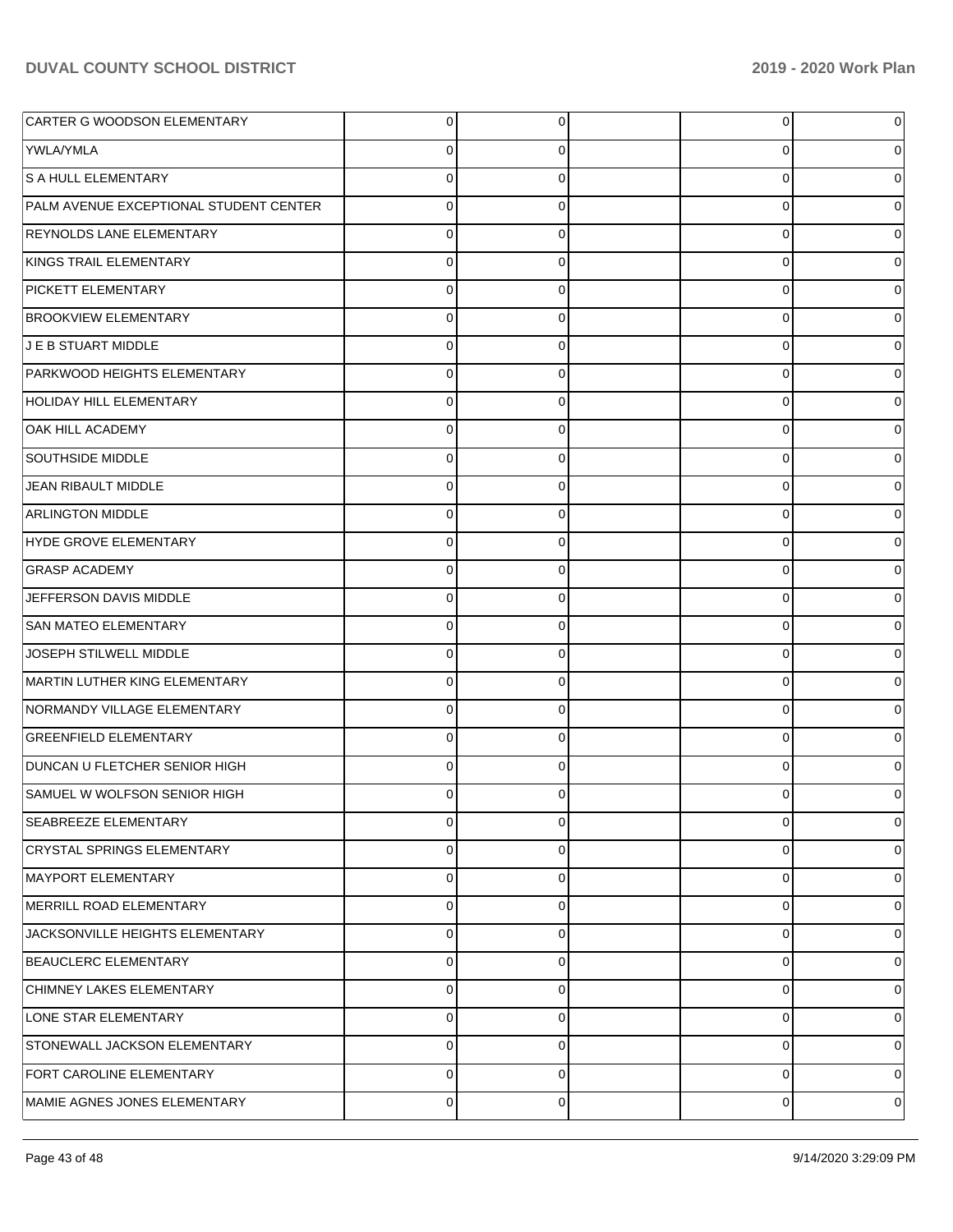| | | | | | |
|---|---|---|---|---|---|
| CARTER G WOODSON ELEMENTARY | 0 | 0 | | 0 | 0 |
| YWLA/YMLA | 0 | 0 | | 0 | 0 |
| S A HULL ELEMENTARY | 0 | 0 | | 0 | 0 |
| PALM AVENUE EXCEPTIONAL STUDENT CENTER | 0 | 0 | | 0 | 0 |
| REYNOLDS LANE ELEMENTARY | 0 | 0 | | 0 | 0 |
| KINGS TRAIL ELEMENTARY | 0 | 0 | | 0 | 0 |
| PICKETT ELEMENTARY | 0 | 0 | | 0 | 0 |
| BROOKVIEW ELEMENTARY | 0 | 0 | | 0 | 0 |
| J E B STUART MIDDLE | 0 | 0 | | 0 | 0 |
| PARKWOOD HEIGHTS ELEMENTARY | 0 | 0 | | 0 | 0 |
| HOLIDAY HILL ELEMENTARY | 0 | 0 | | 0 | 0 |
| OAK HILL ACADEMY | 0 | 0 | | 0 | 0 |
| SOUTHSIDE MIDDLE | 0 | 0 | | 0 | 0 |
| JEAN RIBAULT MIDDLE | 0 | 0 | | 0 | 0 |
| ARLINGTON MIDDLE | 0 | 0 | | 0 | 0 |
| HYDE GROVE ELEMENTARY | 0 | 0 | | 0 | 0 |
| GRASP ACADEMY | 0 | 0 | | 0 | 0 |
| JEFFERSON DAVIS MIDDLE | 0 | 0 | | 0 | 0 |
| SAN MATEO ELEMENTARY | 0 | 0 | | 0 | 0 |
| JOSEPH STILWELL MIDDLE | 0 | 0 | | 0 | 0 |
| MARTIN LUTHER KING ELEMENTARY | 0 | 0 | | 0 | 0 |
| NORMANDY VILLAGE ELEMENTARY | 0 | 0 | | 0 | 0 |
| GREENFIELD ELEMENTARY | 0 | 0 | | 0 | 0 |
| DUNCAN U FLETCHER SENIOR HIGH | 0 | 0 | | 0 | 0 |
| SAMUEL W WOLFSON SENIOR HIGH | 0 | 0 | | 0 | 0 |
| SEABREEZE ELEMENTARY | 0 | 0 | | 0 | 0 |
| CRYSTAL SPRINGS ELEMENTARY | 0 | 0 | | 0 | 0 |
| MAYPORT ELEMENTARY | 0 | 0 | | 0 | 0 |
| MERRILL ROAD ELEMENTARY | 0 | 0 | | 0 | 0 |
| JACKSONVILLE HEIGHTS ELEMENTARY | 0 | 0 | | 0 | 0 |
| BEAUCLERC ELEMENTARY | 0 | 0 | | 0 | 0 |
| CHIMNEY LAKES ELEMENTARY | 0 | 0 | | 0 | 0 |
| LONE STAR ELEMENTARY | 0 | 0 | | 0 | 0 |
| STONEWALL JACKSON ELEMENTARY | 0 | 0 | | 0 | 0 |
| FORT CAROLINE ELEMENTARY | 0 | 0 | | 0 | 0 |
| MAMIE AGNES JONES ELEMENTARY | 0 | 0 | | 0 | 0 |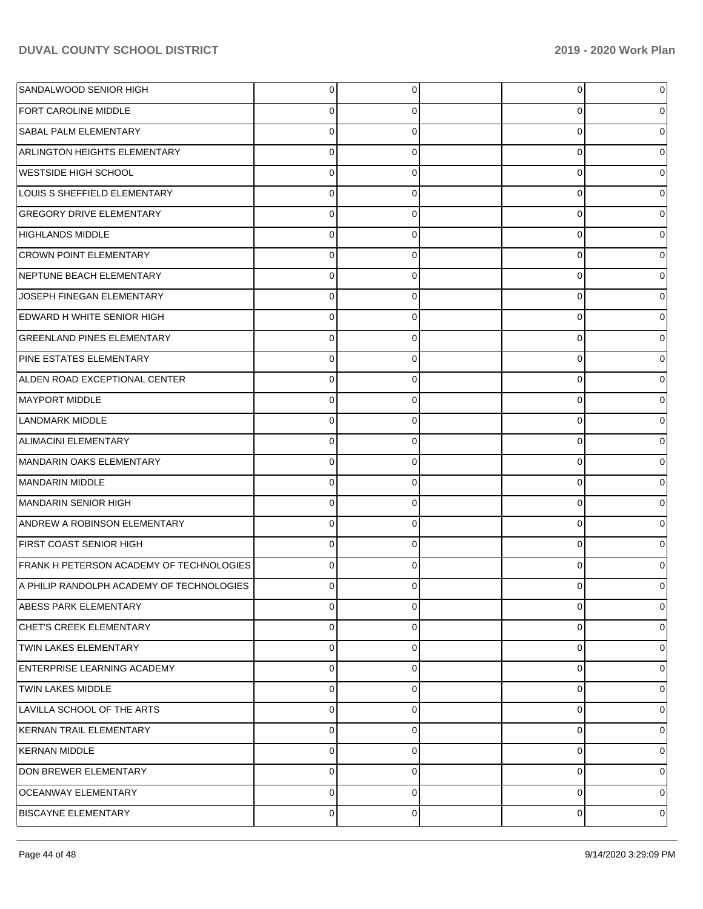| | | | | | |
|---|---|---|---|---|---|
| SANDALWOOD SENIOR HIGH | 0 | 0 | | 0 | 0 |
| FORT CAROLINE MIDDLE | 0 | 0 | | 0 | 0 |
| SABAL PALM ELEMENTARY | 0 | 0 | | 0 | 0 |
| ARLINGTON HEIGHTS ELEMENTARY | 0 | 0 | | 0 | 0 |
| WESTSIDE HIGH SCHOOL | 0 | 0 | | 0 | 0 |
| LOUIS S SHEFFIELD ELEMENTARY | 0 | 0 | | 0 | 0 |
| GREGORY DRIVE ELEMENTARY | 0 | 0 | | 0 | 0 |
| HIGHLANDS MIDDLE | 0 | 0 | | 0 | 0 |
| CROWN POINT ELEMENTARY | 0 | 0 | | 0 | 0 |
| NEPTUNE BEACH ELEMENTARY | 0 | 0 | | 0 | 0 |
| JOSEPH FINEGAN ELEMENTARY | 0 | 0 | | 0 | 0 |
| EDWARD H WHITE SENIOR HIGH | 0 | 0 | | 0 | 0 |
| GREENLAND PINES ELEMENTARY | 0 | 0 | | 0 | 0 |
| PINE ESTATES ELEMENTARY | 0 | 0 | | 0 | 0 |
| ALDEN ROAD EXCEPTIONAL CENTER | 0 | 0 | | 0 | 0 |
| MAYPORT MIDDLE | 0 | 0 | | 0 | 0 |
| LANDMARK MIDDLE | 0 | 0 | | 0 | 0 |
| ALIMACINI ELEMENTARY | 0 | 0 | | 0 | 0 |
| MANDARIN OAKS ELEMENTARY | 0 | 0 | | 0 | 0 |
| MANDARIN MIDDLE | 0 | 0 | | 0 | 0 |
| MANDARIN SENIOR HIGH | 0 | 0 | | 0 | 0 |
| ANDREW A ROBINSON ELEMENTARY | 0 | 0 | | 0 | 0 |
| FIRST COAST SENIOR HIGH | 0 | 0 | | 0 | 0 |
| FRANK H PETERSON ACADEMY OF TECHNOLOGIES | 0 | 0 | | 0 | 0 |
| A PHILIP RANDOLPH ACADEMY OF TECHNOLOGIES | 0 | 0 | | 0 | 0 |
| ABESS PARK ELEMENTARY | 0 | 0 | | 0 | 0 |
| CHET'S CREEK ELEMENTARY | 0 | 0 | | 0 | 0 |
| TWIN LAKES ELEMENTARY | 0 | 0 | | 0 | 0 |
| ENTERPRISE LEARNING ACADEMY | 0 | 0 | | 0 | 0 |
| TWIN LAKES MIDDLE | 0 | 0 | | 0 | 0 |
| LAVILLA SCHOOL OF THE ARTS | 0 | 0 | | 0 | 0 |
| KERNAN TRAIL ELEMENTARY | 0 | 0 | | 0 | 0 |
| KERNAN MIDDLE | 0 | 0 | | 0 | 0 |
| DON BREWER ELEMENTARY | 0 | 0 | | 0 | 0 |
| OCEANWAY ELEMENTARY | 0 | 0 | | 0 | 0 |
| BISCAYNE ELEMENTARY | 0 | 0 | | 0 | 0 |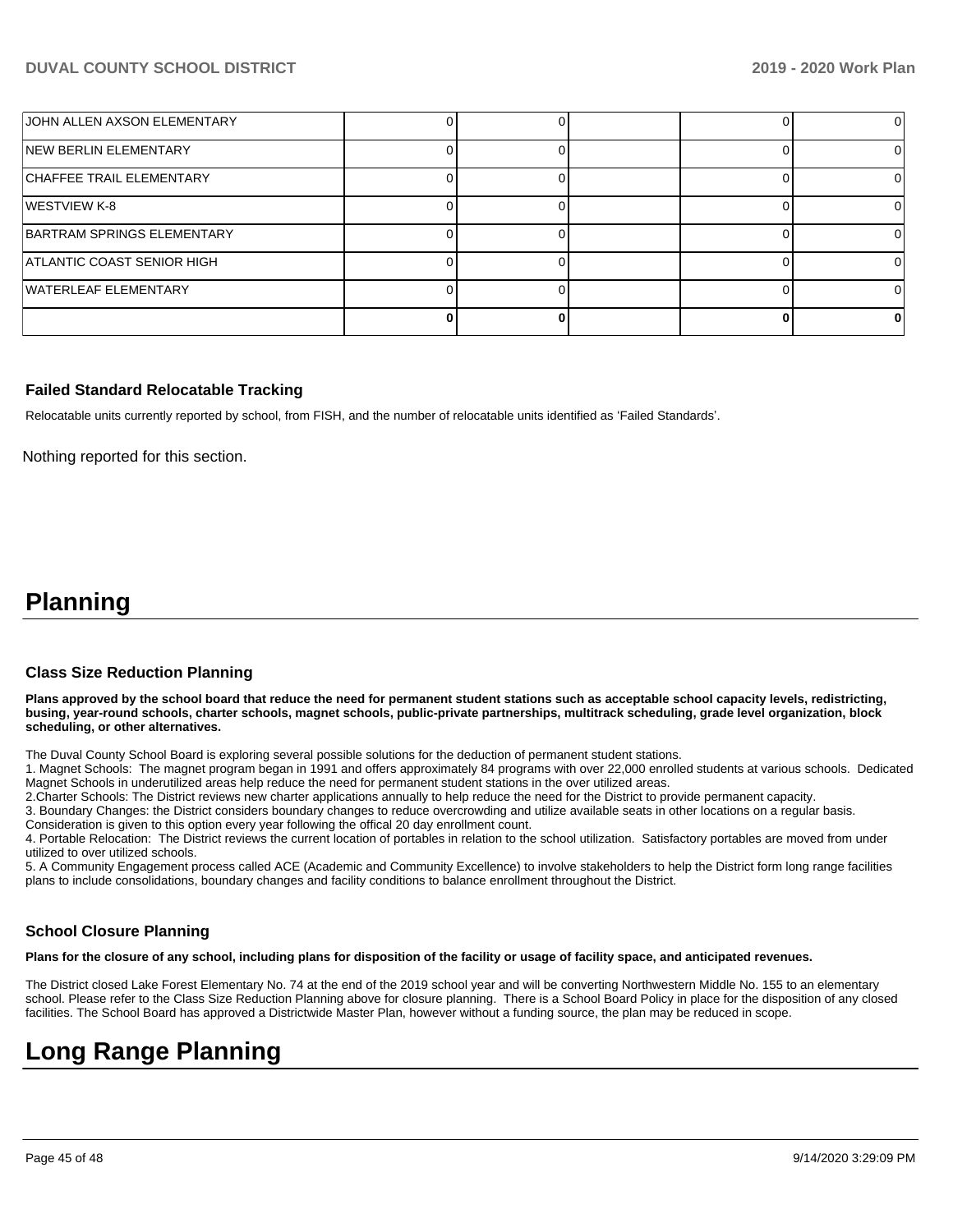| | | | | | |
|---|---|---|---|---|---|
| JOHN ALLEN AXSON ELEMENTARY | 0 | 0 | | 0 | 0 |
| NEW BERLIN ELEMENTARY | 0 | 0 | | 0 | 0 |
| CHAFFEE TRAIL ELEMENTARY | 0 | 0 | | 0 | 0 |
| WESTVIEW K-8 | 0 | 0 | | 0 | 0 |
| BARTRAM SPRINGS ELEMENTARY | 0 | 0 | | 0 | 0 |
| ATLANTIC COAST SENIOR HIGH | 0 | 0 | | 0 | 0 |
| WATERLEAF ELEMENTARY | 0 | 0 | | 0 | 0 |
| | **0** | **0** | | **0** | **0** |

### Failed Standard Relocatable Tracking

Relocatable units currently reported by school, from FISH, and the number of relocatable units identified as 'Failed Standards'.

Nothing reported for this section.

# Planning

### Class Size Reduction Planning

**Plans approved by the school board that reduce the need for permanent student stations such as acceptable school capacity levels, redistricting, busing, year-round schools, charter schools, magnet schools, public-private partnerships, multitrack scheduling, grade level organization, block scheduling, or other alternatives.**

The Duval County School Board is exploring several possible solutions for the deduction of permanent student stations.

1. Magnet Schools: The magnet program began in 1991 and offers approximately 84 programs with over 22,000 enrolled students at various schools. Dedicated Magnet Schools in underutilized areas help reduce the need for permanent student stations in the over utilized areas.
2. Charter Schools: The District reviews new charter applications annually to help reduce the need for the District to provide permanent capacity.
3. Boundary Changes: the District considers boundary changes to reduce overcrowding and utilize available seats in other locations on a regular basis. Consideration is given to this option every year following the offical 20 day enrollment count.
4. Portable Relocation: The District reviews the current location of portables in relation to the school utilization. Satisfactory portables are moved from under utilized to over utilized schools.
5. A Community Engagement process called ACE (Academic and Community Excellence) to involve stakeholders to help the District form long range facilities plans to include consolidations, boundary changes and facility conditions to balance enrollment throughout the District.

### School Closure Planning

**Plans for the closure of any school, including plans for disposition of the facility or usage of facility space, and anticipated revenues.**

The District closed Lake Forest Elementary No. 74 at the end of the 2019 school year and will be converting Northwestern Middle No. 155 to an elementary school. Please refer to the Class Size Reduction Planning above for closure planning. There is a School Board Policy in place for the disposition of any closed facilities. The School Board has approved a Districtwide Master Plan, however without a funding source, the plan may be reduced in scope.

# Long Range Planning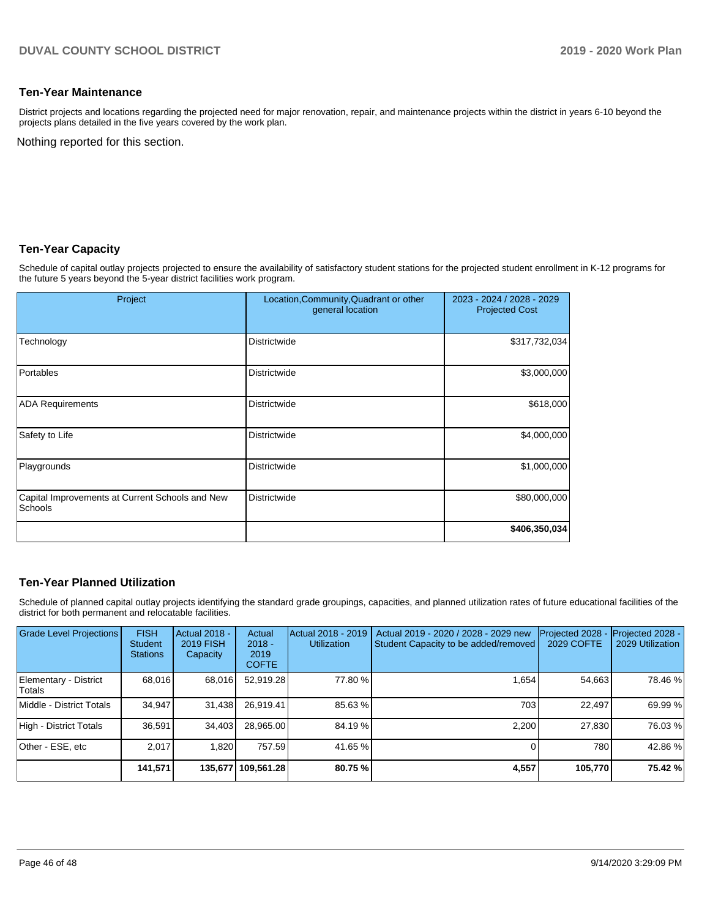## Ten-Year Maintenance

District projects and locations regarding the projected need for major renovation, repair, and maintenance projects within the district in years 6-10 beyond the projects plans detailed in the five years covered by the work plan.

Nothing reported for this section.

## Ten-Year Capacity

Schedule of capital outlay projects projected to ensure the availability of satisfactory student stations for the projected student enrollment in K-12 programs for the future 5 years beyond the 5-year district facilities work program.

| Project | Location,Community,Quadrant or other general location | 2023 - 2024 / 2028 - 2029 Projected Cost |
|---|---|---|
| Technology | Districtwide | $317,732,034 |
| Portables | Districtwide | $3,000,000 |
| ADA Requirements | Districtwide | $618,000 |
| Safety to Life | Districtwide | $4,000,000 |
| Playgrounds | Districtwide | $1,000,000 |
| Capital Improvements at Current Schools and New Schools | Districtwide | $80,000,000 |
| | | **$406,350,034** |

## Ten-Year Planned Utilization

Schedule of planned capital outlay projects identifying the standard grade groupings, capacities, and planned utilization rates of future educational facilities of the district for both permanent and relocatable facilities.

| Grade Level Projections | FISH Student Stations | Actual 2018 - 2019 FISH Capacity | Actual 2018 - 2019 COFTE | Actual 2018 - 2019 Utilization | Actual 2019 - 2020 / 2028 - 2029 new Student Capacity to be added/removed | Projected 2028 - 2029 COFTE | Projected 2028 - 2029 Utilization |
|---|---|---|---|---|---|---|---|
| Elementary - District Totals | 68,016 | 68,016 | 52,919.28 | 77.80 % | 1,654 | 54,663 | 78.46 % |
| Middle - District Totals | 34,947 | 31,438 | 26,919.41 | 85.63 % | 703 | 22,497 | 69.99 % |
| High - District Totals | 36,591 | 34,403 | 28,965.00 | 84.19 % | 2,200 | 27,830 | 76.03 % |
| Other - ESE, etc | 2,017 | 1,820 | 757.59 | 41.65 % | 0 | 780 | 42.86 % |
| | **141,571** | **135,677** | **109,561.28** | **80.75 %** | **4,557** | **105,770** | **75.42 %** |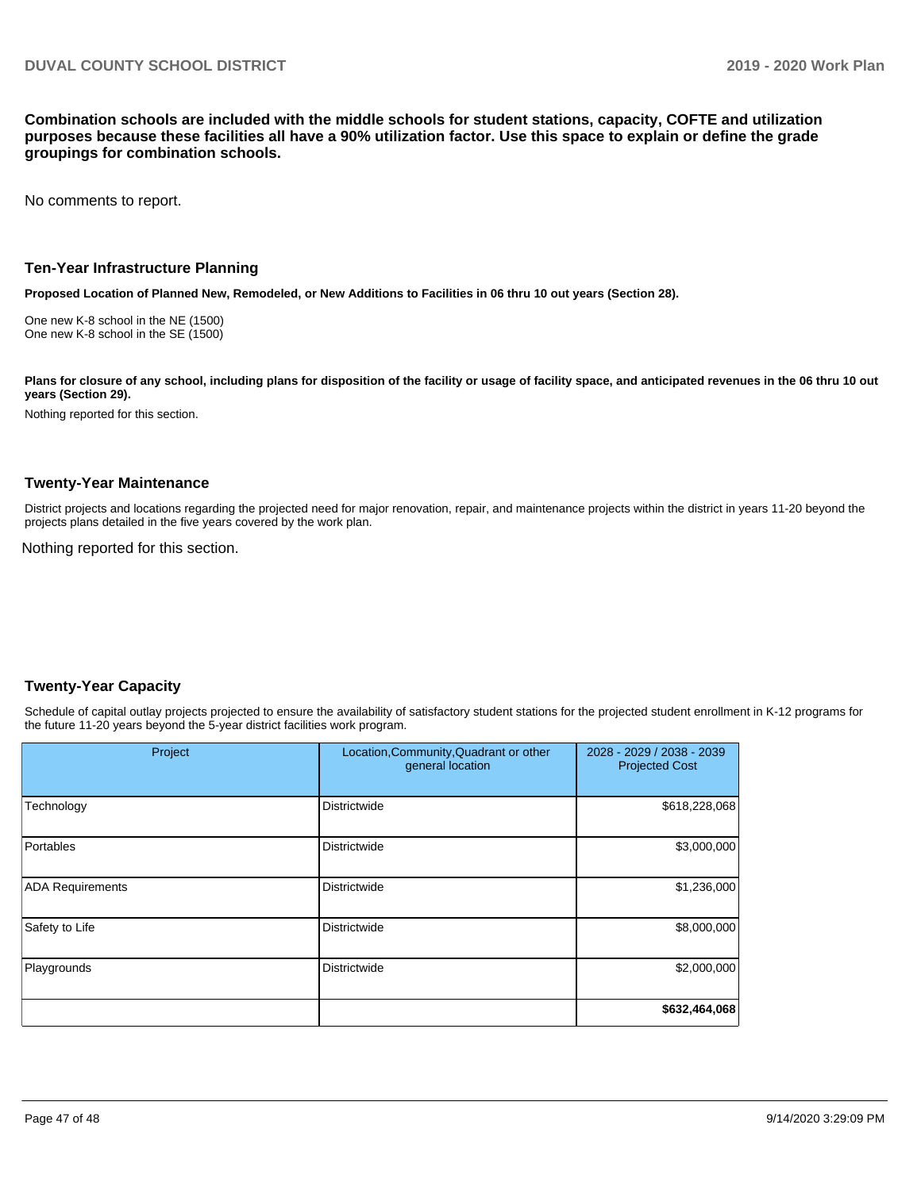**Combination schools are included with the middle schools for student stations, capacity, COFTE and utilization purposes because these facilities all have a 90% utilization factor. Use this space to explain or define the grade groupings for combination schools.**

No comments to report.

## Ten-Year Infrastructure Planning

**Proposed Location of Planned New, Remodeled, or New Additions to Facilities in 06 thru 10 out years (Section 28).**

One new K-8 school in the NE (1500)
One new K-8 school in the SE (1500)

**Plans for closure of any school, including plans for disposition of the facility or usage of facility space, and anticipated revenues in the 06 thru 10 out years (Section 29).**

Nothing reported for this section.

## Twenty-Year Maintenance

District projects and locations regarding the projected need for major renovation, repair, and maintenance projects within the district in years 11-20 beyond the projects plans detailed in the five years covered by the work plan.

Nothing reported for this section.

## Twenty-Year Capacity

Schedule of capital outlay projects projected to ensure the availability of satisfactory student stations for the projected student enrollment in K-12 programs for the future 11-20 years beyond the 5-year district facilities work program.

| Project | Location,Community,Quadrant or other general location | 2028 - 2029 / 2038 - 2039 Projected Cost |
|---|---|---|
| Technology | Districtwide | $618,228,068 |
| Portables | Districtwide | $3,000,000 |
| ADA Requirements | Districtwide | $1,236,000 |
| Safety to Life | Districtwide | $8,000,000 |
| Playgrounds | Districtwide | $2,000,000 |
| | | **$632,464,068** |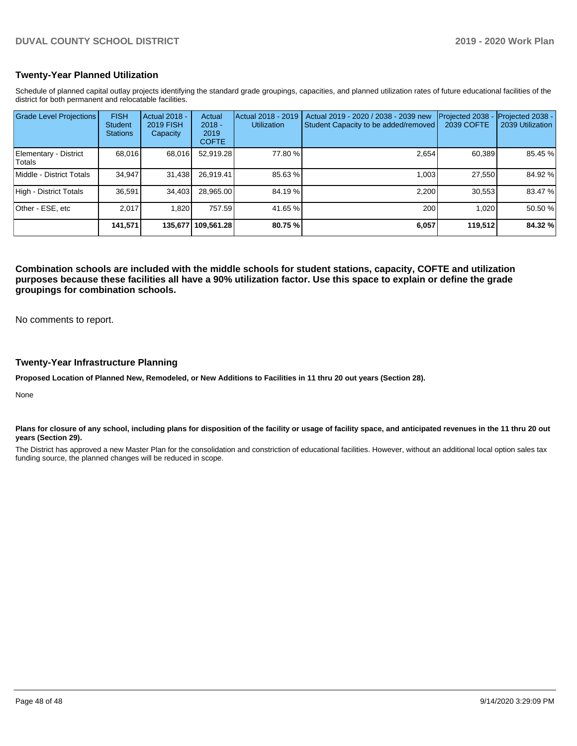## Twenty-Year Planned Utilization

Schedule of planned capital outlay projects identifying the standard grade groupings, capacities, and planned utilization rates of future educational facilities of the district for both permanent and relocatable facilities.

| Grade Level Projections | FISH Student Stations | Actual 2018 - 2019 FISH Capacity | Actual 2018 - 2019 COFTE | Actual 2018 - 2019 Utilization | Actual 2019 - 2020 / 2038 - 2039 new Student Capacity to be added/removed | Projected 2038 - 2039 COFTE | Projected 2038 - 2039 Utilization |
|---|---|---|---|---|---|---|---|
| Elementary - District Totals | 68,016 | 68,016 | 52,919.28 | 77.80 % | 2,654 | 60,389 | 85.45 % |
| Middle - District Totals | 34,947 | 31,438 | 26,919.41 | 85.63 % | 1,003 | 27,550 | 84.92 % |
| High - District Totals | 36,591 | 34,403 | 28,965.00 | 84.19 % | 2,200 | 30,553 | 83.47 % |
| Other - ESE, etc | 2,017 | 1,820 | 757.59 | 41.65 % | 200 | 1,020 | 50.50 % |
| | **141,571** | **135,677** | **109,561.28** | **80.75 %** | **6,057** | **119,512** | **84.32 %** |

**Combination schools are included with the middle schools for student stations, capacity, COFTE and utilization purposes because these facilities all have a 90% utilization factor. Use this space to explain or define the grade groupings for combination schools.**

No comments to report.

## Twenty-Year Infrastructure Planning

**Proposed Location of Planned New, Remodeled, or New Additions to Facilities in 11 thru 20 out years (Section 28).**

None

**Plans for closure of any school, including plans for disposition of the facility or usage of facility space, and anticipated revenues in the 11 thru 20 out years (Section 29).**

The District has approved a new Master Plan for the consolidation and constriction of educational facilities. However, without an additional local option sales tax funding source, the planned changes will be reduced in scope.